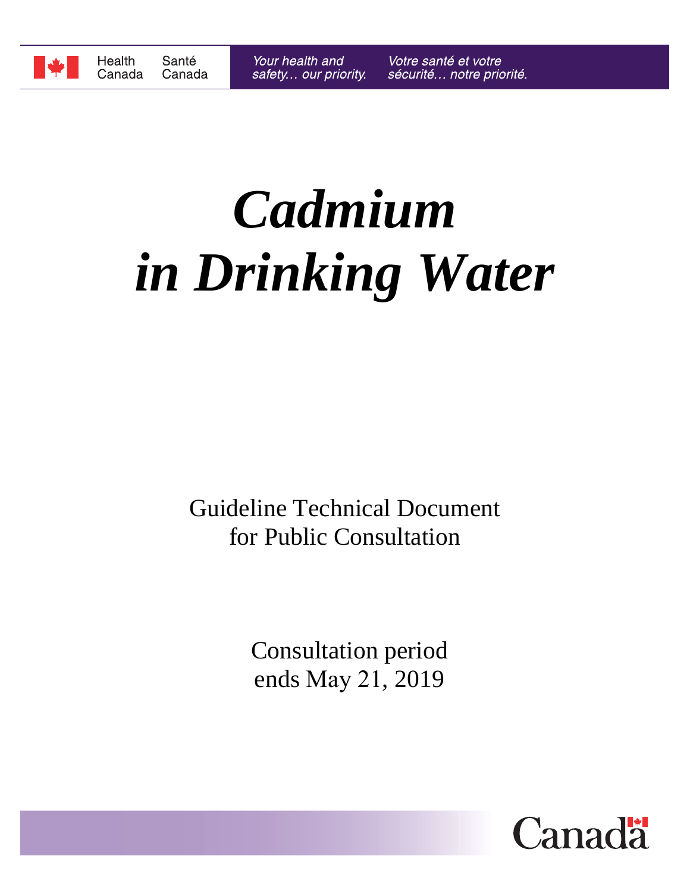Health Canada | Santé Canada

*Your health and safety… our priority.* | *Votre santé et votre sécurité… notre priorité.*

# *Cadmium in Drinking Water*

Guideline Technical Document
for Public Consultation

Consultation period
ends May 21, 2019

Canada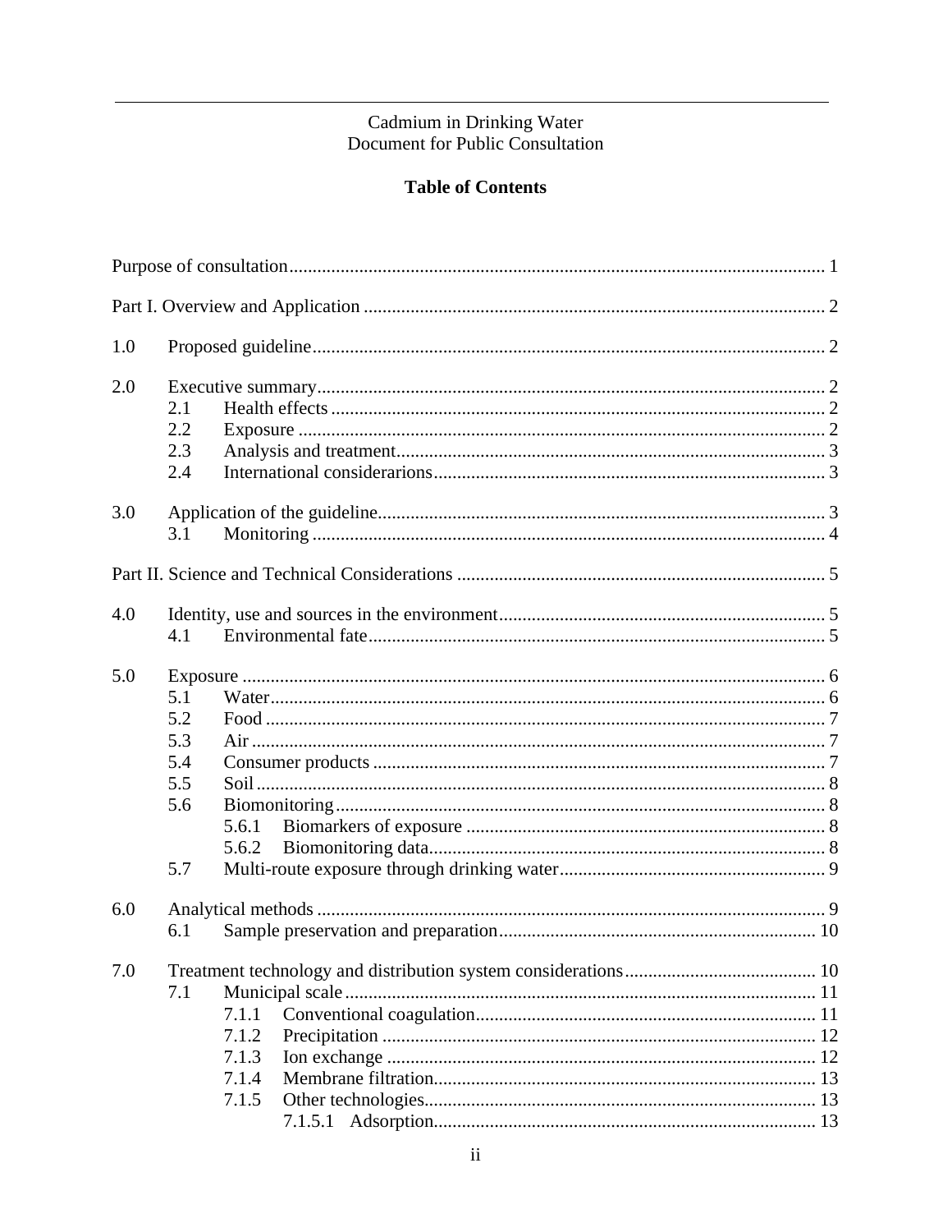Cadmium in Drinking Water
Document for Public Consultation

## Table of Contents

Purpose of consultation ..... 1

Part I. Overview and Application ..... 2

1.0 Proposed guideline ..... 2

2.0 Executive summary ..... 2
- 2.1 Health effects ..... 2
- 2.2 Exposure ..... 2
- 2.3 Analysis and treatment ..... 3
- 2.4 International considerarions ..... 3

3.0 Application of the guideline ..... 3
- 3.1 Monitoring ..... 4

Part II. Science and Technical Considerations ..... 5

4.0 Identity, use and sources in the environment ..... 5
- 4.1 Environmental fate ..... 5

5.0 Exposure ..... 6
- 5.1 Water ..... 6
- 5.2 Food ..... 7
- 5.3 Air ..... 7
- 5.4 Consumer products ..... 7
- 5.5 Soil ..... 8
- 5.6 Biomonitoring ..... 8
  - 5.6.1 Biomarkers of exposure ..... 8
  - 5.6.2 Biomonitoring data ..... 8
- 5.7 Multi-route exposure through drinking water ..... 9

6.0 Analytical methods ..... 9
- 6.1 Sample preservation and preparation ..... 10

7.0 Treatment technology and distribution system considerations ..... 10
- 7.1 Municipal scale ..... 11
  - 7.1.1 Conventional coagulation ..... 11
  - 7.1.2 Precipitation ..... 12
  - 7.1.3 Ion exchange ..... 12
  - 7.1.4 Membrane filtration ..... 13
  - 7.1.5 Other technologies ..... 13
    - 7.1.5.1 Adsorption ..... 13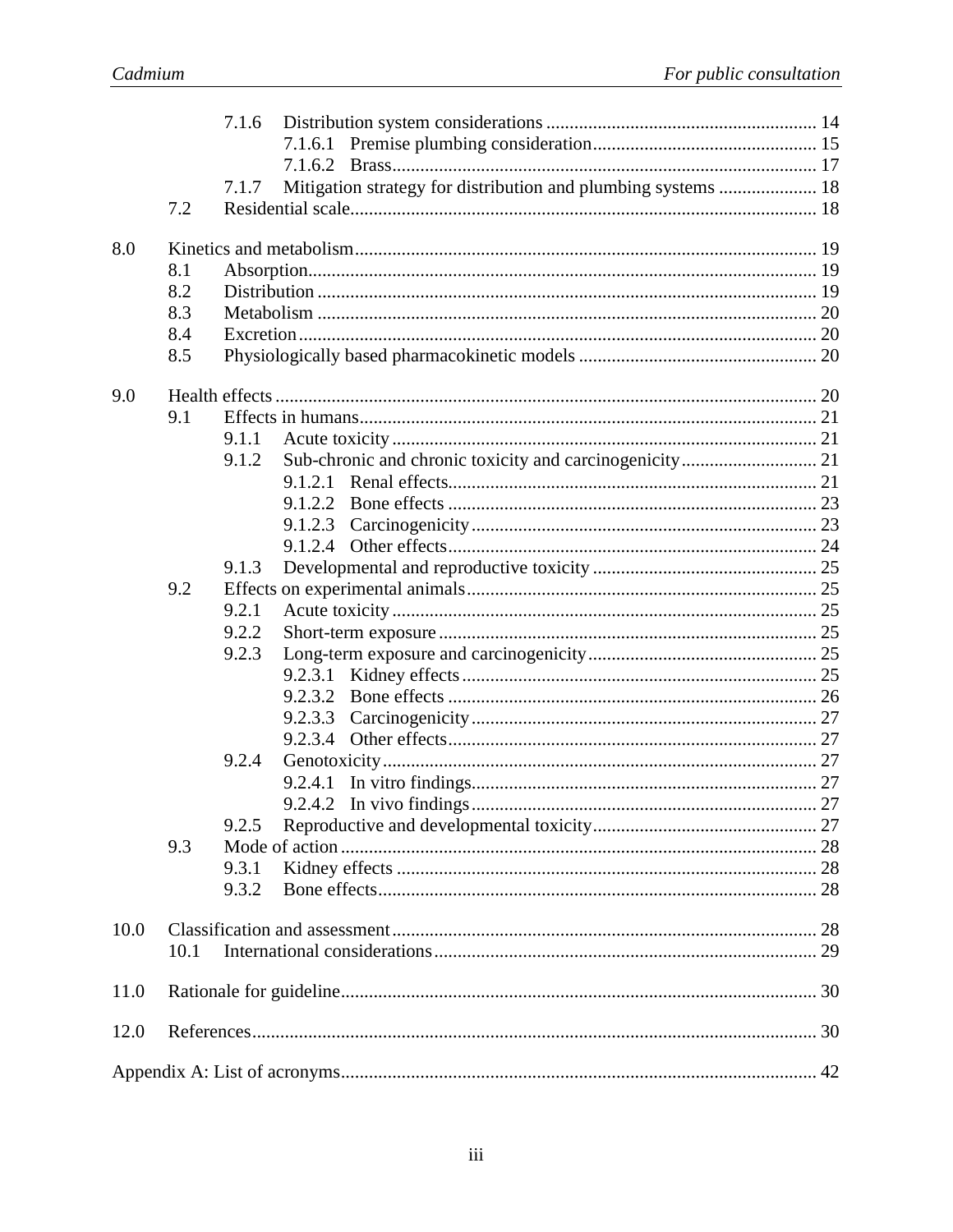7.1.6 Distribution system considerations ........................................................ 14
7.1.6.1 Premise plumbing consideration ................................................ 15
7.1.6.2 Brass ........................................................................................... 17
7.1.7 Mitigation strategy for distribution and plumbing systems ..................... 18
7.2 Residential scale ................................................................................................... 18

8.0 Kinetics and metabolism ................................................................................................... 19
8.1 Absorption ............................................................................................................ 19
8.2 Distribution .......................................................................................................... 19
8.3 Metabolism .......................................................................................................... 20
8.4 Excretion .............................................................................................................. 20
8.5 Physiologically based pharmacokinetic models ................................................... 20

9.0 Health effects .................................................................................................................... 20
9.1 Effects in humans ................................................................................................. 21
9.1.1 Acute toxicity .......................................................................................... 21
9.1.2 Sub-chronic and chronic toxicity and carcinogenicity ............................ 21
9.1.2.1 Renal effects .............................................................................. 21
9.1.2.2 Bone effects ............................................................................... 23
9.1.2.3 Carcinogenicity .......................................................................... 23
9.1.2.4 Other effects ............................................................................... 24
9.1.3 Developmental and reproductive toxicity ................................................ 25
9.2 Effects on experimental animals .......................................................................... 25
9.2.1 Acute toxicity .......................................................................................... 25
9.2.2 Short-term exposure ................................................................................ 25
9.2.3 Long-term exposure and carcinogenicity ................................................ 25
9.2.3.1 Kidney effects ............................................................................ 25
9.2.3.2 Bone effects ............................................................................... 26
9.2.3.3 Carcinogenicity .......................................................................... 27
9.2.3.4 Other effects ............................................................................... 27
9.2.4 Genotoxicity ............................................................................................ 27
9.2.4.1 In vitro findings .......................................................................... 27
9.2.4.2 In vivo findings .......................................................................... 27
9.2.5 Reproductive and developmental toxicity ............................................... 27
9.3 Mode of action ...................................................................................................... 28
9.3.1 Kidney effects .......................................................................................... 28
9.3.2 Bone effects ............................................................................................. 28

10.0 Classification and assessment .......................................................................................... 28
10.1 International considerations ................................................................................. 29

11.0 Rationale for guideline ..................................................................................................... 30

12.0 References ........................................................................................................................ 30

Appendix A: List of acronyms ..................................................................................................... 42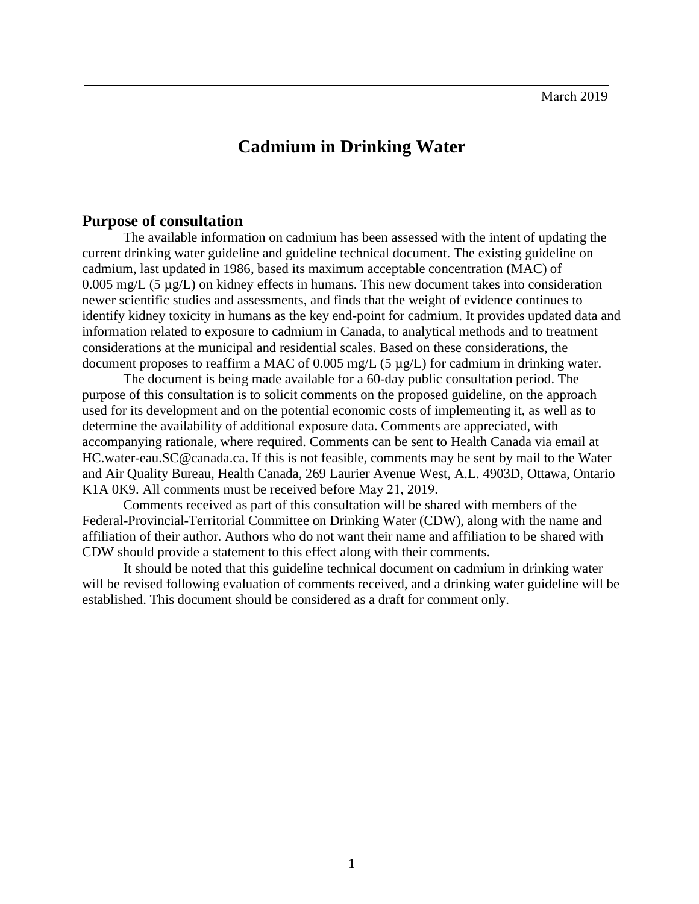March 2019

# Cadmium in Drinking Water

## Purpose of consultation

The available information on cadmium has been assessed with the intent of updating the current drinking water guideline and guideline technical document. The existing guideline on cadmium, last updated in 1986, based its maximum acceptable concentration (MAC) of 0.005 mg/L (5 µg/L) on kidney effects in humans. This new document takes into consideration newer scientific studies and assessments, and finds that the weight of evidence continues to identify kidney toxicity in humans as the key end-point for cadmium. It provides updated data and information related to exposure to cadmium in Canada, to analytical methods and to treatment considerations at the municipal and residential scales. Based on these considerations, the document proposes to reaffirm a MAC of 0.005 mg/L (5 µg/L) for cadmium in drinking water.

The document is being made available for a 60-day public consultation period. The purpose of this consultation is to solicit comments on the proposed guideline, on the approach used for its development and on the potential economic costs of implementing it, as well as to determine the availability of additional exposure data. Comments are appreciated, with accompanying rationale, where required. Comments can be sent to Health Canada via email at HC.water-eau.SC@canada.ca. If this is not feasible, comments may be sent by mail to the Water and Air Quality Bureau, Health Canada, 269 Laurier Avenue West, A.L. 4903D, Ottawa, Ontario K1A 0K9. All comments must be received before May 21, 2019.

Comments received as part of this consultation will be shared with members of the Federal-Provincial-Territorial Committee on Drinking Water (CDW), along with the name and affiliation of their author. Authors who do not want their name and affiliation to be shared with CDW should provide a statement to this effect along with their comments.

It should be noted that this guideline technical document on cadmium in drinking water will be revised following evaluation of comments received, and a drinking water guideline will be established. This document should be considered as a draft for comment only.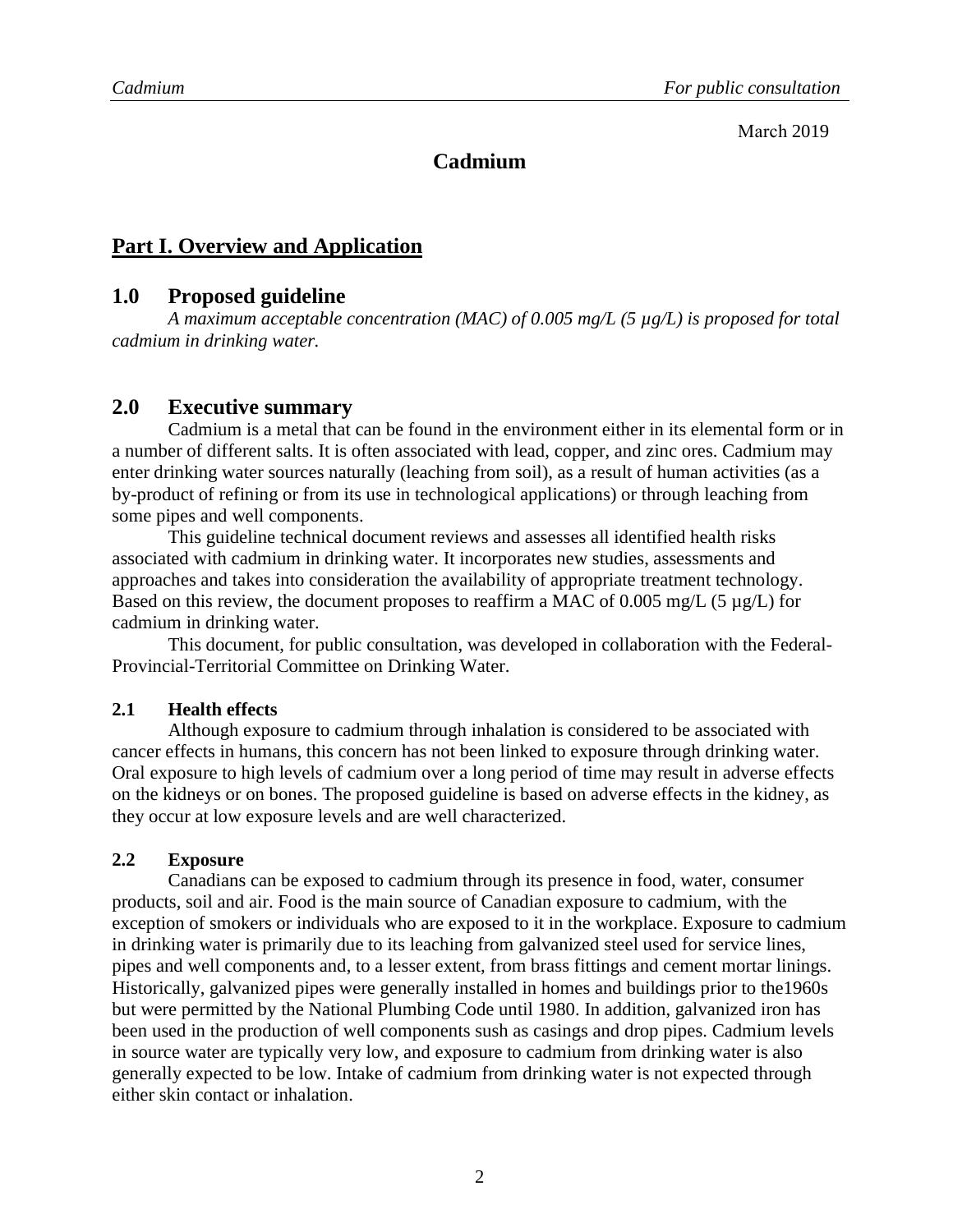March 2019

# Cadmium

## Part I. Overview and Application

## 1.0 Proposed guideline

*A maximum acceptable concentration (MAC) of 0.005 mg/L (5 µg/L) is proposed for total cadmium in drinking water.*

## 2.0 Executive summary

Cadmium is a metal that can be found in the environment either in its elemental form or in a number of different salts. It is often associated with lead, copper, and zinc ores. Cadmium may enter drinking water sources naturally (leaching from soil), as a result of human activities (as a by-product of refining or from its use in technological applications) or through leaching from some pipes and well components.

This guideline technical document reviews and assesses all identified health risks associated with cadmium in drinking water. It incorporates new studies, assessments and approaches and takes into consideration the availability of appropriate treatment technology. Based on this review, the document proposes to reaffirm a MAC of 0.005 mg/L (5 µg/L) for cadmium in drinking water.

This document, for public consultation, was developed in collaboration with the Federal-Provincial-Territorial Committee on Drinking Water.

### 2.1 Health effects

Although exposure to cadmium through inhalation is considered to be associated with cancer effects in humans, this concern has not been linked to exposure through drinking water. Oral exposure to high levels of cadmium over a long period of time may result in adverse effects on the kidneys or on bones. The proposed guideline is based on adverse effects in the kidney, as they occur at low exposure levels and are well characterized.

### 2.2 Exposure

Canadians can be exposed to cadmium through its presence in food, water, consumer products, soil and air. Food is the main source of Canadian exposure to cadmium, with the exception of smokers or individuals who are exposed to it in the workplace. Exposure to cadmium in drinking water is primarily due to its leaching from galvanized steel used for service lines, pipes and well components and, to a lesser extent, from brass fittings and cement mortar linings. Historically, galvanized pipes were generally installed in homes and buildings prior to the1960s but were permitted by the National Plumbing Code until 1980. In addition, galvanized iron has been used in the production of well components sush as casings and drop pipes. Cadmium levels in source water are typically very low, and exposure to cadmium from drinking water is also generally expected to be low. Intake of cadmium from drinking water is not expected through either skin contact or inhalation.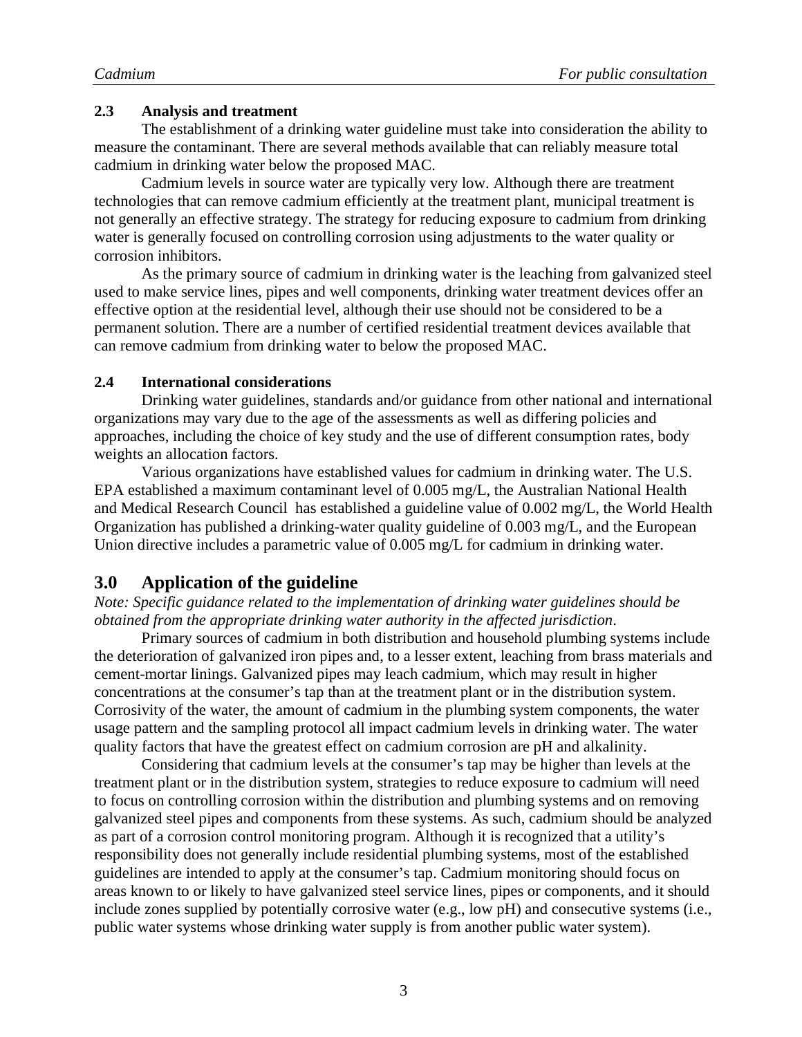### 2.3 Analysis and treatment

The establishment of a drinking water guideline must take into consideration the ability to measure the contaminant. There are several methods available that can reliably measure total cadmium in drinking water below the proposed MAC.

Cadmium levels in source water are typically very low. Although there are treatment technologies that can remove cadmium efficiently at the treatment plant, municipal treatment is not generally an effective strategy. The strategy for reducing exposure to cadmium from drinking water is generally focused on controlling corrosion using adjustments to the water quality or corrosion inhibitors.

As the primary source of cadmium in drinking water is the leaching from galvanized steel used to make service lines, pipes and well components, drinking water treatment devices offer an effective option at the residential level, although their use should not be considered to be a permanent solution. There are a number of certified residential treatment devices available that can remove cadmium from drinking water to below the proposed MAC.

### 2.4 International considerations

Drinking water guidelines, standards and/or guidance from other national and international organizations may vary due to the age of the assessments as well as differing policies and approaches, including the choice of key study and the use of different consumption rates, body weights an allocation factors.

Various organizations have established values for cadmium in drinking water. The U.S. EPA established a maximum contaminant level of 0.005 mg/L, the Australian National Health and Medical Research Council has established a guideline value of 0.002 mg/L, the World Health Organization has published a drinking-water quality guideline of 0.003 mg/L, and the European Union directive includes a parametric value of 0.005 mg/L for cadmium in drinking water.

## 3.0 Application of the guideline

*Note: Specific guidance related to the implementation of drinking water guidelines should be obtained from the appropriate drinking water authority in the affected jurisdiction.*

Primary sources of cadmium in both distribution and household plumbing systems include the deterioration of galvanized iron pipes and, to a lesser extent, leaching from brass materials and cement-mortar linings. Galvanized pipes may leach cadmium, which may result in higher concentrations at the consumer's tap than at the treatment plant or in the distribution system. Corrosivity of the water, the amount of cadmium in the plumbing system components, the water usage pattern and the sampling protocol all impact cadmium levels in drinking water. The water quality factors that have the greatest effect on cadmium corrosion are pH and alkalinity.

Considering that cadmium levels at the consumer's tap may be higher than levels at the treatment plant or in the distribution system, strategies to reduce exposure to cadmium will need to focus on controlling corrosion within the distribution and plumbing systems and on removing galvanized steel pipes and components from these systems. As such, cadmium should be analyzed as part of a corrosion control monitoring program. Although it is recognized that a utility's responsibility does not generally include residential plumbing systems, most of the established guidelines are intended to apply at the consumer's tap. Cadmium monitoring should focus on areas known to or likely to have galvanized steel service lines, pipes or components, and it should include zones supplied by potentially corrosive water (e.g., low pH) and consecutive systems (i.e., public water systems whose drinking water supply is from another public water system).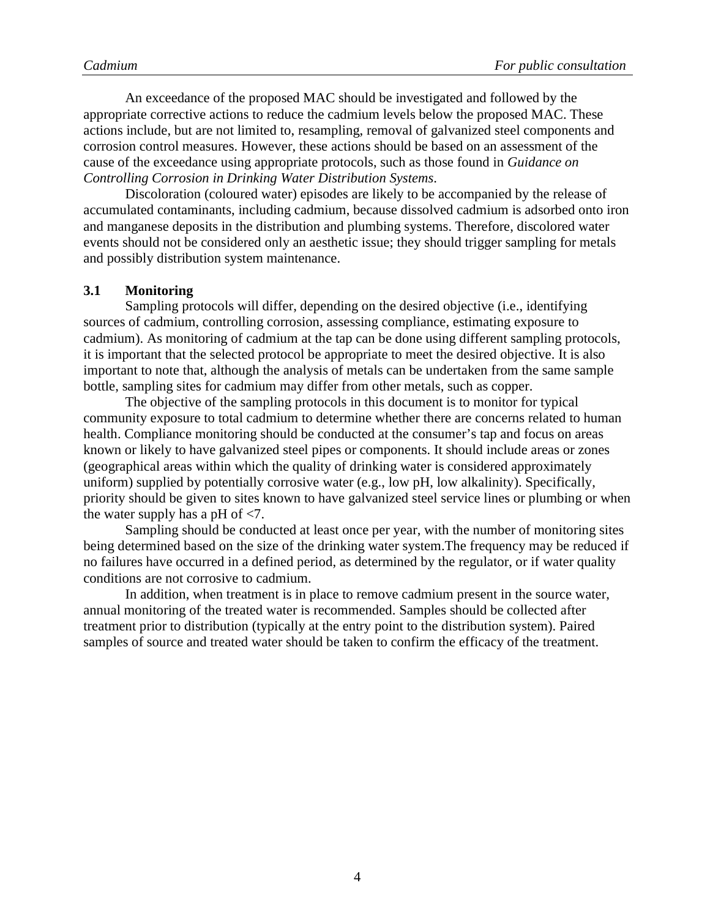An exceedance of the proposed MAC should be investigated and followed by the appropriate corrective actions to reduce the cadmium levels below the proposed MAC. These actions include, but are not limited to, resampling, removal of galvanized steel components and corrosion control measures. However, these actions should be based on an assessment of the cause of the exceedance using appropriate protocols, such as those found in *Guidance on Controlling Corrosion in Drinking Water Distribution Systems*.

Discoloration (coloured water) episodes are likely to be accompanied by the release of accumulated contaminants, including cadmium, because dissolved cadmium is adsorbed onto iron and manganese deposits in the distribution and plumbing systems. Therefore, discolored water events should not be considered only an aesthetic issue; they should trigger sampling for metals and possibly distribution system maintenance.

## 3.1 Monitoring

Sampling protocols will differ, depending on the desired objective (i.e., identifying sources of cadmium, controlling corrosion, assessing compliance, estimating exposure to cadmium). As monitoring of cadmium at the tap can be done using different sampling protocols, it is important that the selected protocol be appropriate to meet the desired objective. It is also important to note that, although the analysis of metals can be undertaken from the same sample bottle, sampling sites for cadmium may differ from other metals, such as copper.

The objective of the sampling protocols in this document is to monitor for typical community exposure to total cadmium to determine whether there are concerns related to human health. Compliance monitoring should be conducted at the consumer's tap and focus on areas known or likely to have galvanized steel pipes or components. It should include areas or zones (geographical areas within which the quality of drinking water is considered approximately uniform) supplied by potentially corrosive water (e.g., low pH, low alkalinity). Specifically, priority should be given to sites known to have galvanized steel service lines or plumbing or when the water supply has a pH of <7.

Sampling should be conducted at least once per year, with the number of monitoring sites being determined based on the size of the drinking water system.The frequency may be reduced if no failures have occurred in a defined period, as determined by the regulator, or if water quality conditions are not corrosive to cadmium.

In addition, when treatment is in place to remove cadmium present in the source water, annual monitoring of the treated water is recommended. Samples should be collected after treatment prior to distribution (typically at the entry point to the distribution system). Paired samples of source and treated water should be taken to confirm the efficacy of the treatment.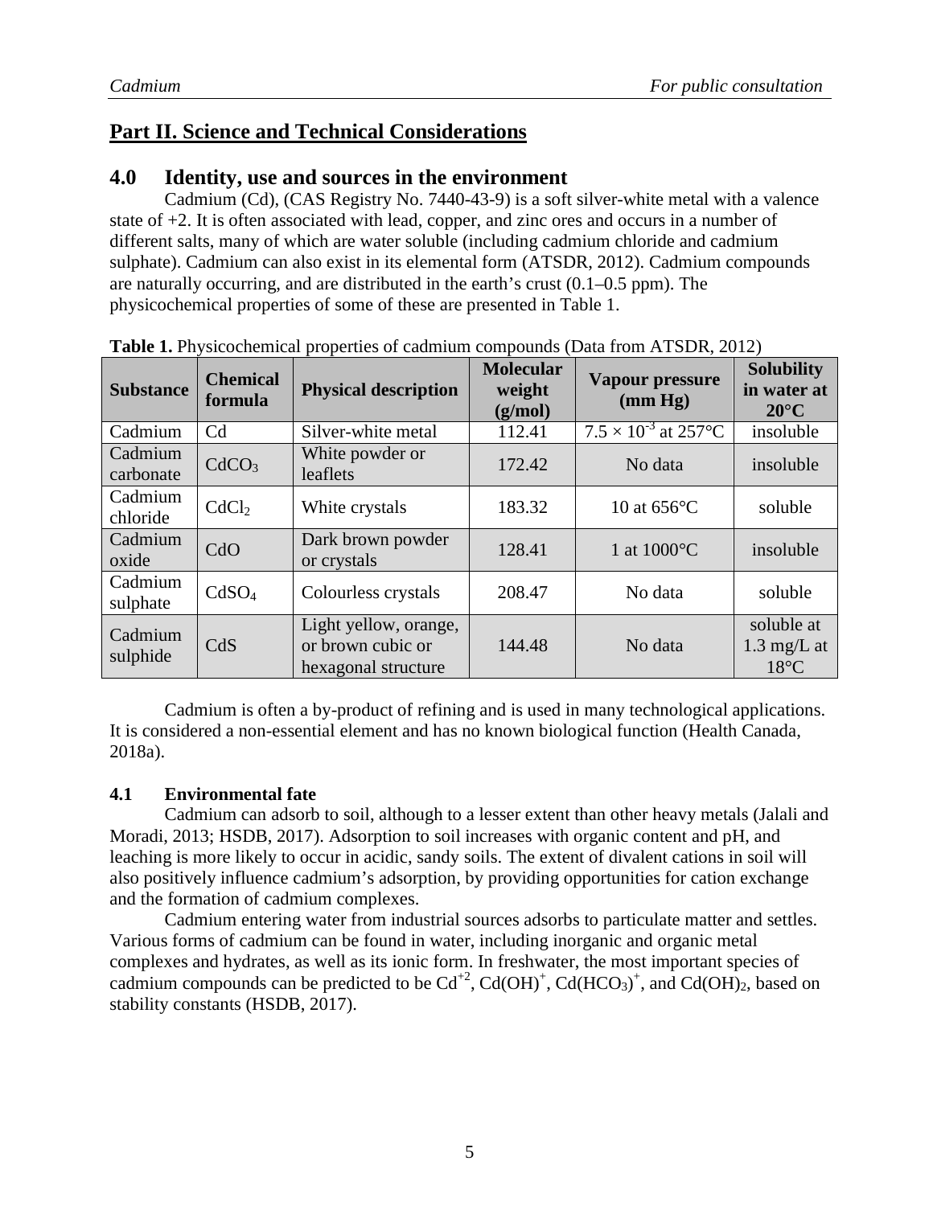## Part II. Science and Technical Considerations

## 4.0 Identity, use and sources in the environment

Cadmium (Cd), (CAS Registry No. 7440-43-9) is a soft silver-white metal with a valence state of +2. It is often associated with lead, copper, and zinc ores and occurs in a number of different salts, many of which are water soluble (including cadmium chloride and cadmium sulphate). Cadmium can also exist in its elemental form (ATSDR, 2012). Cadmium compounds are naturally occurring, and are distributed in the earth's crust (0.1–0.5 ppm). The physicochemical properties of some of these are presented in Table 1.

**Table 1.** Physicochemical properties of cadmium compounds (Data from ATSDR, 2012)

| Substance | Chemical formula | Physical description | Molecular weight (g/mol) | Vapour pressure (mm Hg) | Solubility in water at 20°C |
|---|---|---|---|---|---|
| Cadmium | Cd | Silver-white metal | 112.41 | $7.5 \times 10^{-3}$ at 257°C | insoluble |
| Cadmium carbonate | $CdCO_3$ | White powder or leaflets | 172.42 | No data | insoluble |
| Cadmium chloride | $CdCl_2$ | White crystals | 183.32 | 10 at 656°C | soluble |
| Cadmium oxide | CdO | Dark brown powder or crystals | 128.41 | 1 at 1000°C | insoluble |
| Cadmium sulphate | $CdSO_4$ | Colourless crystals | 208.47 | No data | soluble |
| Cadmium sulphide | CdS | Light yellow, orange, or brown cubic or hexagonal structure | 144.48 | No data | soluble at 1.3 mg/L at 18°C |

Cadmium is often a by-product of refining and is used in many technological applications. It is considered a non-essential element and has no known biological function (Health Canada, 2018a).

### 4.1 Environmental fate

Cadmium can adsorb to soil, although to a lesser extent than other heavy metals (Jalali and Moradi, 2013; HSDB, 2017). Adsorption to soil increases with organic content and pH, and leaching is more likely to occur in acidic, sandy soils. The extent of divalent cations in soil will also positively influence cadmium's adsorption, by providing opportunities for cation exchange and the formation of cadmium complexes.

Cadmium entering water from industrial sources adsorbs to particulate matter and settles. Various forms of cadmium can be found in water, including inorganic and organic metal complexes and hydrates, as well as its ionic form. In freshwater, the most important species of cadmium compounds can be predicted to be $Cd^{+2}$, $Cd(OH)^{+}$, $Cd(HCO_3)^{+}$, and $Cd(OH)_2$, based on stability constants (HSDB, 2017).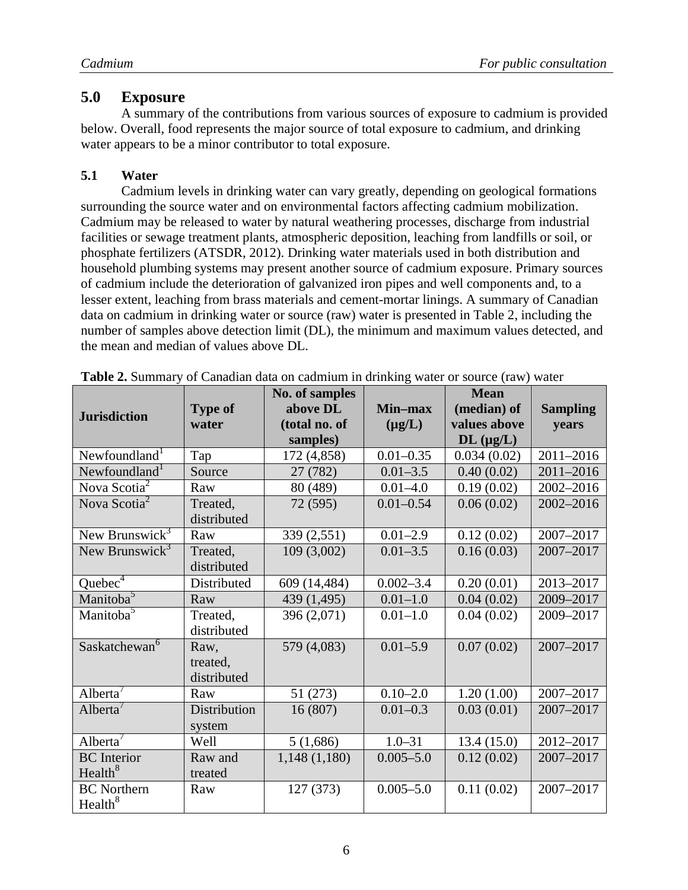## 5.0 Exposure

A summary of the contributions from various sources of exposure to cadmium is provided below. Overall, food represents the major source of total exposure to cadmium, and drinking water appears to be a minor contributor to total exposure.

### 5.1 Water

Cadmium levels in drinking water can vary greatly, depending on geological formations surrounding the source water and on environmental factors affecting cadmium mobilization. Cadmium may be released to water by natural weathering processes, discharge from industrial facilities or sewage treatment plants, atmospheric deposition, leaching from landfills or soil, or phosphate fertilizers (ATSDR, 2012). Drinking water materials used in both distribution and household plumbing systems may present another source of cadmium exposure. Primary sources of cadmium include the deterioration of galvanized iron pipes and well components and, to a lesser extent, leaching from brass materials and cement-mortar linings. A summary of Canadian data on cadmium in drinking water or source (raw) water is presented in Table 2, including the number of samples above detection limit (DL), the minimum and maximum values detected, and the mean and median of values above DL.

**Table 2.** Summary of Canadian data on cadmium in drinking water or source (raw) water

| Jurisdiction | Type of water | No. of samples above DL (total no. of samples) | Min–max (µg/L) | Mean (median) of values above DL (µg/L) | Sampling years |
|---|---|---|---|---|---|
| Newfoundland[1] | Tap | 172 (4,858) | 0.01–0.35 | 0.034 (0.02) | 2011–2016 |
| Newfoundland[1] | Source | 27 (782) | 0.01–3.5 | 0.40 (0.02) | 2011–2016 |
| Nova Scotia[2] | Raw | 80 (489) | 0.01–4.0 | 0.19 (0.02) | 2002–2016 |
| Nova Scotia[2] | Treated, distributed | 72 (595) | 0.01–0.54 | 0.06 (0.02) | 2002–2016 |
| New Brunswick[3] | Raw | 339 (2,551) | 0.01–2.9 | 0.12 (0.02) | 2007–2017 |
| New Brunswick[3] | Treated, distributed | 109 (3,002) | 0.01–3.5 | 0.16 (0.03) | 2007–2017 |
| Quebec[4] | Distributed | 609 (14,484) | 0.002–3.4 | 0.20 (0.01) | 2013–2017 |
| Manitoba[5] | Raw | 439 (1,495) | 0.01–1.0 | 0.04 (0.02) | 2009–2017 |
| Manitoba[5] | Treated, distributed | 396 (2,071) | 0.01–1.0 | 0.04 (0.02) | 2009–2017 |
| Saskatchewan[6] | Raw, treated, distributed | 579 (4,083) | 0.01–5.9 | 0.07 (0.02) | 2007–2017 |
| Alberta[7] | Raw | 51 (273) | 0.10–2.0 | 1.20 (1.00) | 2007–2017 |
| Alberta[7] | Distribution system | 16 (807) | 0.01–0.3 | 0.03 (0.01) | 2007–2017 |
| Alberta[7] | Well | 5 (1,686) | 1.0–31 | 13.4 (15.0) | 2012–2017 |
| BC Interior Health[8] | Raw and treated | 1,148 (1,180) | 0.005–5.0 | 0.12 (0.02) | 2007–2017 |
| BC Northern Health[8] | Raw | 127 (373) | 0.005–5.0 | 0.11 (0.02) | 2007–2017 |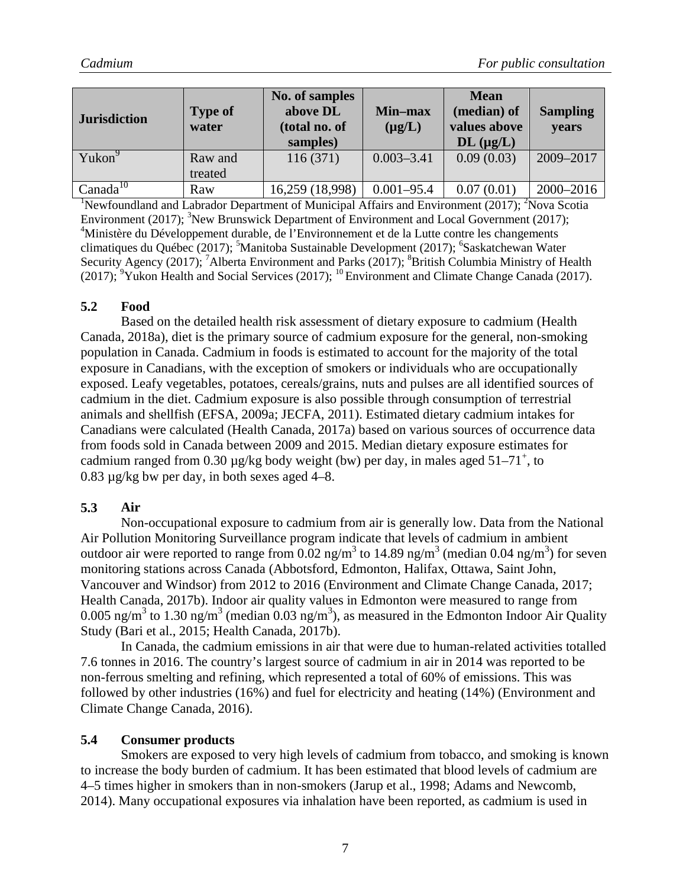| Jurisdiction | Type of water | No. of samples above DL (total no. of samples) | Min–max (µg/L) | Mean (median) of values above DL (µg/L) | Sampling years |
|---|---|---|---|---|---|
| Yukon[9] | Raw and treated | 116 (371) | 0.003–3.41 | 0.09 (0.03) | 2009–2017 |
| Canada[10] | Raw | 16,259 (18,998) | 0.001–95.4 | 0.07 (0.01) | 2000–2016 |

[1]Newfoundland and Labrador Department of Municipal Affairs and Environment (2017); [2]Nova Scotia Environment (2017); [3]New Brunswick Department of Environment and Local Government (2017); [4]Ministère du Développement durable, de l'Environnement et de la Lutte contre les changements climatiques du Québec (2017); [5]Manitoba Sustainable Development (2017); [6]Saskatchewan Water Security Agency (2017); [7]Alberta Environment and Parks (2017); [8]British Columbia Ministry of Health (2017); [9]Yukon Health and Social Services (2017); [10] Environment and Climate Change Canada (2017).

### 5.2 Food

Based on the detailed health risk assessment of dietary exposure to cadmium (Health Canada, 2018a), diet is the primary source of cadmium exposure for the general, non-smoking population in Canada. Cadmium in foods is estimated to account for the majority of the total exposure in Canadians, with the exception of smokers or individuals who are occupationally exposed. Leafy vegetables, potatoes, cereals/grains, nuts and pulses are all identified sources of cadmium in the diet. Cadmium exposure is also possible through consumption of terrestrial animals and shellfish (EFSA, 2009a; JECFA, 2011). Estimated dietary cadmium intakes for Canadians were calculated (Health Canada, 2017a) based on various sources of occurrence data from foods sold in Canada between 2009 and 2015. Median dietary exposure estimates for cadmium ranged from 0.30 µg/kg body weight (bw) per day, in males aged $51–71^{+}$, to 0.83 µg/kg bw per day, in both sexes aged 4–8.

### 5.3 Air

Non-occupational exposure to cadmium from air is generally low. Data from the National Air Pollution Monitoring Surveillance program indicate that levels of cadmium in ambient outdoor air were reported to range from 0.02 ng/m$^3$ to 14.89 ng/m$^3$ (median 0.04 ng/m$^3$) for seven monitoring stations across Canada (Abbotsford, Edmonton, Halifax, Ottawa, Saint John, Vancouver and Windsor) from 2012 to 2016 (Environment and Climate Change Canada, 2017; Health Canada, 2017b). Indoor air quality values in Edmonton were measured to range from 0.005 ng/m$^3$ to 1.30 ng/m$^3$ (median 0.03 ng/m$^3$), as measured in the Edmonton Indoor Air Quality Study (Bari et al., 2015; Health Canada, 2017b).

In Canada, the cadmium emissions in air that were due to human-related activities totalled 7.6 tonnes in 2016. The country's largest source of cadmium in air in 2014 was reported to be non-ferrous smelting and refining, which represented a total of 60% of emissions. This was followed by other industries (16%) and fuel for electricity and heating (14%) (Environment and Climate Change Canada, 2016).

### 5.4 Consumer products

Smokers are exposed to very high levels of cadmium from tobacco, and smoking is known to increase the body burden of cadmium. It has been estimated that blood levels of cadmium are 4–5 times higher in smokers than in non-smokers (Jarup et al., 1998; Adams and Newcomb, 2014). Many occupational exposures via inhalation have been reported, as cadmium is used in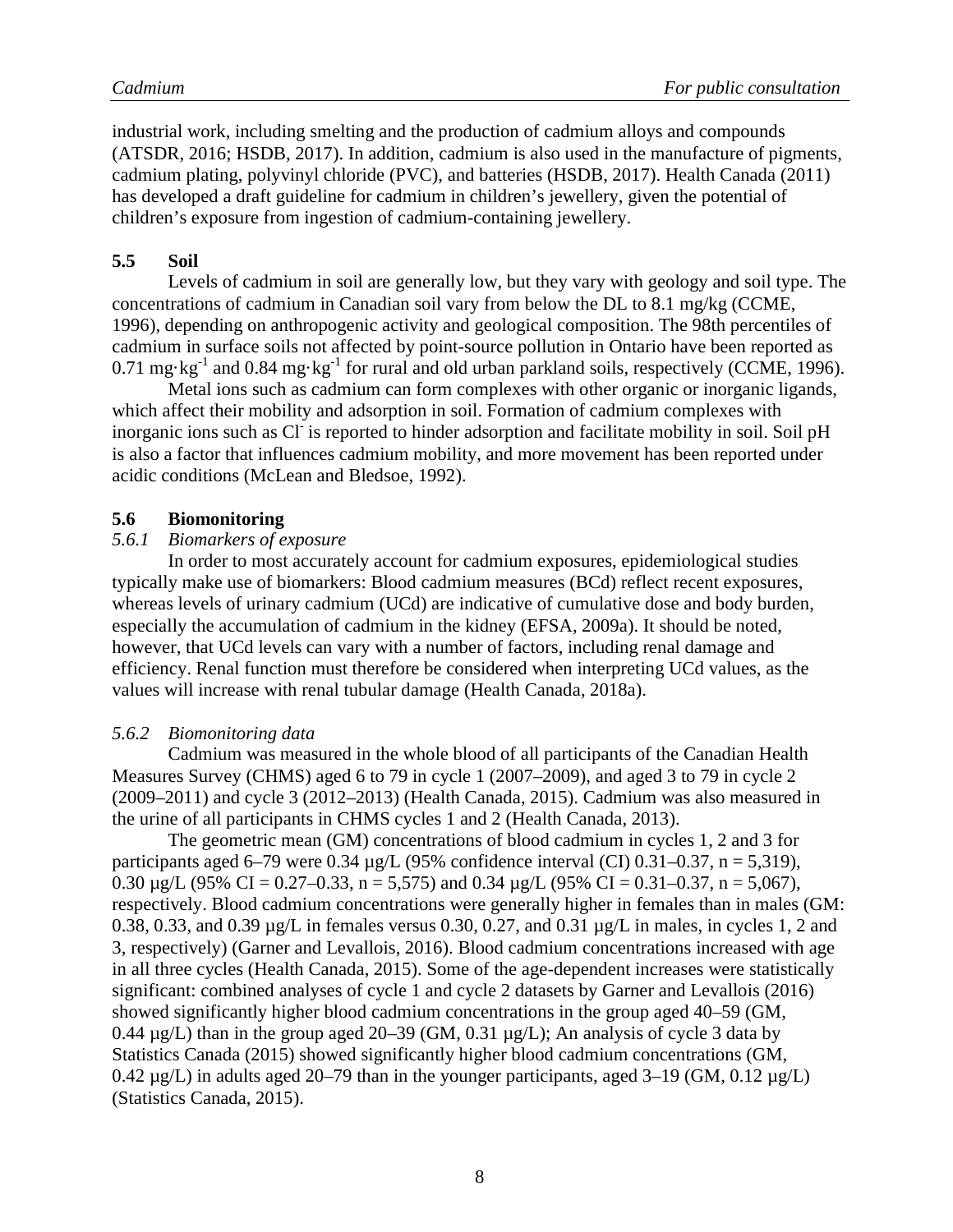industrial work, including smelting and the production of cadmium alloys and compounds (ATSDR, 2016; HSDB, 2017). In addition, cadmium is also used in the manufacture of pigments, cadmium plating, polyvinyl chloride (PVC), and batteries (HSDB, 2017). Health Canada (2011) has developed a draft guideline for cadmium in children's jewellery, given the potential of children's exposure from ingestion of cadmium-containing jewellery.

## 5.5 Soil

Levels of cadmium in soil are generally low, but they vary with geology and soil type. The concentrations of cadmium in Canadian soil vary from below the DL to 8.1 mg/kg (CCME, 1996), depending on anthropogenic activity and geological composition. The 98th percentiles of cadmium in surface soils not affected by point-source pollution in Ontario have been reported as 0.71 $mg \cdot kg^{-1}$ and 0.84 $mg \cdot kg^{-1}$ for rural and old urban parkland soils, respectively (CCME, 1996).

Metal ions such as cadmium can form complexes with other organic or inorganic ligands, which affect their mobility and adsorption in soil. Formation of cadmium complexes with inorganic ions such as $Cl^-$ is reported to hinder adsorption and facilitate mobility in soil. Soil pH is also a factor that influences cadmium mobility, and more movement has been reported under acidic conditions (McLean and Bledsoe, 1992).

## 5.6 Biomonitoring

### *5.6.1 Biomarkers of exposure*

In order to most accurately account for cadmium exposures, epidemiological studies typically make use of biomarkers: Blood cadmium measures (BCd) reflect recent exposures, whereas levels of urinary cadmium (UCd) are indicative of cumulative dose and body burden, especially the accumulation of cadmium in the kidney (EFSA, 2009a). It should be noted, however, that UCd levels can vary with a number of factors, including renal damage and efficiency. Renal function must therefore be considered when interpreting UCd values, as the values will increase with renal tubular damage (Health Canada, 2018a).

### *5.6.2 Biomonitoring data*

Cadmium was measured in the whole blood of all participants of the Canadian Health Measures Survey (CHMS) aged 6 to 79 in cycle 1 (2007–2009), and aged 3 to 79 in cycle 2 (2009–2011) and cycle 3 (2012–2013) (Health Canada, 2015). Cadmium was also measured in the urine of all participants in CHMS cycles 1 and 2 (Health Canada, 2013).

The geometric mean (GM) concentrations of blood cadmium in cycles 1, 2 and 3 for participants aged 6–79 were 0.34 µg/L (95% confidence interval (CI) 0.31–0.37, n = 5,319), 0.30 µg/L (95% CI = 0.27–0.33, n = 5,575) and 0.34 µg/L (95% CI = 0.31–0.37, n = 5,067), respectively. Blood cadmium concentrations were generally higher in females than in males (GM: 0.38, 0.33, and 0.39 µg/L in females versus 0.30, 0.27, and 0.31 µg/L in males, in cycles 1, 2 and 3, respectively) (Garner and Levallois, 2016). Blood cadmium concentrations increased with age in all three cycles (Health Canada, 2015). Some of the age-dependent increases were statistically significant: combined analyses of cycle 1 and cycle 2 datasets by Garner and Levallois (2016) showed significantly higher blood cadmium concentrations in the group aged 40–59 (GM, 0.44 µg/L) than in the group aged 20–39 (GM, 0.31 µg/L); An analysis of cycle 3 data by Statistics Canada (2015) showed significantly higher blood cadmium concentrations (GM, 0.42 µg/L) in adults aged 20–79 than in the younger participants, aged 3–19 (GM, 0.12 µg/L) (Statistics Canada, 2015).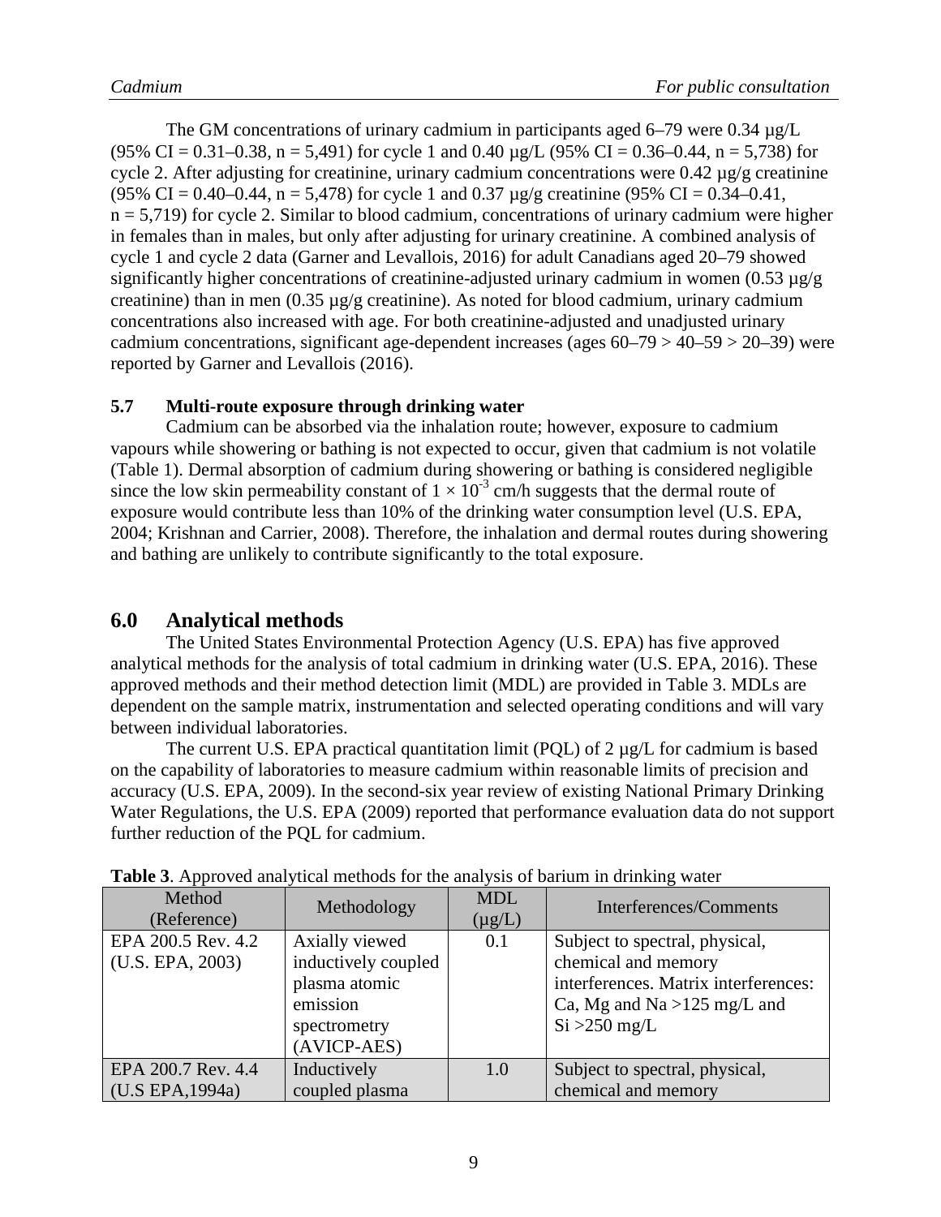The GM concentrations of urinary cadmium in participants aged 6–79 were 0.34 µg/L (95% CI = 0.31–0.38, n = 5,491) for cycle 1 and 0.40 µg/L (95% CI = 0.36–0.44, n = 5,738) for cycle 2. After adjusting for creatinine, urinary cadmium concentrations were 0.42 µg/g creatinine (95% CI = 0.40–0.44, n = 5,478) for cycle 1 and 0.37 µg/g creatinine (95% CI = 0.34–0.41, n = 5,719) for cycle 2. Similar to blood cadmium, concentrations of urinary cadmium were higher in females than in males, but only after adjusting for urinary creatinine. A combined analysis of cycle 1 and cycle 2 data (Garner and Levallois, 2016) for adult Canadians aged 20–79 showed significantly higher concentrations of creatinine-adjusted urinary cadmium in women (0.53 µg/g creatinine) than in men (0.35 µg/g creatinine). As noted for blood cadmium, urinary cadmium concentrations also increased with age. For both creatinine-adjusted and unadjusted urinary cadmium concentrations, significant age-dependent increases (ages 60–79 > 40–59 > 20–39) were reported by Garner and Levallois (2016).

### 5.7 Multi-route exposure through drinking water

Cadmium can be absorbed via the inhalation route; however, exposure to cadmium vapours while showering or bathing is not expected to occur, given that cadmium is not volatile (Table 1). Dermal absorption of cadmium during showering or bathing is considered negligible since the low skin permeability constant of $1 \times 10^{-3}$ cm/h suggests that the dermal route of exposure would contribute less than 10% of the drinking water consumption level (U.S. EPA, 2004; Krishnan and Carrier, 2008). Therefore, the inhalation and dermal routes during showering and bathing are unlikely to contribute significantly to the total exposure.

## 6.0 Analytical methods

The United States Environmental Protection Agency (U.S. EPA) has five approved analytical methods for the analysis of total cadmium in drinking water (U.S. EPA, 2016). These approved methods and their method detection limit (MDL) are provided in Table 3. MDLs are dependent on the sample matrix, instrumentation and selected operating conditions and will vary between individual laboratories.

The current U.S. EPA practical quantitation limit (PQL) of 2 µg/L for cadmium is based on the capability of laboratories to measure cadmium within reasonable limits of precision and accuracy (U.S. EPA, 2009). In the second-six year review of existing National Primary Drinking Water Regulations, the U.S. EPA (2009) reported that performance evaluation data do not support further reduction of the PQL for cadmium.

**Table 3**. Approved analytical methods for the analysis of barium in drinking water

| Method (Reference) | Methodology | MDL (µg/L) | Interferences/Comments |
|---|---|---|---|
| EPA 200.5 Rev. 4.2 (U.S. EPA, 2003) | Axially viewed inductively coupled plasma atomic emission spectrometry (AVICP-AES) | 0.1 | Subject to spectral, physical, chemical and memory interferences. Matrix interferences: Ca, Mg and Na >125 mg/L and Si >250 mg/L |
| EPA 200.7 Rev. 4.4 (U.S EPA,1994a) | Inductively coupled plasma | 1.0 | Subject to spectral, physical, chemical and memory |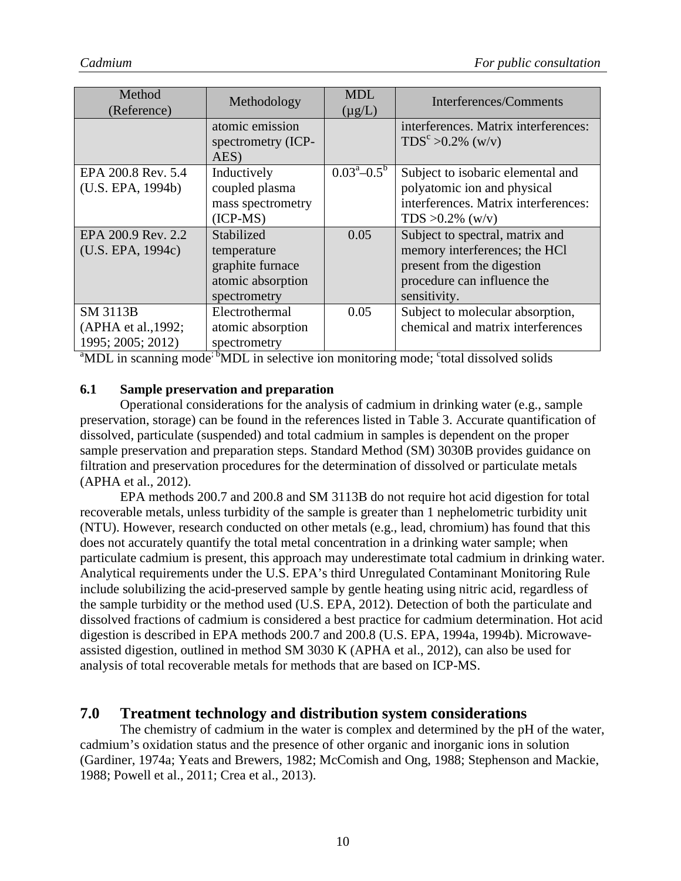| Method (Reference) | Methodology | MDL (μg/L) | Interferences/Comments |
|---|---|---|---|
| | atomic emission spectrometry (ICP-AES) | | interferences. Matrix interferences: TDS[c] >0.2% (w/v) |
| EPA 200.8 Rev. 5.4 (U.S. EPA, 1994b) | Inductively coupled plasma mass spectrometry (ICP-MS) | 0.03[a]–0.5[b] | Subject to isobaric elemental and polyatomic ion and physical interferences. Matrix interferences: TDS >0.2% (w/v) |
| EPA 200.9 Rev. 2.2 (U.S. EPA, 1994c) | Stabilized temperature graphite furnace atomic absorption spectrometry | 0.05 | Subject to spectral, matrix and memory interferences; the HCl present from the digestion procedure can influence the sensitivity. |
| SM 3113B (APHA et al.,1992; 1995; 2005; 2012) | Electrothermal atomic absorption spectrometry | 0.05 | Subject to molecular absorption, chemical and matrix interferences |

[a]MDL in scanning mode; [b]MDL in selective ion monitoring mode; [c]total dissolved solids

### 6.1 Sample preservation and preparation

Operational considerations for the analysis of cadmium in drinking water (e.g., sample preservation, storage) can be found in the references listed in Table 3. Accurate quantification of dissolved, particulate (suspended) and total cadmium in samples is dependent on the proper sample preservation and preparation steps. Standard Method (SM) 3030B provides guidance on filtration and preservation procedures for the determination of dissolved or particulate metals (APHA et al., 2012).

EPA methods 200.7 and 200.8 and SM 3113B do not require hot acid digestion for total recoverable metals, unless turbidity of the sample is greater than 1 nephelometric turbidity unit (NTU). However, research conducted on other metals (e.g., lead, chromium) has found that this does not accurately quantify the total metal concentration in a drinking water sample; when particulate cadmium is present, this approach may underestimate total cadmium in drinking water. Analytical requirements under the U.S. EPA's third Unregulated Contaminant Monitoring Rule include solubilizing the acid-preserved sample by gentle heating using nitric acid, regardless of the sample turbidity or the method used (U.S. EPA, 2012). Detection of both the particulate and dissolved fractions of cadmium is considered a best practice for cadmium determination. Hot acid digestion is described in EPA methods 200.7 and 200.8 (U.S. EPA, 1994a, 1994b). Microwave-assisted digestion, outlined in method SM 3030 K (APHA et al., 2012), can also be used for analysis of total recoverable metals for methods that are based on ICP-MS.

## 7.0 Treatment technology and distribution system considerations

The chemistry of cadmium in the water is complex and determined by the pH of the water, cadmium's oxidation status and the presence of other organic and inorganic ions in solution (Gardiner, 1974a; Yeats and Brewers, 1982; McComish and Ong, 1988; Stephenson and Mackie, 1988; Powell et al., 2011; Crea et al., 2013).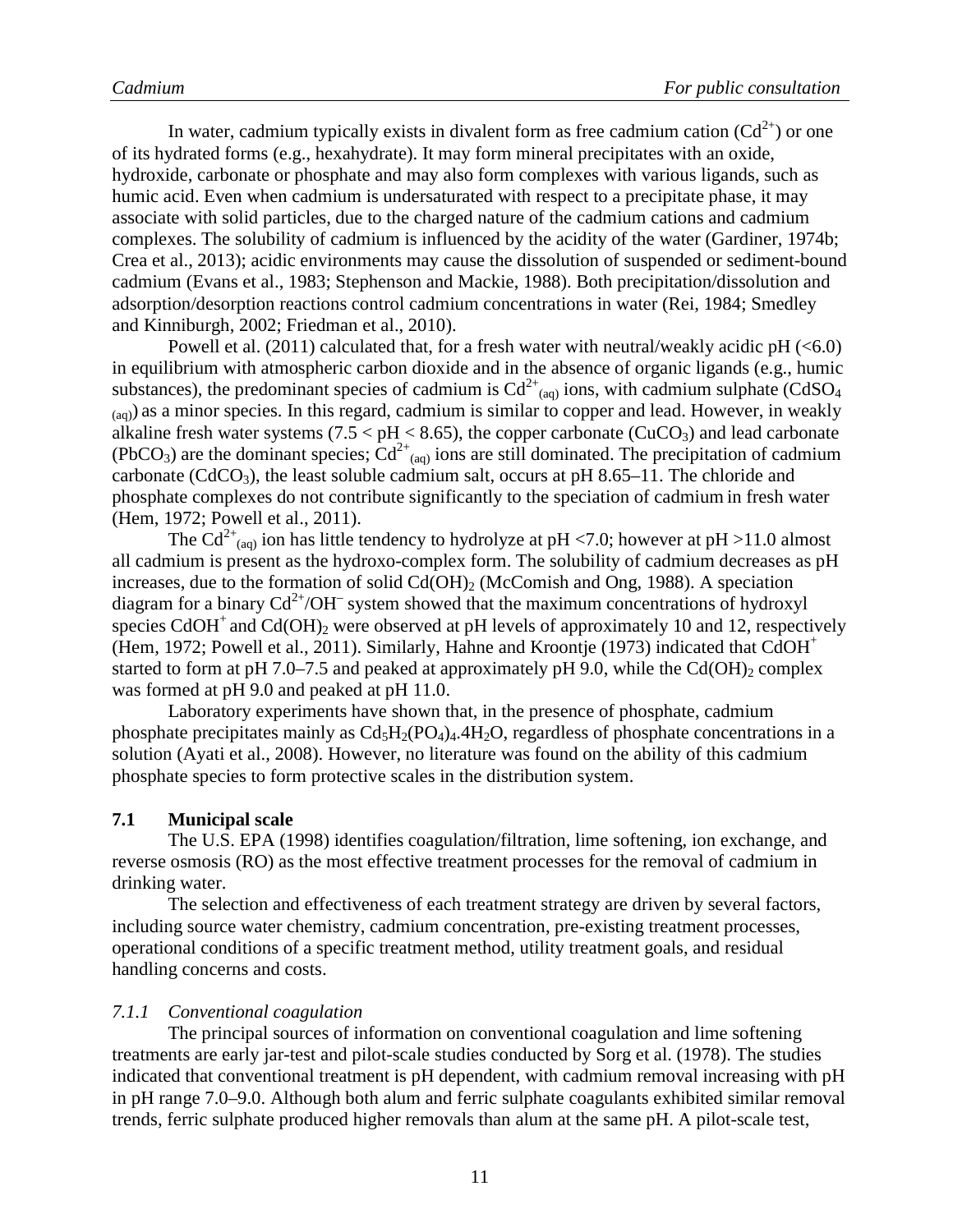In water, cadmium typically exists in divalent form as free cadmium cation ($Cd^{2+}$) or one of its hydrated forms (e.g., hexahydrate). It may form mineral precipitates with an oxide, hydroxide, carbonate or phosphate and may also form complexes with various ligands, such as humic acid. Even when cadmium is undersaturated with respect to a precipitate phase, it may associate with solid particles, due to the charged nature of the cadmium cations and cadmium complexes. The solubility of cadmium is influenced by the acidity of the water (Gardiner, 1974b; Crea et al., 2013); acidic environments may cause the dissolution of suspended or sediment-bound cadmium (Evans et al., 1983; Stephenson and Mackie, 1988). Both precipitation/dissolution and adsorption/desorption reactions control cadmium concentrations in water (Rei, 1984; Smedley and Kinniburgh, 2002; Friedman et al., 2010).

Powell et al. (2011) calculated that, for a fresh water with neutral/weakly acidic pH (<6.0) in equilibrium with atmospheric carbon dioxide and in the absence of organic ligands (e.g., humic substances), the predominant species of cadmium is $Cd^{2+}_{(aq)}$ ions, with cadmium sulphate ($CdSO_{4\,(aq)}$) as a minor species. In this regard, cadmium is similar to copper and lead. However, in weakly alkaline fresh water systems ($7.5 < pH < 8.65$), the copper carbonate ($CuCO_3$) and lead carbonate ($PbCO_3$) are the dominant species; $Cd^{2+}_{(aq)}$ ions are still dominated. The precipitation of cadmium carbonate ($CdCO_3$), the least soluble cadmium salt, occurs at pH 8.65–11. The chloride and phosphate complexes do not contribute significantly to the speciation of cadmium in fresh water (Hem, 1972; Powell et al., 2011).

The $Cd^{2+}_{(aq)}$ ion has little tendency to hydrolyze at pH <7.0; however at pH >11.0 almost all cadmium is present as the hydroxo-complex form. The solubility of cadmium decreases as pH increases, due to the formation of solid $Cd(OH)_2$ (McComish and Ong, 1988). A speciation diagram for a binary $Cd^{2+}/OH^-$ system showed that the maximum concentrations of hydroxyl species $CdOH^+$ and $Cd(OH)_2$ were observed at pH levels of approximately 10 and 12, respectively (Hem, 1972; Powell et al., 2011). Similarly, Hahne and Kroontje (1973) indicated that $CdOH^+$ started to form at pH 7.0–7.5 and peaked at approximately pH 9.0, while the $Cd(OH)_2$ complex was formed at pH 9.0 and peaked at pH 11.0.

Laboratory experiments have shown that, in the presence of phosphate, cadmium phosphate precipitates mainly as $Cd_5H_2(PO_4)_4.4H_2O$, regardless of phosphate concentrations in a solution (Ayati et al., 2008). However, no literature was found on the ability of this cadmium phosphate species to form protective scales in the distribution system.

## 7.1 Municipal scale

The U.S. EPA (1998) identifies coagulation/filtration, lime softening, ion exchange, and reverse osmosis (RO) as the most effective treatment processes for the removal of cadmium in drinking water.

The selection and effectiveness of each treatment strategy are driven by several factors, including source water chemistry, cadmium concentration, pre-existing treatment processes, operational conditions of a specific treatment method, utility treatment goals, and residual handling concerns and costs.

### *7.1.1 Conventional coagulation*

The principal sources of information on conventional coagulation and lime softening treatments are early jar-test and pilot-scale studies conducted by Sorg et al. (1978). The studies indicated that conventional treatment is pH dependent, with cadmium removal increasing with pH in pH range 7.0–9.0. Although both alum and ferric sulphate coagulants exhibited similar removal trends, ferric sulphate produced higher removals than alum at the same pH. A pilot-scale test,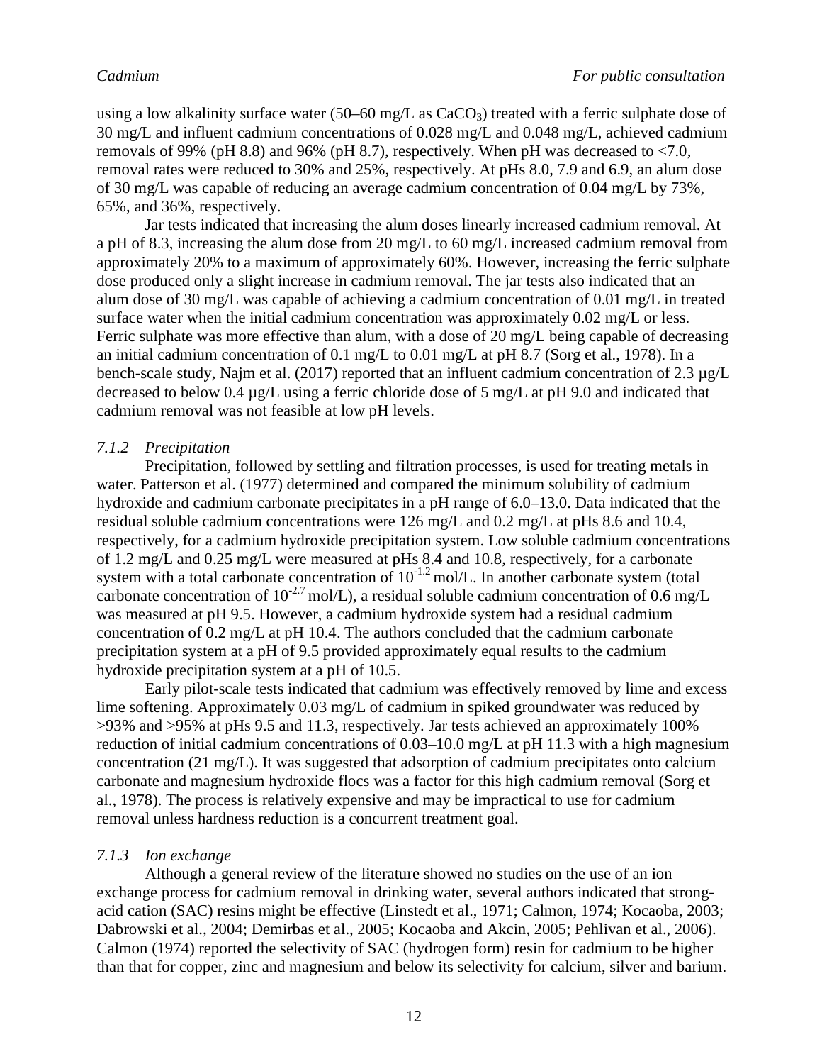using a low alkalinity surface water (50–60 mg/L as $CaCO_3$) treated with a ferric sulphate dose of 30 mg/L and influent cadmium concentrations of 0.028 mg/L and 0.048 mg/L, achieved cadmium removals of 99% (pH 8.8) and 96% (pH 8.7), respectively. When pH was decreased to <7.0, removal rates were reduced to 30% and 25%, respectively. At pHs 8.0, 7.9 and 6.9, an alum dose of 30 mg/L was capable of reducing an average cadmium concentration of 0.04 mg/L by 73%, 65%, and 36%, respectively.

Jar tests indicated that increasing the alum doses linearly increased cadmium removal. At a pH of 8.3, increasing the alum dose from 20 mg/L to 60 mg/L increased cadmium removal from approximately 20% to a maximum of approximately 60%. However, increasing the ferric sulphate dose produced only a slight increase in cadmium removal. The jar tests also indicated that an alum dose of 30 mg/L was capable of achieving a cadmium concentration of 0.01 mg/L in treated surface water when the initial cadmium concentration was approximately 0.02 mg/L or less. Ferric sulphate was more effective than alum, with a dose of 20 mg/L being capable of decreasing an initial cadmium concentration of 0.1 mg/L to 0.01 mg/L at pH 8.7 (Sorg et al., 1978). In a bench-scale study, Najm et al. (2017) reported that an influent cadmium concentration of 2.3 µg/L decreased to below 0.4 µg/L using a ferric chloride dose of 5 mg/L at pH 9.0 and indicated that cadmium removal was not feasible at low pH levels.

### *7.1.2 Precipitation*

Precipitation, followed by settling and filtration processes, is used for treating metals in water. Patterson et al. (1977) determined and compared the minimum solubility of cadmium hydroxide and cadmium carbonate precipitates in a pH range of 6.0–13.0. Data indicated that the residual soluble cadmium concentrations were 126 mg/L and 0.2 mg/L at pHs 8.6 and 10.4, respectively, for a cadmium hydroxide precipitation system. Low soluble cadmium concentrations of 1.2 mg/L and 0.25 mg/L were measured at pHs 8.4 and 10.8, respectively, for a carbonate system with a total carbonate concentration of $10^{-1.2}$ mol/L. In another carbonate system (total carbonate concentration of $10^{-2.7}$ mol/L), a residual soluble cadmium concentration of 0.6 mg/L was measured at pH 9.5. However, a cadmium hydroxide system had a residual cadmium concentration of 0.2 mg/L at pH 10.4. The authors concluded that the cadmium carbonate precipitation system at a pH of 9.5 provided approximately equal results to the cadmium hydroxide precipitation system at a pH of 10.5.

Early pilot-scale tests indicated that cadmium was effectively removed by lime and excess lime softening. Approximately 0.03 mg/L of cadmium in spiked groundwater was reduced by >93% and >95% at pHs 9.5 and 11.3, respectively. Jar tests achieved an approximately 100% reduction of initial cadmium concentrations of 0.03–10.0 mg/L at pH 11.3 with a high magnesium concentration (21 mg/L). It was suggested that adsorption of cadmium precipitates onto calcium carbonate and magnesium hydroxide flocs was a factor for this high cadmium removal (Sorg et al., 1978). The process is relatively expensive and may be impractical to use for cadmium removal unless hardness reduction is a concurrent treatment goal.

### *7.1.3 Ion exchange*

Although a general review of the literature showed no studies on the use of an ion exchange process for cadmium removal in drinking water, several authors indicated that strong-acid cation (SAC) resins might be effective (Linstedt et al., 1971; Calmon, 1974; Kocaoba, 2003; Dabrowski et al., 2004; Demirbas et al., 2005; Kocaoba and Akcin, 2005; Pehlivan et al., 2006). Calmon (1974) reported the selectivity of SAC (hydrogen form) resin for cadmium to be higher than that for copper, zinc and magnesium and below its selectivity for calcium, silver and barium.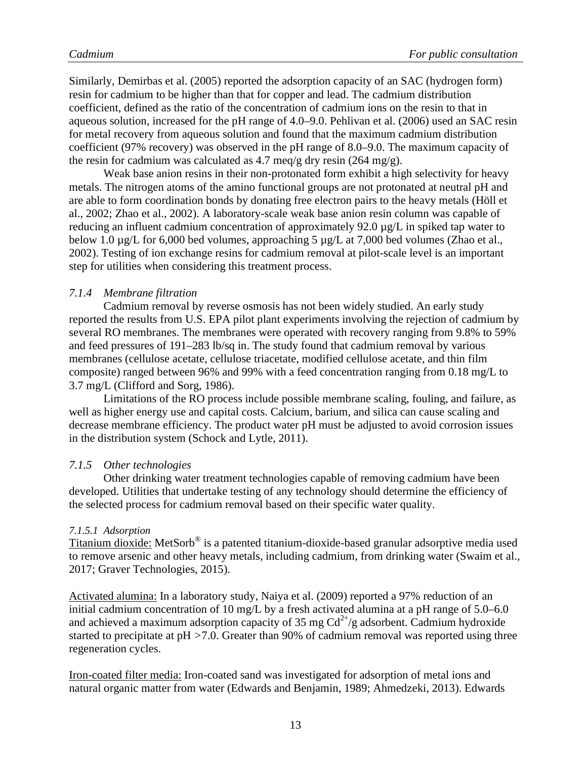Similarly, Demirbas et al. (2005) reported the adsorption capacity of an SAC (hydrogen form) resin for cadmium to be higher than that for copper and lead. The cadmium distribution coefficient, defined as the ratio of the concentration of cadmium ions on the resin to that in aqueous solution, increased for the pH range of 4.0–9.0. Pehlivan et al. (2006) used an SAC resin for metal recovery from aqueous solution and found that the maximum cadmium distribution coefficient (97% recovery) was observed in the pH range of 8.0–9.0. The maximum capacity of the resin for cadmium was calculated as 4.7 meq/g dry resin (264 mg/g).

Weak base anion resins in their non-protonated form exhibit a high selectivity for heavy metals. The nitrogen atoms of the amino functional groups are not protonated at neutral pH and are able to form coordination bonds by donating free electron pairs to the heavy metals (Höll et al., 2002; Zhao et al., 2002). A laboratory-scale weak base anion resin column was capable of reducing an influent cadmium concentration of approximately 92.0 µg/L in spiked tap water to below 1.0 µg/L for 6,000 bed volumes, approaching 5 µg/L at 7,000 bed volumes (Zhao et al., 2002). Testing of ion exchange resins for cadmium removal at pilot-scale level is an important step for utilities when considering this treatment process.

### *7.1.4 Membrane filtration*

Cadmium removal by reverse osmosis has not been widely studied. An early study reported the results from U.S. EPA pilot plant experiments involving the rejection of cadmium by several RO membranes. The membranes were operated with recovery ranging from 9.8% to 59% and feed pressures of 191–283 lb/sq in. The study found that cadmium removal by various membranes (cellulose acetate, cellulose triacetate, modified cellulose acetate, and thin film composite) ranged between 96% and 99% with a feed concentration ranging from 0.18 mg/L to 3.7 mg/L (Clifford and Sorg, 1986).

Limitations of the RO process include possible membrane scaling, fouling, and failure, as well as higher energy use and capital costs. Calcium, barium, and silica can cause scaling and decrease membrane efficiency. The product water pH must be adjusted to avoid corrosion issues in the distribution system (Schock and Lytle, 2011).

### *7.1.5 Other technologies*

Other drinking water treatment technologies capable of removing cadmium have been developed. Utilities that undertake testing of any technology should determine the efficiency of the selected process for cadmium removal based on their specific water quality.

#### *7.1.5.1 Adsorption*

Titanium dioxide: MetSorb® is a patented titanium-dioxide-based granular adsorptive media used to remove arsenic and other heavy metals, including cadmium, from drinking water (Swaim et al., 2017; Graver Technologies, 2015).

Activated alumina: In a laboratory study, Naiya et al. (2009) reported a 97% reduction of an initial cadmium concentration of 10 mg/L by a fresh activated alumina at a pH range of 5.0–6.0 and achieved a maximum adsorption capacity of 35 mg $Cd^{2+}$/g adsorbent. Cadmium hydroxide started to precipitate at pH >7.0. Greater than 90% of cadmium removal was reported using three regeneration cycles.

Iron-coated filter media: Iron-coated sand was investigated for adsorption of metal ions and natural organic matter from water (Edwards and Benjamin, 1989; Ahmedzeki, 2013). Edwards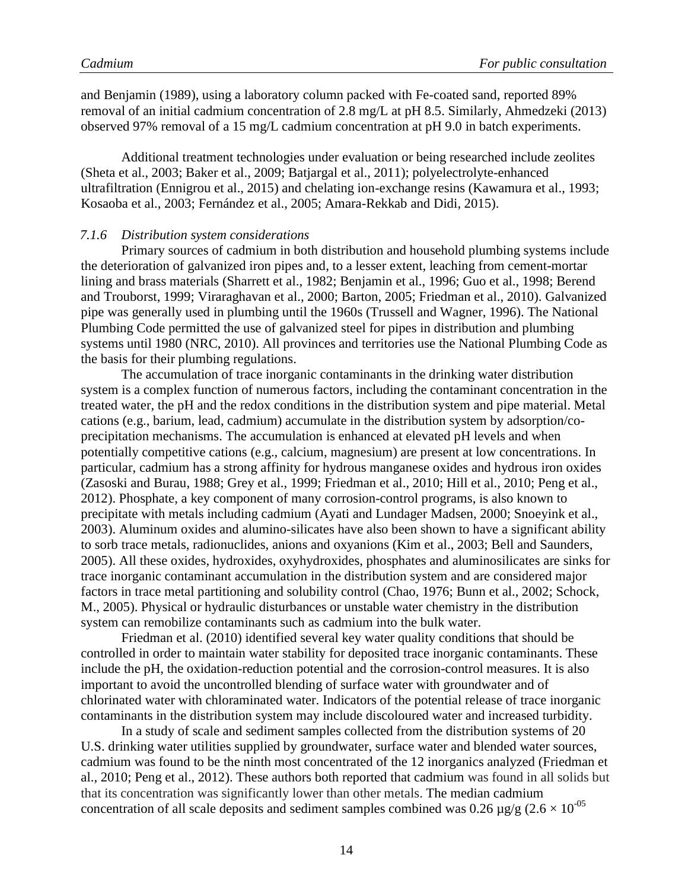and Benjamin (1989), using a laboratory column packed with Fe-coated sand, reported 89% removal of an initial cadmium concentration of 2.8 mg/L at pH 8.5. Similarly, Ahmedzeki (2013) observed 97% removal of a 15 mg/L cadmium concentration at pH 9.0 in batch experiments.

Additional treatment technologies under evaluation or being researched include zeolites (Sheta et al., 2003; Baker et al., 2009; Batjargal et al., 2011); polyelectrolyte-enhanced ultrafiltration (Ennigrou et al., 2015) and chelating ion-exchange resins (Kawamura et al., 1993; Kosaoba et al., 2003; Fernández et al., 2005; Amara-Rekkab and Didi, 2015).

### *7.1.6 Distribution system considerations*

Primary sources of cadmium in both distribution and household plumbing systems include the deterioration of galvanized iron pipes and, to a lesser extent, leaching from cement-mortar lining and brass materials (Sharrett et al., 1982; Benjamin et al., 1996; Guo et al., 1998; Berend and Trouborst, 1999; Viraraghavan et al., 2000; Barton, 2005; Friedman et al., 2010). Galvanized pipe was generally used in plumbing until the 1960s (Trussell and Wagner, 1996). The National Plumbing Code permitted the use of galvanized steel for pipes in distribution and plumbing systems until 1980 (NRC, 2010). All provinces and territories use the National Plumbing Code as the basis for their plumbing regulations.

The accumulation of trace inorganic contaminants in the drinking water distribution system is a complex function of numerous factors, including the contaminant concentration in the treated water, the pH and the redox conditions in the distribution system and pipe material. Metal cations (e.g., barium, lead, cadmium) accumulate in the distribution system by adsorption/co-precipitation mechanisms. The accumulation is enhanced at elevated pH levels and when potentially competitive cations (e.g., calcium, magnesium) are present at low concentrations. In particular, cadmium has a strong affinity for hydrous manganese oxides and hydrous iron oxides (Zasoski and Burau, 1988; Grey et al., 1999; Friedman et al., 2010; Hill et al., 2010; Peng et al., 2012). Phosphate, a key component of many corrosion-control programs, is also known to precipitate with metals including cadmium (Ayati and Lundager Madsen, 2000; Snoeyink et al., 2003). Aluminum oxides and alumino-silicates have also been shown to have a significant ability to sorb trace metals, radionuclides, anions and oxyanions (Kim et al., 2003; Bell and Saunders, 2005). All these oxides, hydroxides, oxyhydroxides, phosphates and aluminosilicates are sinks for trace inorganic contaminant accumulation in the distribution system and are considered major factors in trace metal partitioning and solubility control (Chao, 1976; Bunn et al., 2002; Schock, M., 2005). Physical or hydraulic disturbances or unstable water chemistry in the distribution system can remobilize contaminants such as cadmium into the bulk water.

Friedman et al. (2010) identified several key water quality conditions that should be controlled in order to maintain water stability for deposited trace inorganic contaminants. These include the pH, the oxidation-reduction potential and the corrosion-control measures. It is also important to avoid the uncontrolled blending of surface water with groundwater and of chlorinated water with chloraminated water. Indicators of the potential release of trace inorganic contaminants in the distribution system may include discoloured water and increased turbidity.

In a study of scale and sediment samples collected from the distribution systems of 20 U.S. drinking water utilities supplied by groundwater, surface water and blended water sources, cadmium was found to be the ninth most concentrated of the 12 inorganics analyzed (Friedman et al., 2010; Peng et al., 2012). These authors both reported that cadmium was found in all solids but that its concentration was significantly lower than other metals. The median cadmium concentration of all scale deposits and sediment samples combined was 0.26 µg/g ($2.6 \times 10^{-05}$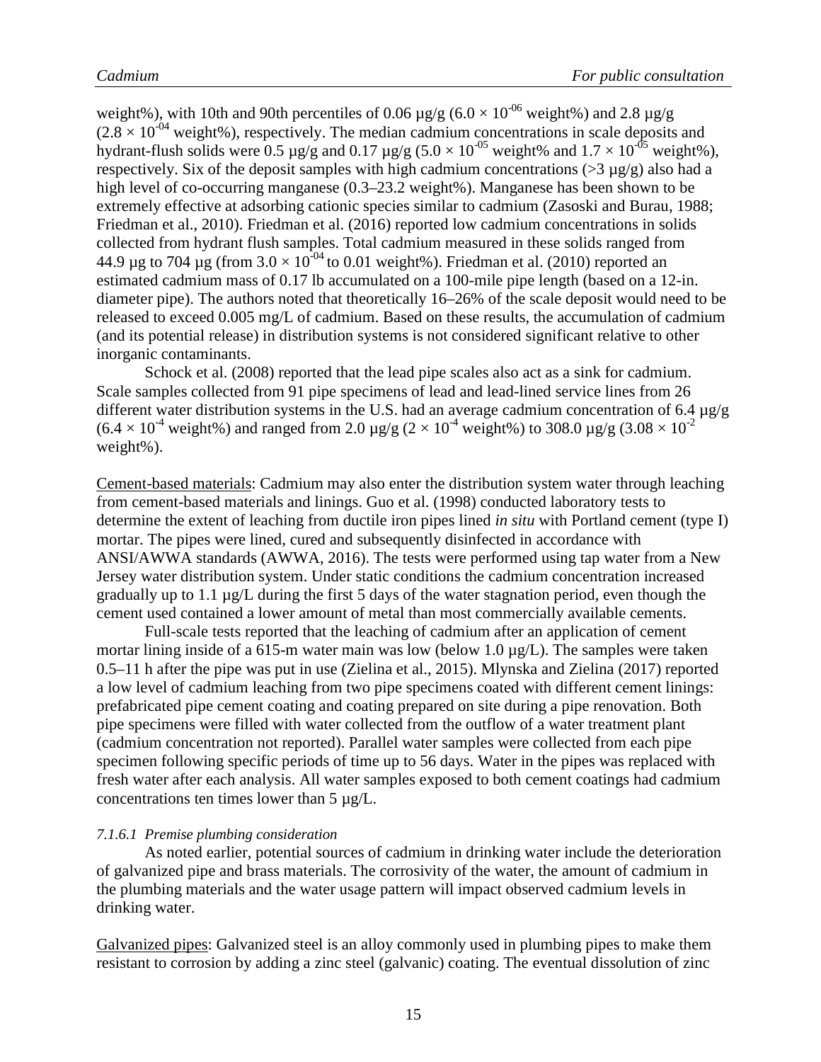weight%), with 10th and 90th percentiles of 0.06 µg/g ($6.0 \times 10^{-06}$ weight%) and 2.8 µg/g ($2.8 \times 10^{-04}$ weight%), respectively. The median cadmium concentrations in scale deposits and hydrant-flush solids were 0.5 µg/g and 0.17 µg/g ($5.0 \times 10^{-05}$ weight% and $1.7 \times 10^{-05}$ weight%), respectively. Six of the deposit samples with high cadmium concentrations (>3 µg/g) also had a high level of co-occurring manganese (0.3–23.2 weight%). Manganese has been shown to be extremely effective at adsorbing cationic species similar to cadmium (Zasoski and Burau, 1988; Friedman et al., 2010). Friedman et al. (2016) reported low cadmium concentrations in solids collected from hydrant flush samples. Total cadmium measured in these solids ranged from 44.9 µg to 704 µg (from $3.0 \times 10^{-04}$ to 0.01 weight%). Friedman et al. (2010) reported an estimated cadmium mass of 0.17 lb accumulated on a 100-mile pipe length (based on a 12-in. diameter pipe). The authors noted that theoretically 16–26% of the scale deposit would need to be released to exceed 0.005 mg/L of cadmium. Based on these results, the accumulation of cadmium (and its potential release) in distribution systems is not considered significant relative to other inorganic contaminants.

Schock et al. (2008) reported that the lead pipe scales also act as a sink for cadmium. Scale samples collected from 91 pipe specimens of lead and lead-lined service lines from 26 different water distribution systems in the U.S. had an average cadmium concentration of 6.4 µg/g ($6.4 \times 10^{-4}$ weight%) and ranged from 2.0 µg/g ($2 \times 10^{-4}$ weight%) to 308.0 µg/g ($3.08 \times 10^{-2}$ weight%).

Cement-based materials: Cadmium may also enter the distribution system water through leaching from cement-based materials and linings. Guo et al. (1998) conducted laboratory tests to determine the extent of leaching from ductile iron pipes lined *in situ* with Portland cement (type I) mortar. The pipes were lined, cured and subsequently disinfected in accordance with ANSI/AWWA standards (AWWA, 2016). The tests were performed using tap water from a New Jersey water distribution system. Under static conditions the cadmium concentration increased gradually up to 1.1 µg/L during the first 5 days of the water stagnation period, even though the cement used contained a lower amount of metal than most commercially available cements.

Full-scale tests reported that the leaching of cadmium after an application of cement mortar lining inside of a 615-m water main was low (below 1.0 µg/L). The samples were taken 0.5–11 h after the pipe was put in use (Zielina et al., 2015). Mlynska and Zielina (2017) reported a low level of cadmium leaching from two pipe specimens coated with different cement linings: prefabricated pipe cement coating and coating prepared on site during a pipe renovation. Both pipe specimens were filled with water collected from the outflow of a water treatment plant (cadmium concentration not reported). Parallel water samples were collected from each pipe specimen following specific periods of time up to 56 days. Water in the pipes was replaced with fresh water after each analysis. All water samples exposed to both cement coatings had cadmium concentrations ten times lower than 5 µg/L.

#### *7.1.6.1 Premise plumbing consideration*

As noted earlier, potential sources of cadmium in drinking water include the deterioration of galvanized pipe and brass materials. The corrosivity of the water, the amount of cadmium in the plumbing materials and the water usage pattern will impact observed cadmium levels in drinking water.

Galvanized pipes: Galvanized steel is an alloy commonly used in plumbing pipes to make them resistant to corrosion by adding a zinc steel (galvanic) coating. The eventual dissolution of zinc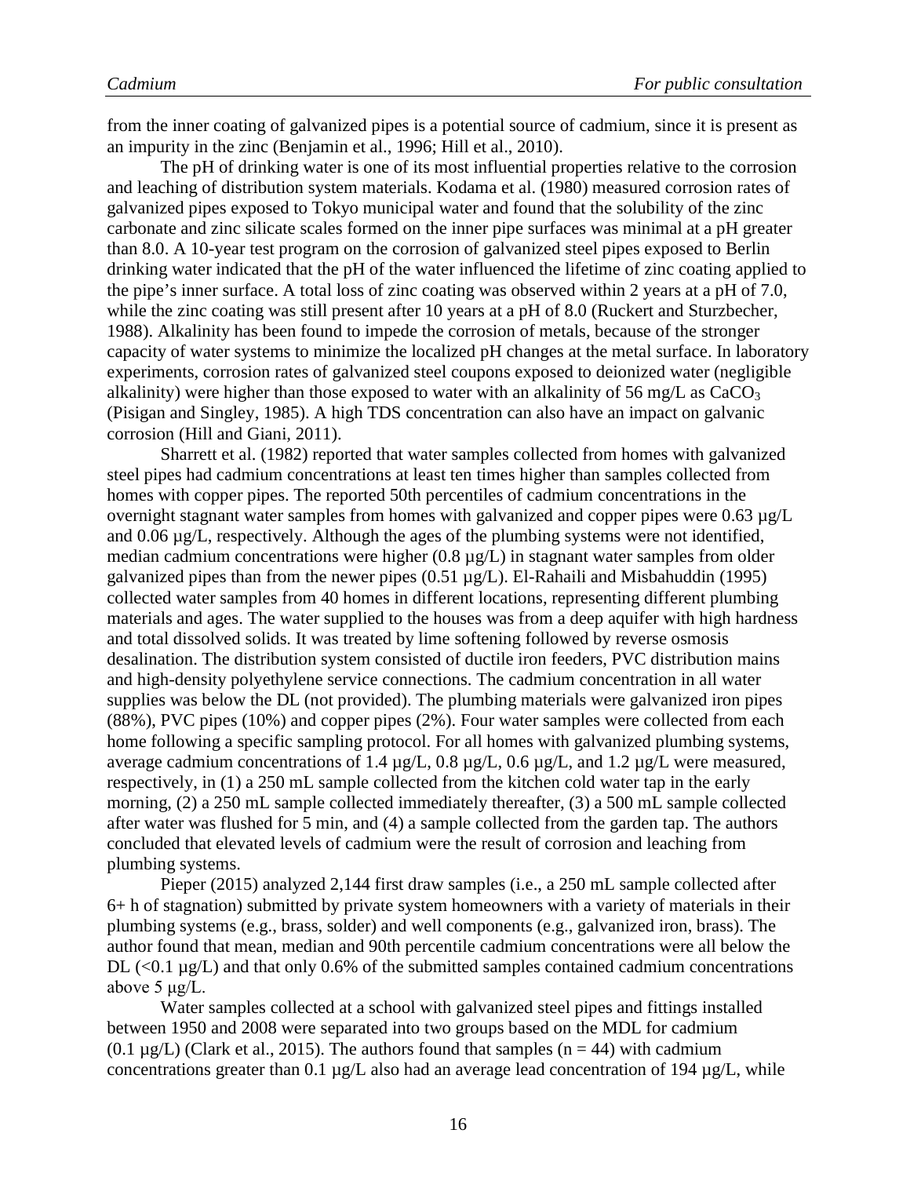from the inner coating of galvanized pipes is a potential source of cadmium, since it is present as an impurity in the zinc (Benjamin et al., 1996; Hill et al., 2010).

The pH of drinking water is one of its most influential properties relative to the corrosion and leaching of distribution system materials. Kodama et al. (1980) measured corrosion rates of galvanized pipes exposed to Tokyo municipal water and found that the solubility of the zinc carbonate and zinc silicate scales formed on the inner pipe surfaces was minimal at a pH greater than 8.0. A 10-year test program on the corrosion of galvanized steel pipes exposed to Berlin drinking water indicated that the pH of the water influenced the lifetime of zinc coating applied to the pipe's inner surface. A total loss of zinc coating was observed within 2 years at a pH of 7.0, while the zinc coating was still present after 10 years at a pH of 8.0 (Ruckert and Sturzbecher, 1988). Alkalinity has been found to impede the corrosion of metals, because of the stronger capacity of water systems to minimize the localized pH changes at the metal surface. In laboratory experiments, corrosion rates of galvanized steel coupons exposed to deionized water (negligible alkalinity) were higher than those exposed to water with an alkalinity of 56 mg/L as $CaCO_3$ (Pisigan and Singley, 1985). A high TDS concentration can also have an impact on galvanic corrosion (Hill and Giani, 2011).

Sharrett et al. (1982) reported that water samples collected from homes with galvanized steel pipes had cadmium concentrations at least ten times higher than samples collected from homes with copper pipes. The reported 50th percentiles of cadmium concentrations in the overnight stagnant water samples from homes with galvanized and copper pipes were 0.63 µg/L and 0.06 µg/L, respectively. Although the ages of the plumbing systems were not identified, median cadmium concentrations were higher (0.8 µg/L) in stagnant water samples from older galvanized pipes than from the newer pipes (0.51 µg/L). El-Rahaili and Misbahuddin (1995) collected water samples from 40 homes in different locations, representing different plumbing materials and ages. The water supplied to the houses was from a deep aquifer with high hardness and total dissolved solids. It was treated by lime softening followed by reverse osmosis desalination. The distribution system consisted of ductile iron feeders, PVC distribution mains and high-density polyethylene service connections. The cadmium concentration in all water supplies was below the DL (not provided). The plumbing materials were galvanized iron pipes (88%), PVC pipes (10%) and copper pipes (2%). Four water samples were collected from each home following a specific sampling protocol. For all homes with galvanized plumbing systems, average cadmium concentrations of 1.4 µg/L, 0.8 µg/L, 0.6 µg/L, and 1.2 µg/L were measured, respectively, in (1) a 250 mL sample collected from the kitchen cold water tap in the early morning, (2) a 250 mL sample collected immediately thereafter, (3) a 500 mL sample collected after water was flushed for 5 min, and (4) a sample collected from the garden tap. The authors concluded that elevated levels of cadmium were the result of corrosion and leaching from plumbing systems.

Pieper (2015) analyzed 2,144 first draw samples (i.e., a 250 mL sample collected after 6+ h of stagnation) submitted by private system homeowners with a variety of materials in their plumbing systems (e.g., brass, solder) and well components (e.g., galvanized iron, brass). The author found that mean, median and 90th percentile cadmium concentrations were all below the DL (<0.1 µg/L) and that only 0.6% of the submitted samples contained cadmium concentrations above 5 µg/L.

Water samples collected at a school with galvanized steel pipes and fittings installed between 1950 and 2008 were separated into two groups based on the MDL for cadmium (0.1 µg/L) (Clark et al., 2015). The authors found that samples (n = 44) with cadmium concentrations greater than 0.1 µg/L also had an average lead concentration of 194 µg/L, while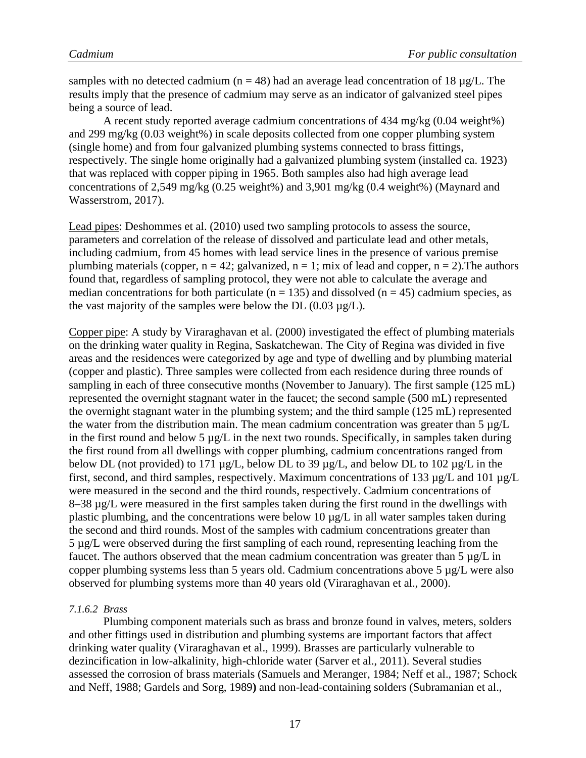samples with no detected cadmium (n = 48) had an average lead concentration of 18 µg/L. The results imply that the presence of cadmium may serve as an indicator of galvanized steel pipes being a source of lead.

A recent study reported average cadmium concentrations of 434 mg/kg (0.04 weight%) and 299 mg/kg (0.03 weight%) in scale deposits collected from one copper plumbing system (single home) and from four galvanized plumbing systems connected to brass fittings, respectively. The single home originally had a galvanized plumbing system (installed ca. 1923) that was replaced with copper piping in 1965. Both samples also had high average lead concentrations of 2,549 mg/kg (0.25 weight%) and 3,901 mg/kg (0.4 weight%) (Maynard and Wasserstrom, 2017).

Lead pipes: Deshommes et al. (2010) used two sampling protocols to assess the source, parameters and correlation of the release of dissolved and particulate lead and other metals, including cadmium, from 45 homes with lead service lines in the presence of various premise plumbing materials (copper, n = 42; galvanized, n = 1; mix of lead and copper, n = 2).The authors found that, regardless of sampling protocol, they were not able to calculate the average and median concentrations for both particulate (n = 135) and dissolved (n = 45) cadmium species, as the vast majority of the samples were below the DL (0.03 µg/L).

Copper pipe: A study by Viraraghavan et al. (2000) investigated the effect of plumbing materials on the drinking water quality in Regina, Saskatchewan. The City of Regina was divided in five areas and the residences were categorized by age and type of dwelling and by plumbing material (copper and plastic). Three samples were collected from each residence during three rounds of sampling in each of three consecutive months (November to January). The first sample (125 mL) represented the overnight stagnant water in the faucet; the second sample (500 mL) represented the overnight stagnant water in the plumbing system; and the third sample (125 mL) represented the water from the distribution main. The mean cadmium concentration was greater than 5 µg/L in the first round and below 5 µg/L in the next two rounds. Specifically, in samples taken during the first round from all dwellings with copper plumbing, cadmium concentrations ranged from below DL (not provided) to 171 µg/L, below DL to 39 µg/L, and below DL to 102 µg/L in the first, second, and third samples, respectively. Maximum concentrations of 133 µg/L and 101 µg/L were measured in the second and the third rounds, respectively. Cadmium concentrations of 8–38 µg/L were measured in the first samples taken during the first round in the dwellings with plastic plumbing, and the concentrations were below 10 µg/L in all water samples taken during the second and third rounds. Most of the samples with cadmium concentrations greater than 5 µg/L were observed during the first sampling of each round, representing leaching from the faucet. The authors observed that the mean cadmium concentration was greater than 5 µg/L in copper plumbing systems less than 5 years old. Cadmium concentrations above 5 µg/L were also observed for plumbing systems more than 40 years old (Viraraghavan et al., 2000).

#### *7.1.6.2 Brass*

Plumbing component materials such as brass and bronze found in valves, meters, solders and other fittings used in distribution and plumbing systems are important factors that affect drinking water quality (Viraraghavan et al., 1999). Brasses are particularly vulnerable to dezincification in low-alkalinity, high-chloride water (Sarver et al., 2011). Several studies assessed the corrosion of brass materials (Samuels and Meranger, 1984; Neff et al., 1987; Schock and Neff, 1988; Gardels and Sorg, 1989**)** and non-lead-containing solders (Subramanian et al.,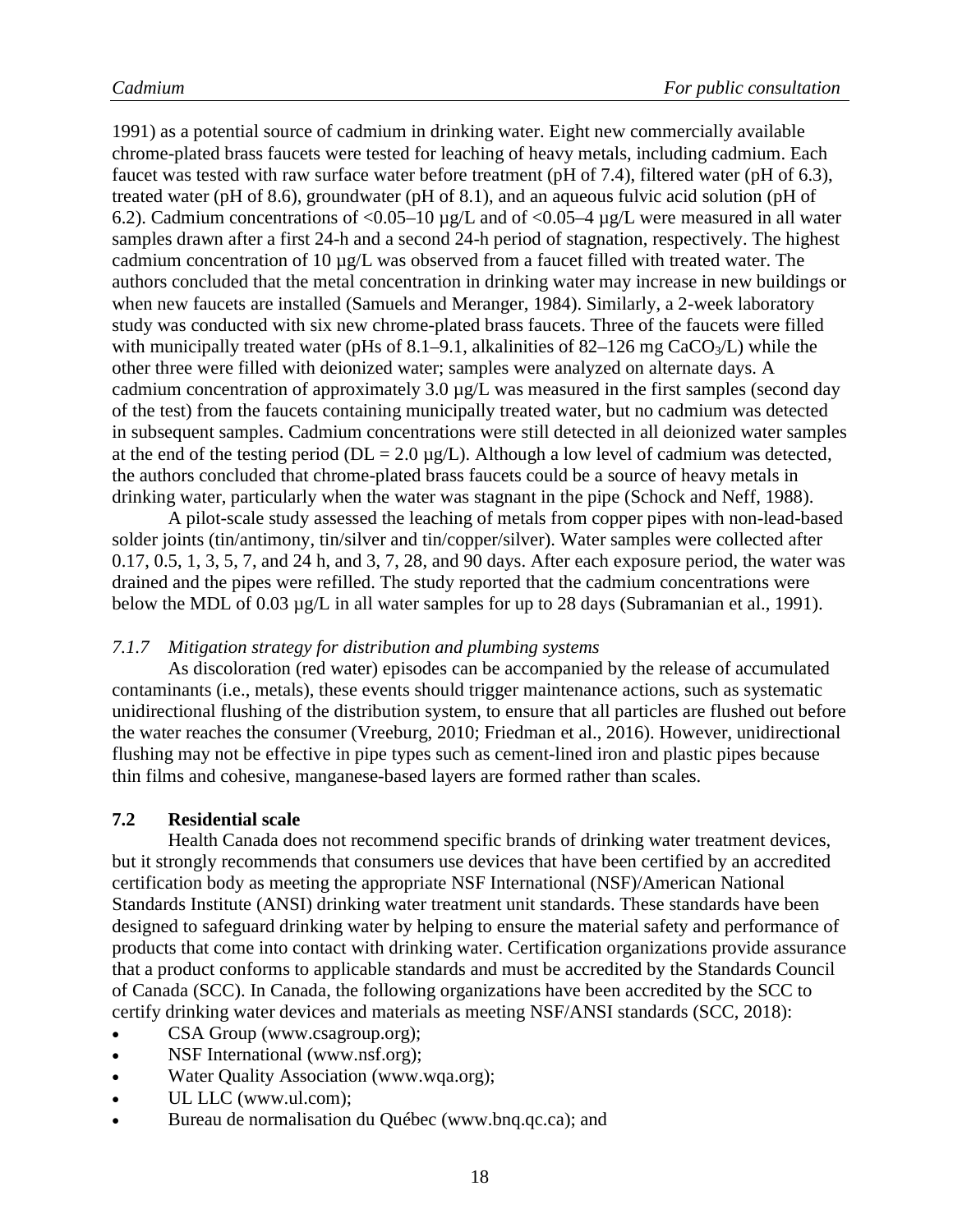1991) as a potential source of cadmium in drinking water. Eight new commercially available chrome-plated brass faucets were tested for leaching of heavy metals, including cadmium. Each faucet was tested with raw surface water before treatment (pH of 7.4), filtered water (pH of 6.3), treated water (pH of 8.6), groundwater (pH of 8.1), and an aqueous fulvic acid solution (pH of 6.2). Cadmium concentrations of <0.05–10 µg/L and of <0.05–4 µg/L were measured in all water samples drawn after a first 24-h and a second 24-h period of stagnation, respectively. The highest cadmium concentration of 10 µg/L was observed from a faucet filled with treated water. The authors concluded that the metal concentration in drinking water may increase in new buildings or when new faucets are installed (Samuels and Meranger, 1984). Similarly, a 2-week laboratory study was conducted with six new chrome-plated brass faucets. Three of the faucets were filled with municipally treated water (pHs of 8.1–9.1, alkalinities of 82–126 mg $CaCO_3$/L) while the other three were filled with deionized water; samples were analyzed on alternate days. A cadmium concentration of approximately 3.0 µg/L was measured in the first samples (second day of the test) from the faucets containing municipally treated water, but no cadmium was detected in subsequent samples. Cadmium concentrations were still detected in all deionized water samples at the end of the testing period (DL = 2.0 µg/L). Although a low level of cadmium was detected, the authors concluded that chrome-plated brass faucets could be a source of heavy metals in drinking water, particularly when the water was stagnant in the pipe (Schock and Neff, 1988).

A pilot-scale study assessed the leaching of metals from copper pipes with non-lead-based solder joints (tin/antimony, tin/silver and tin/copper/silver). Water samples were collected after 0.17, 0.5, 1, 3, 5, 7, and 24 h, and 3, 7, 28, and 90 days. After each exposure period, the water was drained and the pipes were refilled. The study reported that the cadmium concentrations were below the MDL of 0.03 µg/L in all water samples for up to 28 days (Subramanian et al., 1991).

#### *7.1.7 Mitigation strategy for distribution and plumbing systems*

As discoloration (red water) episodes can be accompanied by the release of accumulated contaminants (i.e., metals), these events should trigger maintenance actions, such as systematic unidirectional flushing of the distribution system, to ensure that all particles are flushed out before the water reaches the consumer (Vreeburg, 2010; Friedman et al., 2016). However, unidirectional flushing may not be effective in pipe types such as cement-lined iron and plastic pipes because thin films and cohesive, manganese-based layers are formed rather than scales.

### 7.2 Residential scale

Health Canada does not recommend specific brands of drinking water treatment devices, but it strongly recommends that consumers use devices that have been certified by an accredited certification body as meeting the appropriate NSF International (NSF)/American National Standards Institute (ANSI) drinking water treatment unit standards. These standards have been designed to safeguard drinking water by helping to ensure the material safety and performance of products that come into contact with drinking water. Certification organizations provide assurance that a product conforms to applicable standards and must be accredited by the Standards Council of Canada (SCC). In Canada, the following organizations have been accredited by the SCC to certify drinking water devices and materials as meeting NSF/ANSI standards (SCC, 2018):

- CSA Group (www.csagroup.org);
- NSF International (www.nsf.org);
- Water Quality Association (www.wqa.org);
- UL LLC (www.ul.com);
- Bureau de normalisation du Québec (www.bnq.qc.ca); and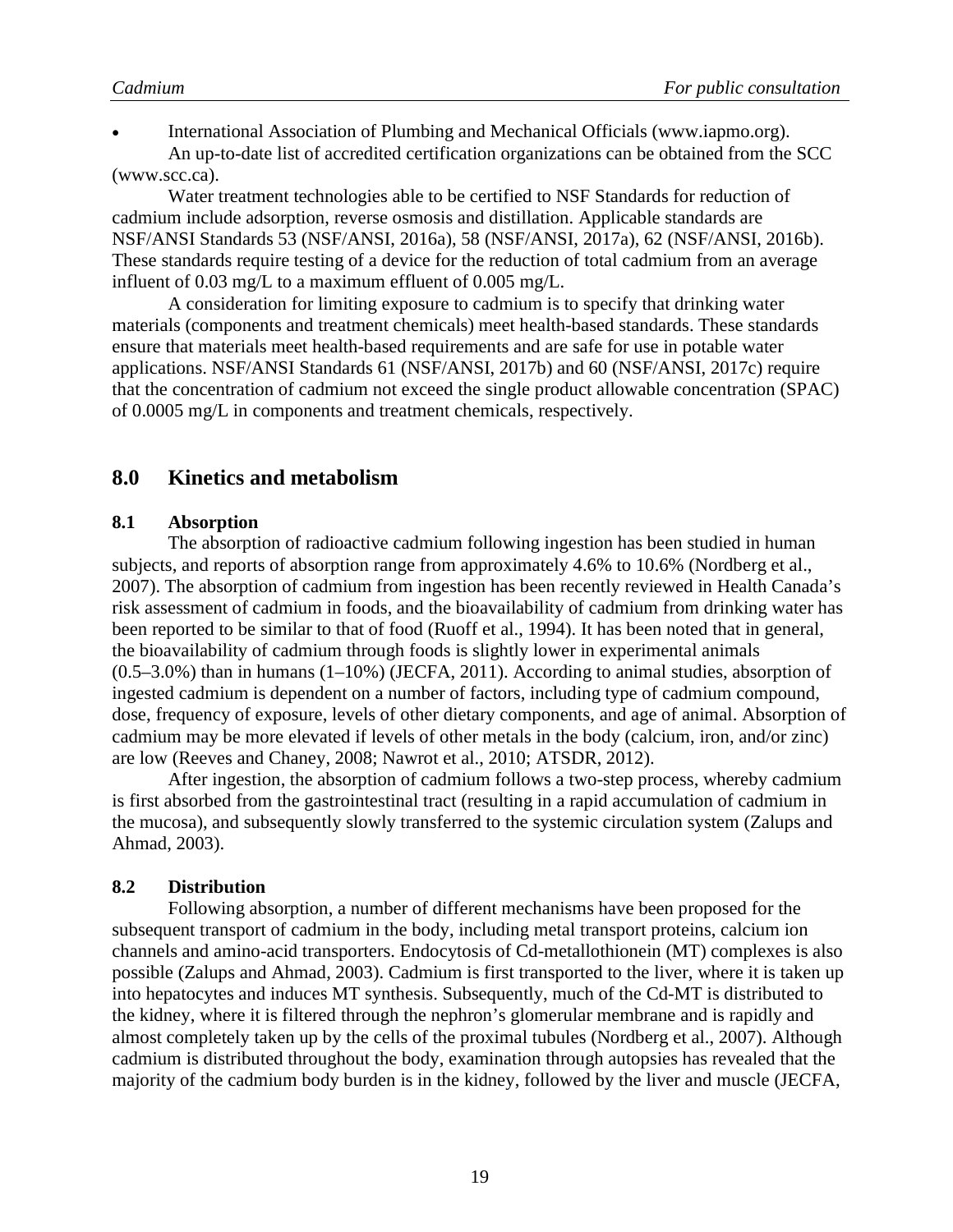- International Association of Plumbing and Mechanical Officials (www.iapmo.org).

An up-to-date list of accredited certification organizations can be obtained from the SCC (www.scc.ca).

Water treatment technologies able to be certified to NSF Standards for reduction of cadmium include adsorption, reverse osmosis and distillation. Applicable standards are NSF/ANSI Standards 53 (NSF/ANSI, 2016a), 58 (NSF/ANSI, 2017a), 62 (NSF/ANSI, 2016b). These standards require testing of a device for the reduction of total cadmium from an average influent of 0.03 mg/L to a maximum effluent of 0.005 mg/L.

A consideration for limiting exposure to cadmium is to specify that drinking water materials (components and treatment chemicals) meet health-based standards. These standards ensure that materials meet health-based requirements and are safe for use in potable water applications. NSF/ANSI Standards 61 (NSF/ANSI, 2017b) and 60 (NSF/ANSI, 2017c) require that the concentration of cadmium not exceed the single product allowable concentration (SPAC) of 0.0005 mg/L in components and treatment chemicals, respectively.

## 8.0 Kinetics and metabolism

### 8.1 Absorption

The absorption of radioactive cadmium following ingestion has been studied in human subjects, and reports of absorption range from approximately 4.6% to 10.6% (Nordberg et al., 2007). The absorption of cadmium from ingestion has been recently reviewed in Health Canada's risk assessment of cadmium in foods, and the bioavailability of cadmium from drinking water has been reported to be similar to that of food (Ruoff et al., 1994). It has been noted that in general, the bioavailability of cadmium through foods is slightly lower in experimental animals (0.5–3.0%) than in humans (1–10%) (JECFA, 2011). According to animal studies, absorption of ingested cadmium is dependent on a number of factors, including type of cadmium compound, dose, frequency of exposure, levels of other dietary components, and age of animal. Absorption of cadmium may be more elevated if levels of other metals in the body (calcium, iron, and/or zinc) are low (Reeves and Chaney, 2008; Nawrot et al., 2010; ATSDR, 2012).

After ingestion, the absorption of cadmium follows a two-step process, whereby cadmium is first absorbed from the gastrointestinal tract (resulting in a rapid accumulation of cadmium in the mucosa), and subsequently slowly transferred to the systemic circulation system (Zalups and Ahmad, 2003).

### 8.2 Distribution

Following absorption, a number of different mechanisms have been proposed for the subsequent transport of cadmium in the body, including metal transport proteins, calcium ion channels and amino-acid transporters. Endocytosis of Cd-metallothionein (MT) complexes is also possible (Zalups and Ahmad, 2003). Cadmium is first transported to the liver, where it is taken up into hepatocytes and induces MT synthesis. Subsequently, much of the Cd-MT is distributed to the kidney, where it is filtered through the nephron's glomerular membrane and is rapidly and almost completely taken up by the cells of the proximal tubules (Nordberg et al., 2007). Although cadmium is distributed throughout the body, examination through autopsies has revealed that the majority of the cadmium body burden is in the kidney, followed by the liver and muscle (JECFA,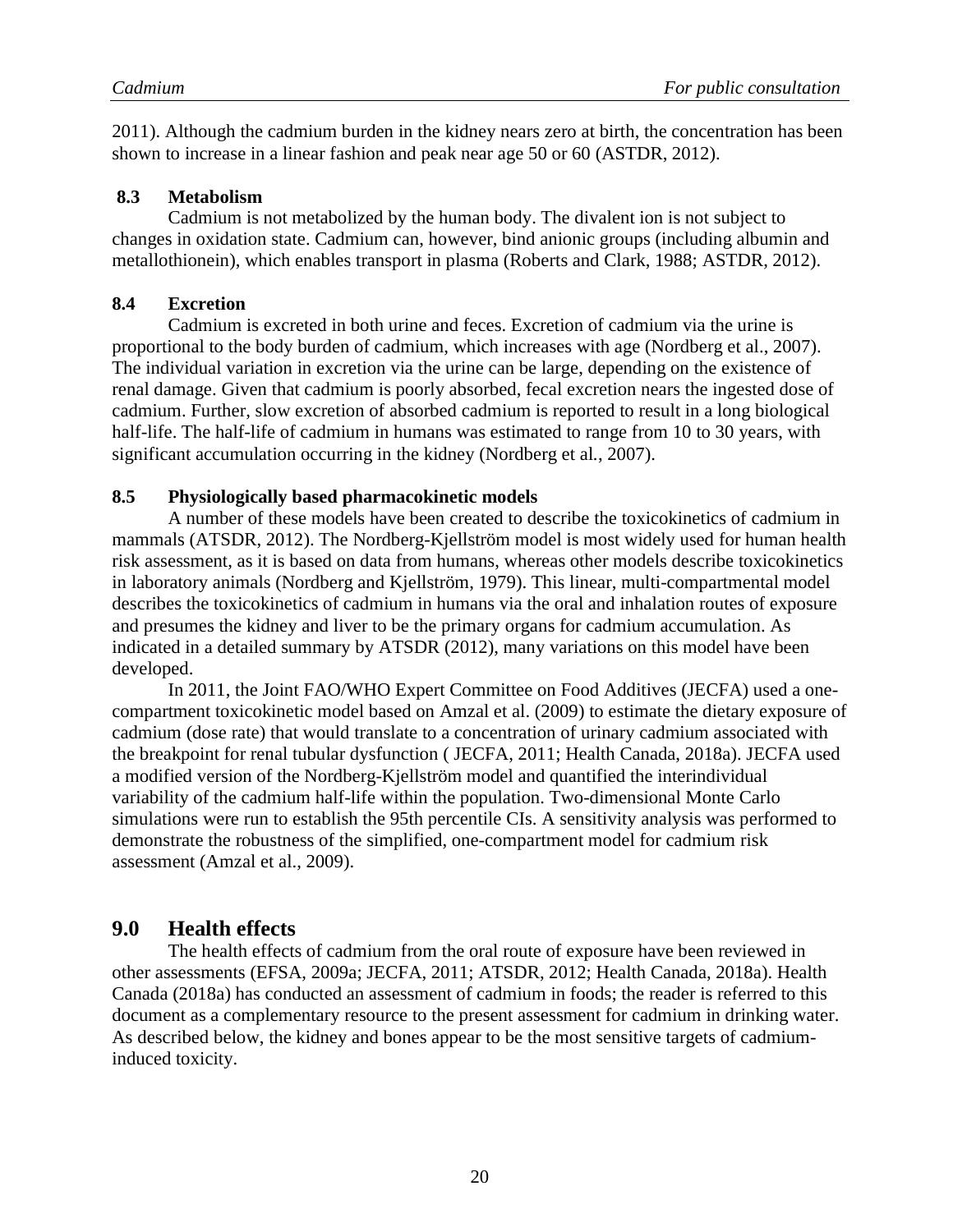2011). Although the cadmium burden in the kidney nears zero at birth, the concentration has been shown to increase in a linear fashion and peak near age 50 or 60 (ASTDR, 2012).

### 8.3 Metabolism

Cadmium is not metabolized by the human body. The divalent ion is not subject to changes in oxidation state. Cadmium can, however, bind anionic groups (including albumin and metallothionein), which enables transport in plasma (Roberts and Clark, 1988; ASTDR, 2012).

### 8.4 Excretion

Cadmium is excreted in both urine and feces. Excretion of cadmium via the urine is proportional to the body burden of cadmium, which increases with age (Nordberg et al., 2007). The individual variation in excretion via the urine can be large, depending on the existence of renal damage. Given that cadmium is poorly absorbed, fecal excretion nears the ingested dose of cadmium. Further, slow excretion of absorbed cadmium is reported to result in a long biological half-life. The half-life of cadmium in humans was estimated to range from 10 to 30 years, with significant accumulation occurring in the kidney (Nordberg et al., 2007).

### 8.5 Physiologically based pharmacokinetic models

A number of these models have been created to describe the toxicokinetics of cadmium in mammals (ATSDR, 2012). The Nordberg-Kjellström model is most widely used for human health risk assessment, as it is based on data from humans, whereas other models describe toxicokinetics in laboratory animals (Nordberg and Kjellström, 1979). This linear, multi-compartmental model describes the toxicokinetics of cadmium in humans via the oral and inhalation routes of exposure and presumes the kidney and liver to be the primary organs for cadmium accumulation. As indicated in a detailed summary by ATSDR (2012), many variations on this model have been developed.

In 2011, the Joint FAO/WHO Expert Committee on Food Additives (JECFA) used a one-compartment toxicokinetic model based on Amzal et al. (2009) to estimate the dietary exposure of cadmium (dose rate) that would translate to a concentration of urinary cadmium associated with the breakpoint for renal tubular dysfunction ( JECFA, 2011; Health Canada, 2018a). JECFA used a modified version of the Nordberg-Kjellström model and quantified the interindividual variability of the cadmium half-life within the population. Two-dimensional Monte Carlo simulations were run to establish the 95th percentile CIs. A sensitivity analysis was performed to demonstrate the robustness of the simplified, one-compartment model for cadmium risk assessment (Amzal et al., 2009).

## 9.0 Health effects

The health effects of cadmium from the oral route of exposure have been reviewed in other assessments (EFSA, 2009a; JECFA, 2011; ATSDR, 2012; Health Canada, 2018a). Health Canada (2018a) has conducted an assessment of cadmium in foods; the reader is referred to this document as a complementary resource to the present assessment for cadmium in drinking water. As described below, the kidney and bones appear to be the most sensitive targets of cadmium-induced toxicity.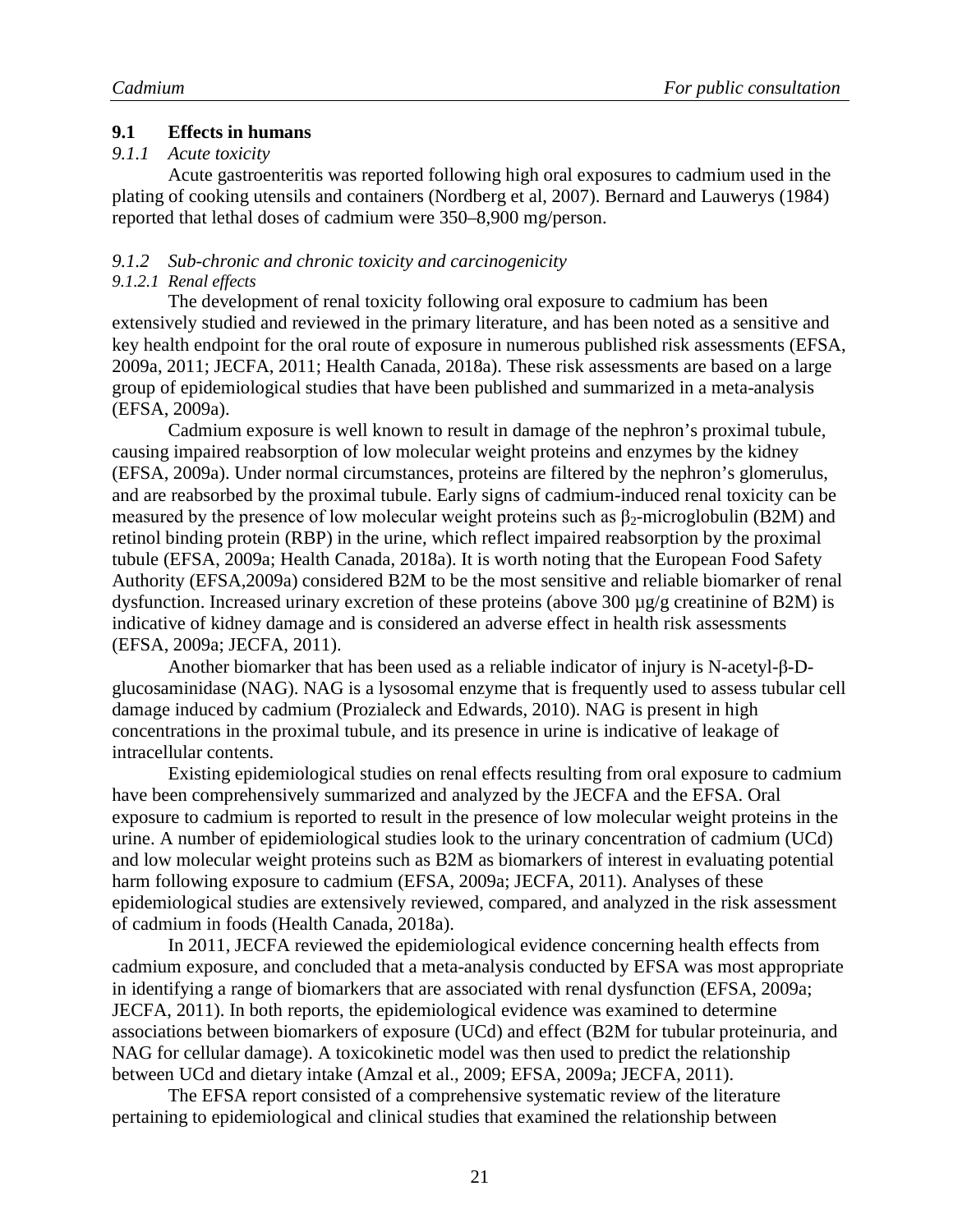## 9.1 Effects in humans

### *9.1.1 Acute toxicity*

Acute gastroenteritis was reported following high oral exposures to cadmium used in the plating of cooking utensils and containers (Nordberg et al, 2007). Bernard and Lauwerys (1984) reported that lethal doses of cadmium were 350–8,900 mg/person.

### *9.1.2 Sub-chronic and chronic toxicity and carcinogenicity*

#### *9.1.2.1 Renal effects*

The development of renal toxicity following oral exposure to cadmium has been extensively studied and reviewed in the primary literature, and has been noted as a sensitive and key health endpoint for the oral route of exposure in numerous published risk assessments (EFSA, 2009a, 2011; JECFA, 2011; Health Canada, 2018a). These risk assessments are based on a large group of epidemiological studies that have been published and summarized in a meta-analysis (EFSA, 2009a).

Cadmium exposure is well known to result in damage of the nephron's proximal tubule, causing impaired reabsorption of low molecular weight proteins and enzymes by the kidney (EFSA, 2009a). Under normal circumstances, proteins are filtered by the nephron's glomerulus, and are reabsorbed by the proximal tubule. Early signs of cadmium-induced renal toxicity can be measured by the presence of low molecular weight proteins such as $\beta_2$-microglobulin (B2M) and retinol binding protein (RBP) in the urine, which reflect impaired reabsorption by the proximal tubule (EFSA, 2009a; Health Canada, 2018a). It is worth noting that the European Food Safety Authority (EFSA,2009a) considered B2M to be the most sensitive and reliable biomarker of renal dysfunction. Increased urinary excretion of these proteins (above 300 µg/g creatinine of B2M) is indicative of kidney damage and is considered an adverse effect in health risk assessments (EFSA, 2009a; JECFA, 2011).

Another biomarker that has been used as a reliable indicator of injury is N-acetyl-β-D-glucosaminidase (NAG). NAG is a lysosomal enzyme that is frequently used to assess tubular cell damage induced by cadmium (Prozialeck and Edwards, 2010). NAG is present in high concentrations in the proximal tubule, and its presence in urine is indicative of leakage of intracellular contents.

Existing epidemiological studies on renal effects resulting from oral exposure to cadmium have been comprehensively summarized and analyzed by the JECFA and the EFSA. Oral exposure to cadmium is reported to result in the presence of low molecular weight proteins in the urine. A number of epidemiological studies look to the urinary concentration of cadmium (UCd) and low molecular weight proteins such as B2M as biomarkers of interest in evaluating potential harm following exposure to cadmium (EFSA, 2009a; JECFA, 2011). Analyses of these epidemiological studies are extensively reviewed, compared, and analyzed in the risk assessment of cadmium in foods (Health Canada, 2018a).

In 2011, JECFA reviewed the epidemiological evidence concerning health effects from cadmium exposure, and concluded that a meta-analysis conducted by EFSA was most appropriate in identifying a range of biomarkers that are associated with renal dysfunction (EFSA, 2009a; JECFA, 2011). In both reports, the epidemiological evidence was examined to determine associations between biomarkers of exposure (UCd) and effect (B2M for tubular proteinuria, and NAG for cellular damage). A toxicokinetic model was then used to predict the relationship between UCd and dietary intake (Amzal et al., 2009; EFSA, 2009a; JECFA, 2011).

The EFSA report consisted of a comprehensive systematic review of the literature pertaining to epidemiological and clinical studies that examined the relationship between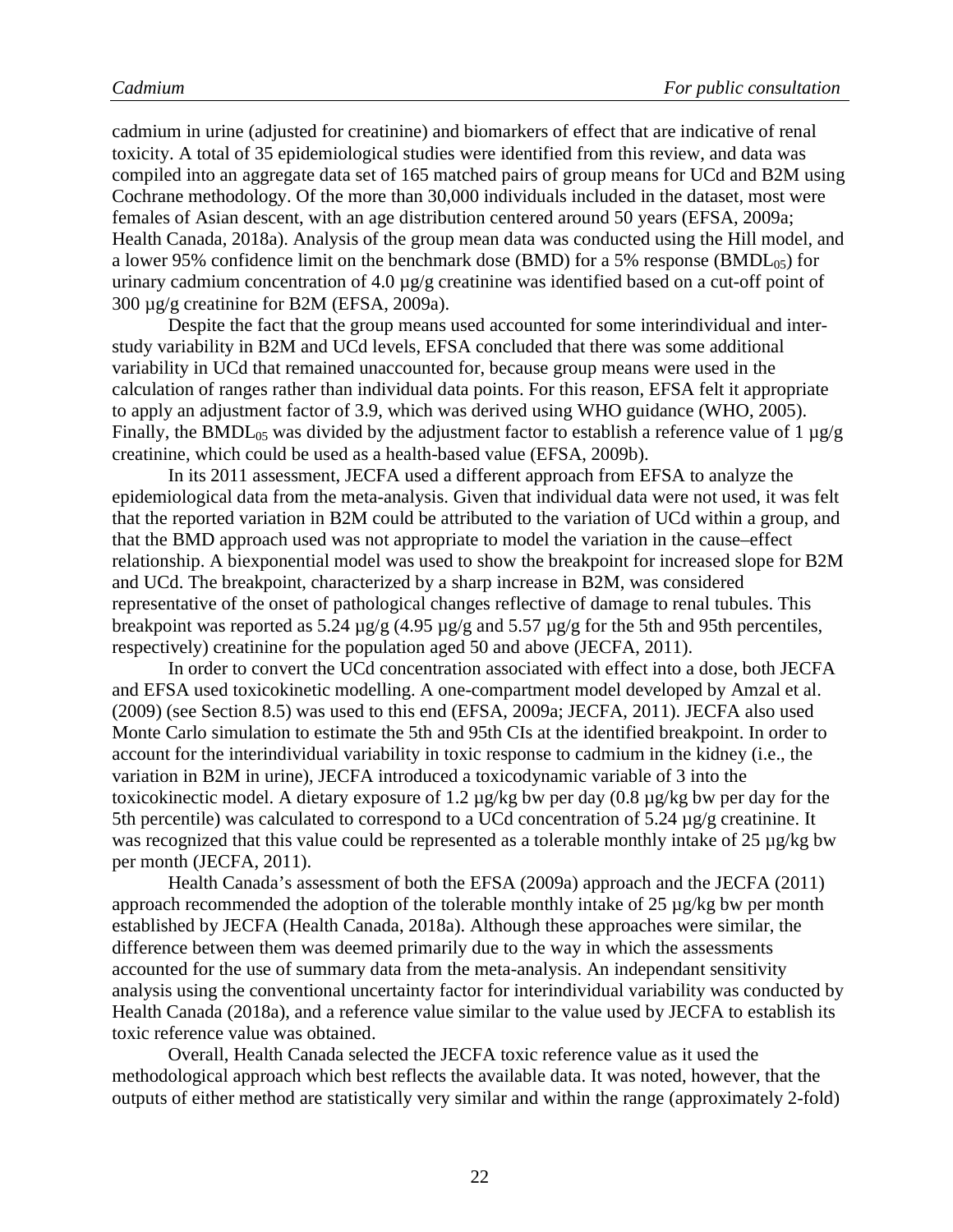cadmium in urine (adjusted for creatinine) and biomarkers of effect that are indicative of renal toxicity. A total of 35 epidemiological studies were identified from this review, and data was compiled into an aggregate data set of 165 matched pairs of group means for UCd and B2M using Cochrane methodology. Of the more than 30,000 individuals included in the dataset, most were females of Asian descent, with an age distribution centered around 50 years (EFSA, 2009a; Health Canada, 2018a). Analysis of the group mean data was conducted using the Hill model, and a lower 95% confidence limit on the benchmark dose (BMD) for a 5% response ($BMDL_{05}$) for urinary cadmium concentration of 4.0 µg/g creatinine was identified based on a cut-off point of 300 µg/g creatinine for B2M (EFSA, 2009a).

Despite the fact that the group means used accounted for some interindividual and inter-study variability in B2M and UCd levels, EFSA concluded that there was some additional variability in UCd that remained unaccounted for, because group means were used in the calculation of ranges rather than individual data points. For this reason, EFSA felt it appropriate to apply an adjustment factor of 3.9, which was derived using WHO guidance (WHO, 2005). Finally, the $BMDL_{05}$ was divided by the adjustment factor to establish a reference value of 1 µg/g creatinine, which could be used as a health-based value (EFSA, 2009b).

In its 2011 assessment, JECFA used a different approach from EFSA to analyze the epidemiological data from the meta-analysis. Given that individual data were not used, it was felt that the reported variation in B2M could be attributed to the variation of UCd within a group, and that the BMD approach used was not appropriate to model the variation in the cause–effect relationship. A biexponential model was used to show the breakpoint for increased slope for B2M and UCd. The breakpoint, characterized by a sharp increase in B2M, was considered representative of the onset of pathological changes reflective of damage to renal tubules. This breakpoint was reported as 5.24 µg/g (4.95 µg/g and 5.57 µg/g for the 5th and 95th percentiles, respectively) creatinine for the population aged 50 and above (JECFA, 2011).

In order to convert the UCd concentration associated with effect into a dose, both JECFA and EFSA used toxicokinetic modelling. A one-compartment model developed by Amzal et al. (2009) (see Section 8.5) was used to this end (EFSA, 2009a; JECFA, 2011). JECFA also used Monte Carlo simulation to estimate the 5th and 95th CIs at the identified breakpoint. In order to account for the interindividual variability in toxic response to cadmium in the kidney (i.e., the variation in B2M in urine), JECFA introduced a toxicodynamic variable of 3 into the toxicokinectic model. A dietary exposure of 1.2 µg/kg bw per day (0.8 µg/kg bw per day for the 5th percentile) was calculated to correspond to a UCd concentration of 5.24 µg/g creatinine. It was recognized that this value could be represented as a tolerable monthly intake of 25 µg/kg bw per month (JECFA, 2011).

Health Canada's assessment of both the EFSA (2009a) approach and the JECFA (2011) approach recommended the adoption of the tolerable monthly intake of 25 µg/kg bw per month established by JECFA (Health Canada, 2018a). Although these approaches were similar, the difference between them was deemed primarily due to the way in which the assessments accounted for the use of summary data from the meta-analysis. An independant sensitivity analysis using the conventional uncertainty factor for interindividual variability was conducted by Health Canada (2018a), and a reference value similar to the value used by JECFA to establish its toxic reference value was obtained.

Overall, Health Canada selected the JECFA toxic reference value as it used the methodological approach which best reflects the available data. It was noted, however, that the outputs of either method are statistically very similar and within the range (approximately 2-fold)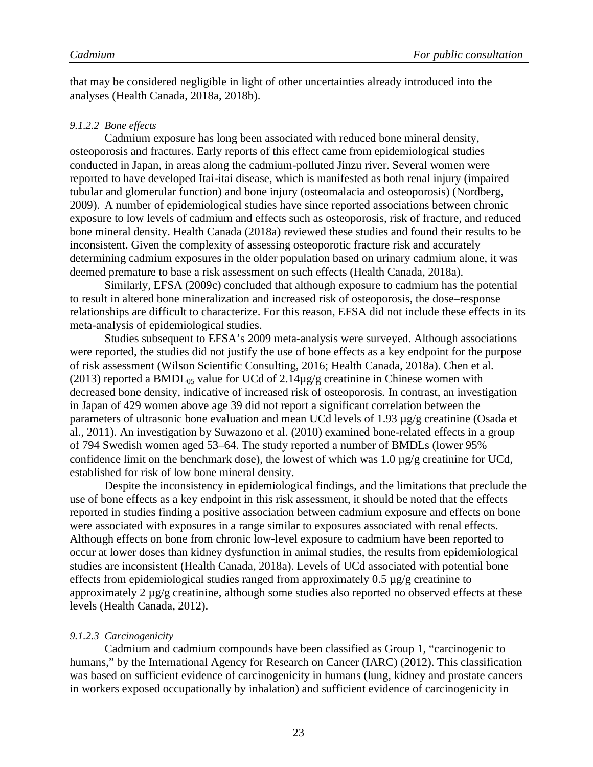that may be considered negligible in light of other uncertainties already introduced into the analyses (Health Canada, 2018a, 2018b).

#### *9.1.2.2 Bone effects*

Cadmium exposure has long been associated with reduced bone mineral density, osteoporosis and fractures. Early reports of this effect came from epidemiological studies conducted in Japan, in areas along the cadmium-polluted Jinzu river. Several women were reported to have developed Itai-itai disease, which is manifested as both renal injury (impaired tubular and glomerular function) and bone injury (osteomalacia and osteoporosis) (Nordberg, 2009). A number of epidemiological studies have since reported associations between chronic exposure to low levels of cadmium and effects such as osteoporosis, risk of fracture, and reduced bone mineral density. Health Canada (2018a) reviewed these studies and found their results to be inconsistent. Given the complexity of assessing osteoporotic fracture risk and accurately determining cadmium exposures in the older population based on urinary cadmium alone, it was deemed premature to base a risk assessment on such effects (Health Canada, 2018a).

Similarly, EFSA (2009c) concluded that although exposure to cadmium has the potential to result in altered bone mineralization and increased risk of osteoporosis, the dose–response relationships are difficult to characterize. For this reason, EFSA did not include these effects in its meta-analysis of epidemiological studies.

Studies subsequent to EFSA's 2009 meta-analysis were surveyed. Although associations were reported, the studies did not justify the use of bone effects as a key endpoint for the purpose of risk assessment (Wilson Scientific Consulting, 2016; Health Canada, 2018a). Chen et al. (2013) reported a $BMDL_{05}$ value for UCd of 2.14µg/g creatinine in Chinese women with decreased bone density, indicative of increased risk of osteoporosis. In contrast, an investigation in Japan of 429 women above age 39 did not report a significant correlation between the parameters of ultrasonic bone evaluation and mean UCd levels of 1.93 µg/g creatinine (Osada et al., 2011). An investigation by Suwazono et al. (2010) examined bone-related effects in a group of 794 Swedish women aged 53–64. The study reported a number of BMDLs (lower 95% confidence limit on the benchmark dose), the lowest of which was 1.0 µg/g creatinine for UCd, established for risk of low bone mineral density.

Despite the inconsistency in epidemiological findings, and the limitations that preclude the use of bone effects as a key endpoint in this risk assessment, it should be noted that the effects reported in studies finding a positive association between cadmium exposure and effects on bone were associated with exposures in a range similar to exposures associated with renal effects. Although effects on bone from chronic low-level exposure to cadmium have been reported to occur at lower doses than kidney dysfunction in animal studies, the results from epidemiological studies are inconsistent (Health Canada, 2018a). Levels of UCd associated with potential bone effects from epidemiological studies ranged from approximately 0.5 µg/g creatinine to approximately 2 µg/g creatinine, although some studies also reported no observed effects at these levels (Health Canada, 2012).

#### *9.1.2.3 Carcinogenicity*

Cadmium and cadmium compounds have been classified as Group 1, "carcinogenic to humans," by the International Agency for Research on Cancer (IARC) (2012). This classification was based on sufficient evidence of carcinogenicity in humans (lung, kidney and prostate cancers in workers exposed occupationally by inhalation) and sufficient evidence of carcinogenicity in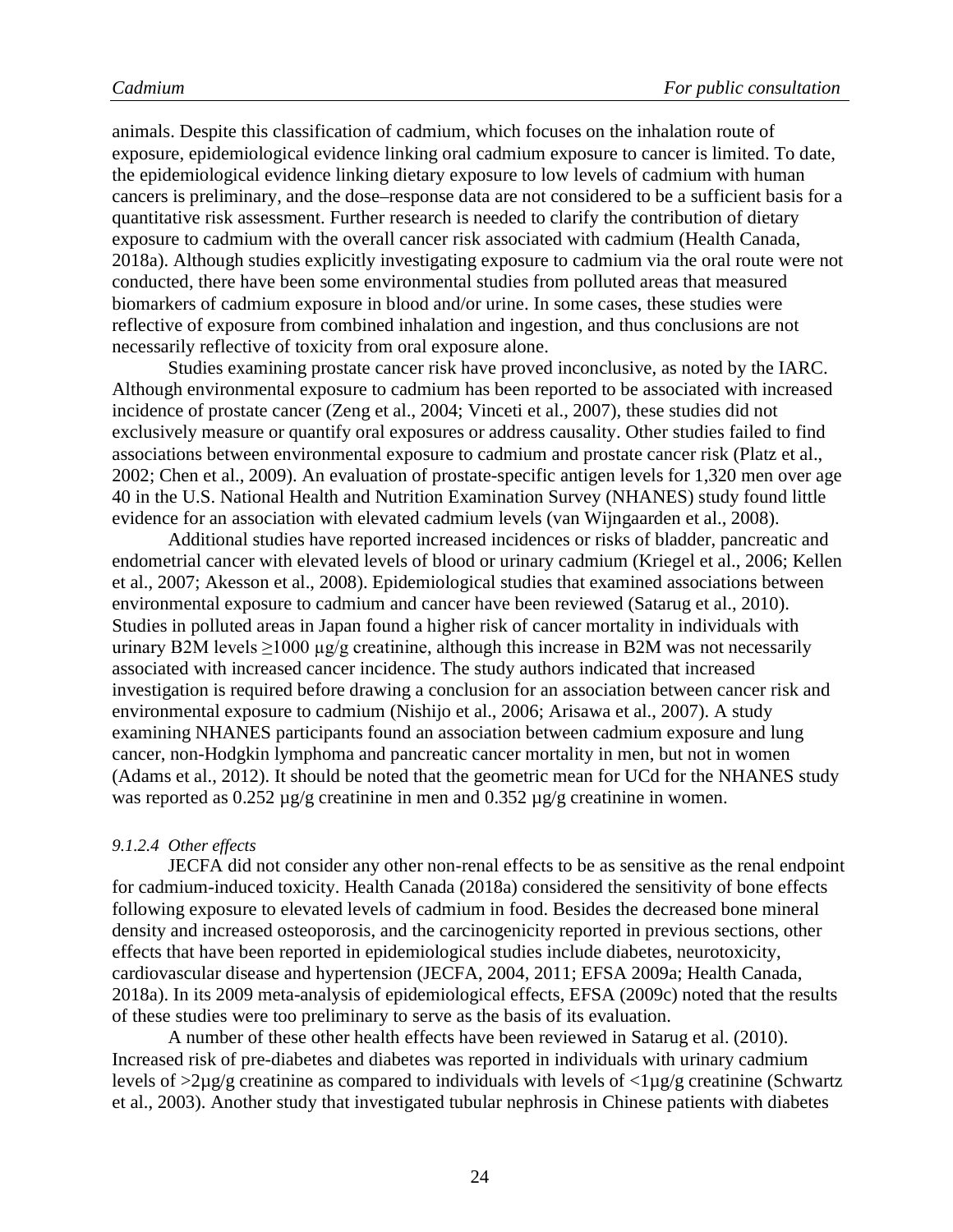animals. Despite this classification of cadmium, which focuses on the inhalation route of exposure, epidemiological evidence linking oral cadmium exposure to cancer is limited. To date, the epidemiological evidence linking dietary exposure to low levels of cadmium with human cancers is preliminary, and the dose–response data are not considered to be a sufficient basis for a quantitative risk assessment. Further research is needed to clarify the contribution of dietary exposure to cadmium with the overall cancer risk associated with cadmium (Health Canada, 2018a). Although studies explicitly investigating exposure to cadmium via the oral route were not conducted, there have been some environmental studies from polluted areas that measured biomarkers of cadmium exposure in blood and/or urine. In some cases, these studies were reflective of exposure from combined inhalation and ingestion, and thus conclusions are not necessarily reflective of toxicity from oral exposure alone.

Studies examining prostate cancer risk have proved inconclusive, as noted by the IARC. Although environmental exposure to cadmium has been reported to be associated with increased incidence of prostate cancer (Zeng et al., 2004; Vinceti et al., 2007), these studies did not exclusively measure or quantify oral exposures or address causality. Other studies failed to find associations between environmental exposure to cadmium and prostate cancer risk (Platz et al., 2002; Chen et al., 2009). An evaluation of prostate-specific antigen levels for 1,320 men over age 40 in the U.S. National Health and Nutrition Examination Survey (NHANES) study found little evidence for an association with elevated cadmium levels (van Wijngaarden et al., 2008).

Additional studies have reported increased incidences or risks of bladder, pancreatic and endometrial cancer with elevated levels of blood or urinary cadmium (Kriegel et al., 2006; Kellen et al., 2007; Akesson et al., 2008). Epidemiological studies that examined associations between environmental exposure to cadmium and cancer have been reviewed (Satarug et al., 2010). Studies in polluted areas in Japan found a higher risk of cancer mortality in individuals with urinary B2M levels ≥1000 µg/g creatinine, although this increase in B2M was not necessarily associated with increased cancer incidence. The study authors indicated that increased investigation is required before drawing a conclusion for an association between cancer risk and environmental exposure to cadmium (Nishijo et al., 2006; Arisawa et al., 2007). A study examining NHANES participants found an association between cadmium exposure and lung cancer, non-Hodgkin lymphoma and pancreatic cancer mortality in men, but not in women (Adams et al., 2012). It should be noted that the geometric mean for UCd for the NHANES study was reported as 0.252 µg/g creatinine in men and 0.352 µg/g creatinine in women.

#### *9.1.2.4 Other effects*

JECFA did not consider any other non-renal effects to be as sensitive as the renal endpoint for cadmium-induced toxicity. Health Canada (2018a) considered the sensitivity of bone effects following exposure to elevated levels of cadmium in food. Besides the decreased bone mineral density and increased osteoporosis, and the carcinogenicity reported in previous sections, other effects that have been reported in epidemiological studies include diabetes, neurotoxicity, cardiovascular disease and hypertension (JECFA, 2004, 2011; EFSA 2009a; Health Canada, 2018a). In its 2009 meta-analysis of epidemiological effects, EFSA (2009c) noted that the results of these studies were too preliminary to serve as the basis of its evaluation.

A number of these other health effects have been reviewed in Satarug et al. (2010). Increased risk of pre-diabetes and diabetes was reported in individuals with urinary cadmium levels of >2µg/g creatinine as compared to individuals with levels of <1µg/g creatinine (Schwartz et al., 2003). Another study that investigated tubular nephrosis in Chinese patients with diabetes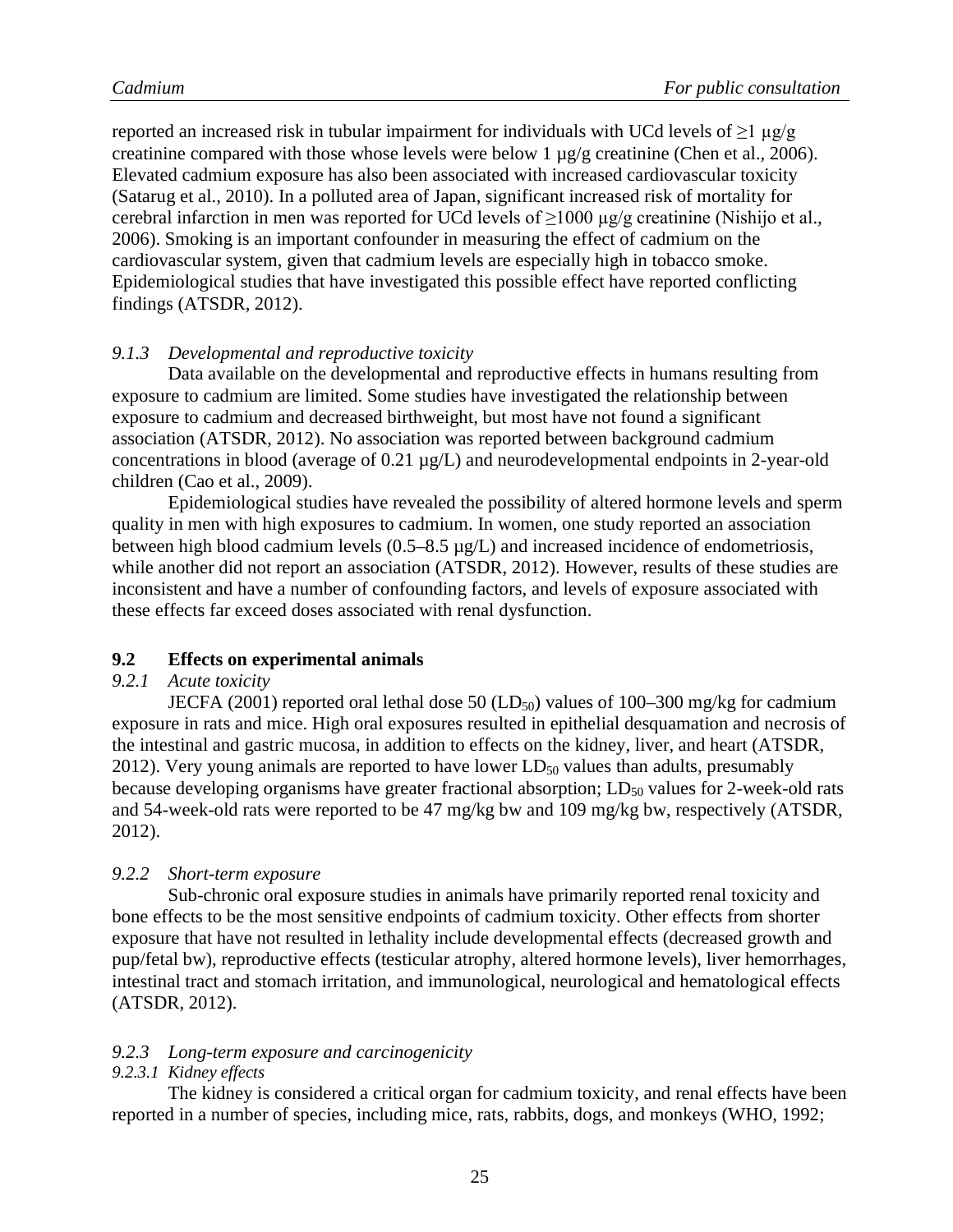reported an increased risk in tubular impairment for individuals with UCd levels of ≥1 µg/g creatinine compared with those whose levels were below 1 µg/g creatinine (Chen et al., 2006). Elevated cadmium exposure has also been associated with increased cardiovascular toxicity (Satarug et al., 2010). In a polluted area of Japan, significant increased risk of mortality for cerebral infarction in men was reported for UCd levels of ≥1000 µg/g creatinine (Nishijo et al., 2006). Smoking is an important confounder in measuring the effect of cadmium on the cardiovascular system, given that cadmium levels are especially high in tobacco smoke. Epidemiological studies that have investigated this possible effect have reported conflicting findings (ATSDR, 2012).

#### *9.1.3 Developmental and reproductive toxicity*

Data available on the developmental and reproductive effects in humans resulting from exposure to cadmium are limited. Some studies have investigated the relationship between exposure to cadmium and decreased birthweight, but most have not found a significant association (ATSDR, 2012). No association was reported between background cadmium concentrations in blood (average of 0.21 µg/L) and neurodevelopmental endpoints in 2-year-old children (Cao et al., 2009).

Epidemiological studies have revealed the possibility of altered hormone levels and sperm quality in men with high exposures to cadmium. In women, one study reported an association between high blood cadmium levels (0.5–8.5 µg/L) and increased incidence of endometriosis, while another did not report an association (ATSDR, 2012). However, results of these studies are inconsistent and have a number of confounding factors, and levels of exposure associated with these effects far exceed doses associated with renal dysfunction.

### 9.2 Effects on experimental animals

#### *9.2.1 Acute toxicity*

JECFA (2001) reported oral lethal dose 50 ($LD_{50}$) values of 100–300 mg/kg for cadmium exposure in rats and mice. High oral exposures resulted in epithelial desquamation and necrosis of the intestinal and gastric mucosa, in addition to effects on the kidney, liver, and heart (ATSDR, 2012). Very young animals are reported to have lower $LD_{50}$ values than adults, presumably because developing organisms have greater fractional absorption; $LD_{50}$ values for 2-week-old rats and 54-week-old rats were reported to be 47 mg/kg bw and 109 mg/kg bw, respectively (ATSDR, 2012).

#### *9.2.2 Short-term exposure*

Sub-chronic oral exposure studies in animals have primarily reported renal toxicity and bone effects to be the most sensitive endpoints of cadmium toxicity. Other effects from shorter exposure that have not resulted in lethality include developmental effects (decreased growth and pup/fetal bw), reproductive effects (testicular atrophy, altered hormone levels), liver hemorrhages, intestinal tract and stomach irritation, and immunological, neurological and hematological effects (ATSDR, 2012).

#### *9.2.3 Long-term exposure and carcinogenicity*

##### *9.2.3.1 Kidney effects*

The kidney is considered a critical organ for cadmium toxicity, and renal effects have been reported in a number of species, including mice, rats, rabbits, dogs, and monkeys (WHO, 1992;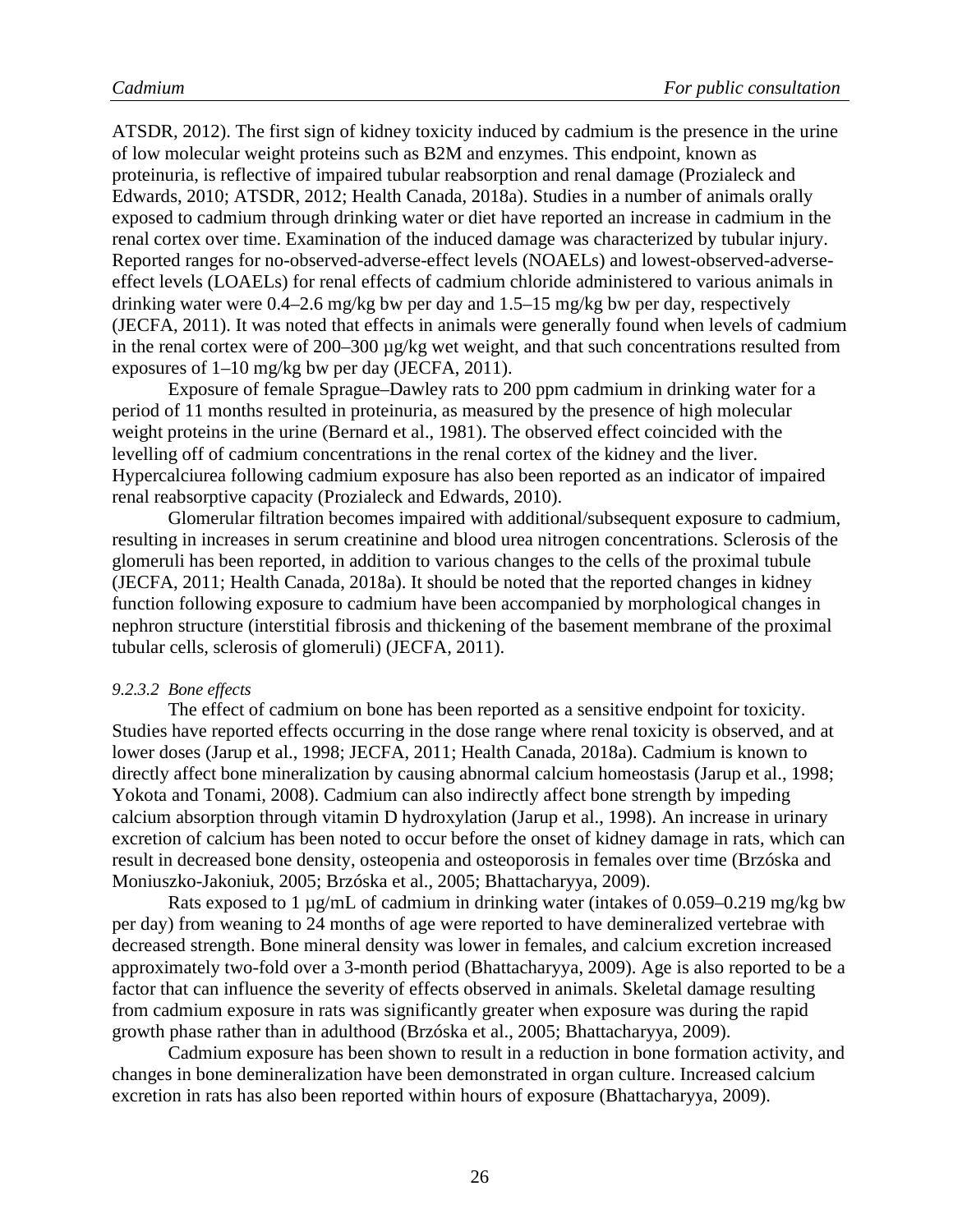ATSDR, 2012). The first sign of kidney toxicity induced by cadmium is the presence in the urine of low molecular weight proteins such as B2M and enzymes. This endpoint, known as proteinuria, is reflective of impaired tubular reabsorption and renal damage (Prozialeck and Edwards, 2010; ATSDR, 2012; Health Canada, 2018a). Studies in a number of animals orally exposed to cadmium through drinking water or diet have reported an increase in cadmium in the renal cortex over time. Examination of the induced damage was characterized by tubular injury. Reported ranges for no-observed-adverse-effect levels (NOAELs) and lowest-observed-adverse-effect levels (LOAELs) for renal effects of cadmium chloride administered to various animals in drinking water were 0.4–2.6 mg/kg bw per day and 1.5–15 mg/kg bw per day, respectively (JECFA, 2011). It was noted that effects in animals were generally found when levels of cadmium in the renal cortex were of 200–300 µg/kg wet weight, and that such concentrations resulted from exposures of 1–10 mg/kg bw per day (JECFA, 2011).

Exposure of female Sprague–Dawley rats to 200 ppm cadmium in drinking water for a period of 11 months resulted in proteinuria, as measured by the presence of high molecular weight proteins in the urine (Bernard et al., 1981). The observed effect coincided with the levelling off of cadmium concentrations in the renal cortex of the kidney and the liver. Hypercalciurea following cadmium exposure has also been reported as an indicator of impaired renal reabsorptive capacity (Prozialeck and Edwards, 2010).

Glomerular filtration becomes impaired with additional/subsequent exposure to cadmium, resulting in increases in serum creatinine and blood urea nitrogen concentrations. Sclerosis of the glomeruli has been reported, in addition to various changes to the cells of the proximal tubule (JECFA, 2011; Health Canada, 2018a). It should be noted that the reported changes in kidney function following exposure to cadmium have been accompanied by morphological changes in nephron structure (interstitial fibrosis and thickening of the basement membrane of the proximal tubular cells, sclerosis of glomeruli) (JECFA, 2011).

#### *9.2.3.2 Bone effects*

The effect of cadmium on bone has been reported as a sensitive endpoint for toxicity. Studies have reported effects occurring in the dose range where renal toxicity is observed, and at lower doses (Jarup et al., 1998; JECFA, 2011; Health Canada, 2018a). Cadmium is known to directly affect bone mineralization by causing abnormal calcium homeostasis (Jarup et al., 1998; Yokota and Tonami, 2008). Cadmium can also indirectly affect bone strength by impeding calcium absorption through vitamin D hydroxylation (Jarup et al., 1998). An increase in urinary excretion of calcium has been noted to occur before the onset of kidney damage in rats, which can result in decreased bone density, osteopenia and osteoporosis in females over time (Brzóska and Moniuszko-Jakoniuk, 2005; Brzóska et al., 2005; Bhattacharyya, 2009).

Rats exposed to 1 µg/mL of cadmium in drinking water (intakes of 0.059–0.219 mg/kg bw per day) from weaning to 24 months of age were reported to have demineralized vertebrae with decreased strength. Bone mineral density was lower in females, and calcium excretion increased approximately two-fold over a 3-month period (Bhattacharyya, 2009). Age is also reported to be a factor that can influence the severity of effects observed in animals. Skeletal damage resulting from cadmium exposure in rats was significantly greater when exposure was during the rapid growth phase rather than in adulthood (Brzóska et al., 2005; Bhattacharyya, 2009).

Cadmium exposure has been shown to result in a reduction in bone formation activity, and changes in bone demineralization have been demonstrated in organ culture. Increased calcium excretion in rats has also been reported within hours of exposure (Bhattacharyya, 2009).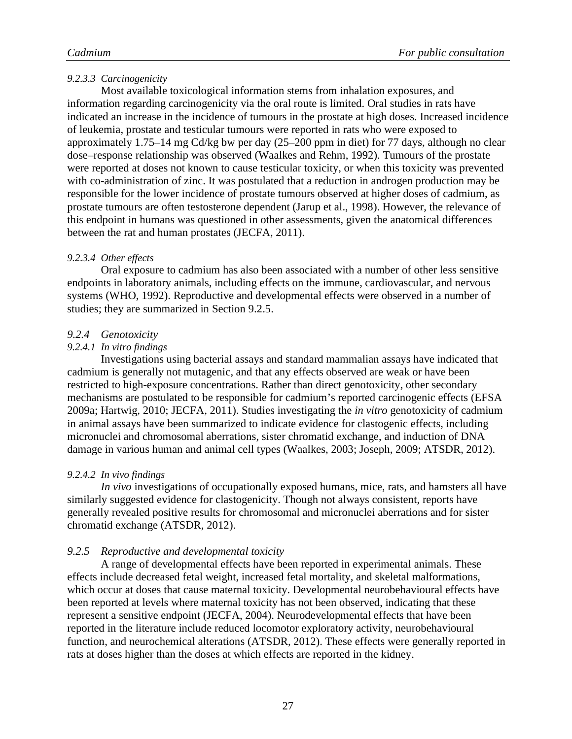#### *9.2.3.3 Carcinogenicity*

Most available toxicological information stems from inhalation exposures, and information regarding carcinogenicity via the oral route is limited. Oral studies in rats have indicated an increase in the incidence of tumours in the prostate at high doses. Increased incidence of leukemia, prostate and testicular tumours were reported in rats who were exposed to approximately 1.75–14 mg Cd/kg bw per day (25–200 ppm in diet) for 77 days, although no clear dose–response relationship was observed (Waalkes and Rehm, 1992). Tumours of the prostate were reported at doses not known to cause testicular toxicity, or when this toxicity was prevented with co-administration of zinc. It was postulated that a reduction in androgen production may be responsible for the lower incidence of prostate tumours observed at higher doses of cadmium, as prostate tumours are often testosterone dependent (Jarup et al., 1998). However, the relevance of this endpoint in humans was questioned in other assessments, given the anatomical differences between the rat and human prostates (JECFA, 2011).

#### *9.2.3.4 Other effects*

Oral exposure to cadmium has also been associated with a number of other less sensitive endpoints in laboratory animals, including effects on the immune, cardiovascular, and nervous systems (WHO, 1992). Reproductive and developmental effects were observed in a number of studies; they are summarized in Section 9.2.5.

### *9.2.4 Genotoxicity*

#### *9.2.4.1 In vitro findings*

Investigations using bacterial assays and standard mammalian assays have indicated that cadmium is generally not mutagenic, and that any effects observed are weak or have been restricted to high-exposure concentrations. Rather than direct genotoxicity, other secondary mechanisms are postulated to be responsible for cadmium's reported carcinogenic effects (EFSA 2009a; Hartwig, 2010; JECFA, 2011). Studies investigating the *in vitro* genotoxicity of cadmium in animal assays have been summarized to indicate evidence for clastogenic effects, including micronuclei and chromosomal aberrations, sister chromatid exchange, and induction of DNA damage in various human and animal cell types (Waalkes, 2003; Joseph, 2009; ATSDR, 2012).

#### *9.2.4.2 In vivo findings*

*In vivo* investigations of occupationally exposed humans, mice, rats, and hamsters all have similarly suggested evidence for clastogenicity. Though not always consistent, reports have generally revealed positive results for chromosomal and micronuclei aberrations and for sister chromatid exchange (ATSDR, 2012).

### *9.2.5 Reproductive and developmental toxicity*

A range of developmental effects have been reported in experimental animals. These effects include decreased fetal weight, increased fetal mortality, and skeletal malformations, which occur at doses that cause maternal toxicity. Developmental neurobehavioural effects have been reported at levels where maternal toxicity has not been observed, indicating that these represent a sensitive endpoint (JECFA, 2004). Neurodevelopmental effects that have been reported in the literature include reduced locomotor exploratory activity, neurobehavioural function, and neurochemical alterations (ATSDR, 2012). These effects were generally reported in rats at doses higher than the doses at which effects are reported in the kidney.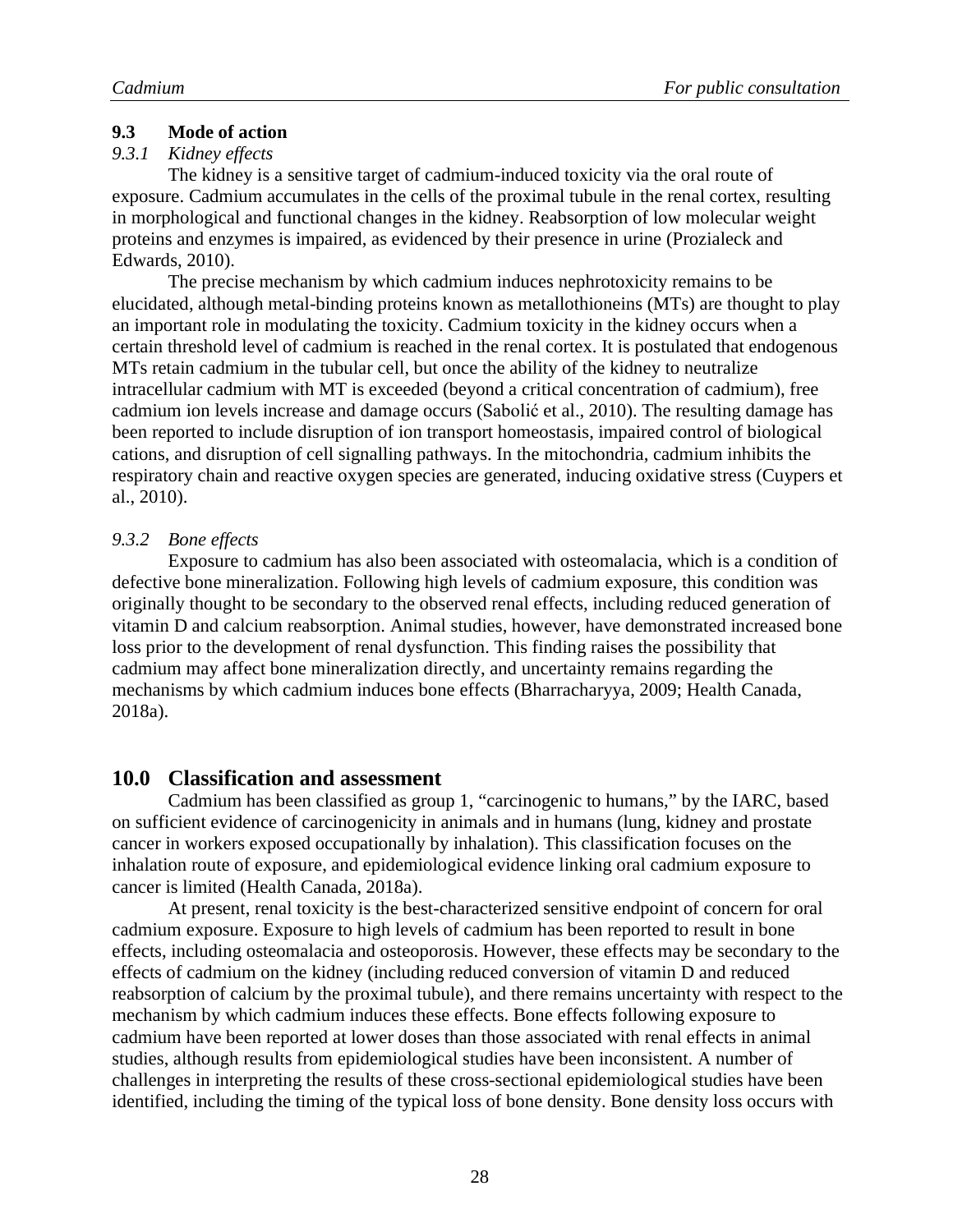### 9.3 Mode of action

#### *9.3.1 Kidney effects*

The kidney is a sensitive target of cadmium-induced toxicity via the oral route of exposure. Cadmium accumulates in the cells of the proximal tubule in the renal cortex, resulting in morphological and functional changes in the kidney. Reabsorption of low molecular weight proteins and enzymes is impaired, as evidenced by their presence in urine (Prozialeck and Edwards, 2010).

The precise mechanism by which cadmium induces nephrotoxicity remains to be elucidated, although metal-binding proteins known as metallothioneins (MTs) are thought to play an important role in modulating the toxicity. Cadmium toxicity in the kidney occurs when a certain threshold level of cadmium is reached in the renal cortex. It is postulated that endogenous MTs retain cadmium in the tubular cell, but once the ability of the kidney to neutralize intracellular cadmium with MT is exceeded (beyond a critical concentration of cadmium), free cadmium ion levels increase and damage occurs (Sabolić et al., 2010). The resulting damage has been reported to include disruption of ion transport homeostasis, impaired control of biological cations, and disruption of cell signalling pathways. In the mitochondria, cadmium inhibits the respiratory chain and reactive oxygen species are generated, inducing oxidative stress (Cuypers et al., 2010).

#### *9.3.2 Bone effects*

Exposure to cadmium has also been associated with osteomalacia, which is a condition of defective bone mineralization. Following high levels of cadmium exposure, this condition was originally thought to be secondary to the observed renal effects, including reduced generation of vitamin D and calcium reabsorption. Animal studies, however, have demonstrated increased bone loss prior to the development of renal dysfunction. This finding raises the possibility that cadmium may affect bone mineralization directly, and uncertainty remains regarding the mechanisms by which cadmium induces bone effects (Bharracharyya, 2009; Health Canada, 2018a).

## 10.0 Classification and assessment

Cadmium has been classified as group 1, "carcinogenic to humans," by the IARC, based on sufficient evidence of carcinogenicity in animals and in humans (lung, kidney and prostate cancer in workers exposed occupationally by inhalation). This classification focuses on the inhalation route of exposure, and epidemiological evidence linking oral cadmium exposure to cancer is limited (Health Canada, 2018a).

At present, renal toxicity is the best-characterized sensitive endpoint of concern for oral cadmium exposure. Exposure to high levels of cadmium has been reported to result in bone effects, including osteomalacia and osteoporosis. However, these effects may be secondary to the effects of cadmium on the kidney (including reduced conversion of vitamin D and reduced reabsorption of calcium by the proximal tubule), and there remains uncertainty with respect to the mechanism by which cadmium induces these effects. Bone effects following exposure to cadmium have been reported at lower doses than those associated with renal effects in animal studies, although results from epidemiological studies have been inconsistent. A number of challenges in interpreting the results of these cross-sectional epidemiological studies have been identified, including the timing of the typical loss of bone density. Bone density loss occurs with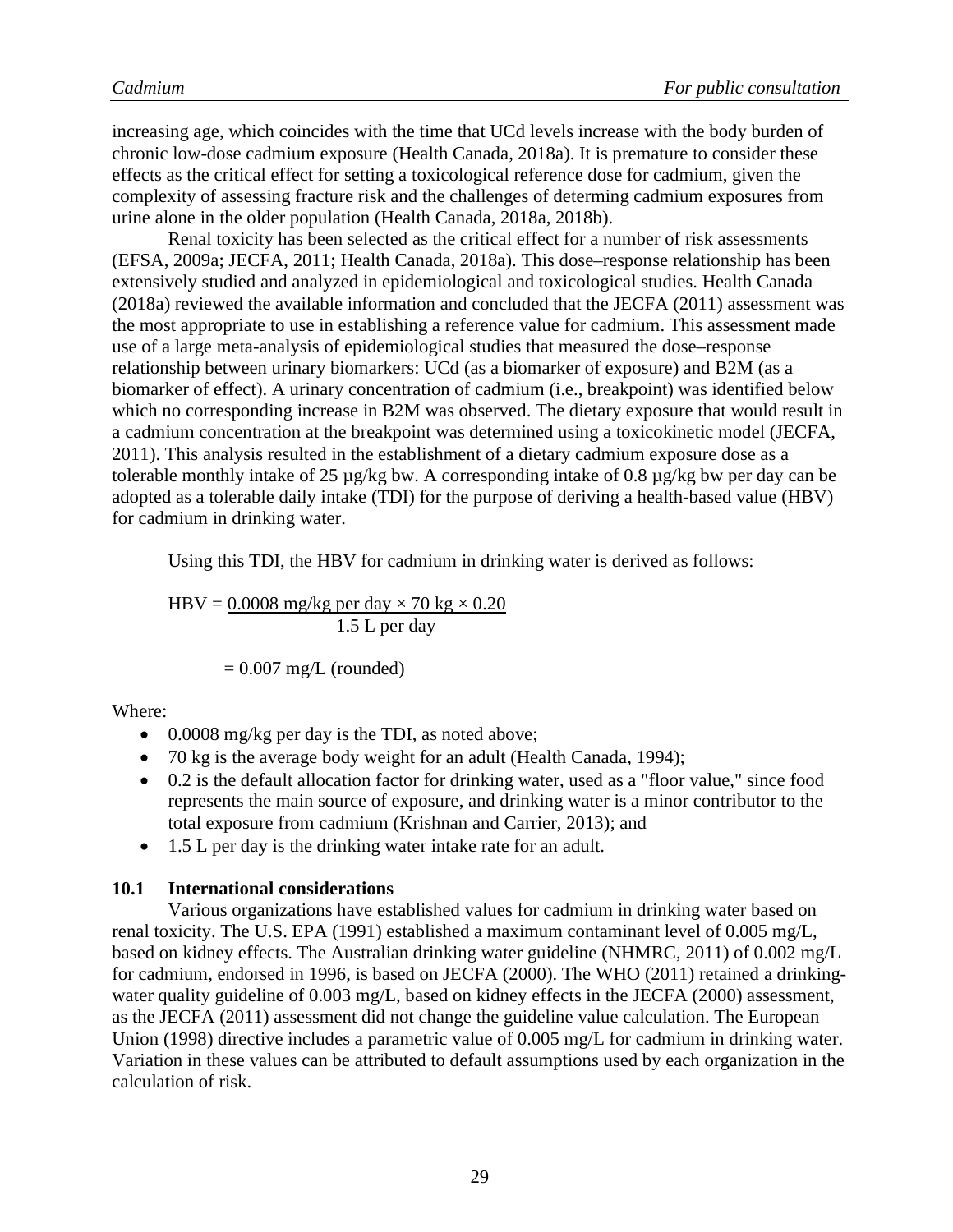increasing age, which coincides with the time that UCd levels increase with the body burden of chronic low-dose cadmium exposure (Health Canada, 2018a). It is premature to consider these effects as the critical effect for setting a toxicological reference dose for cadmium, given the complexity of assessing fracture risk and the challenges of determing cadmium exposures from urine alone in the older population (Health Canada, 2018a, 2018b).

Renal toxicity has been selected as the critical effect for a number of risk assessments (EFSA, 2009a; JECFA, 2011; Health Canada, 2018a). This dose–response relationship has been extensively studied and analyzed in epidemiological and toxicological studies. Health Canada (2018a) reviewed the available information and concluded that the JECFA (2011) assessment was the most appropriate to use in establishing a reference value for cadmium. This assessment made use of a large meta-analysis of epidemiological studies that measured the dose–response relationship between urinary biomarkers: UCd (as a biomarker of exposure) and B2M (as a biomarker of effect). A urinary concentration of cadmium (i.e., breakpoint) was identified below which no corresponding increase in B2M was observed. The dietary exposure that would result in a cadmium concentration at the breakpoint was determined using a toxicokinetic model (JECFA, 2011). This analysis resulted in the establishment of a dietary cadmium exposure dose as a tolerable monthly intake of 25 µg/kg bw. A corresponding intake of 0.8 µg/kg bw per day can be adopted as a tolerable daily intake (TDI) for the purpose of deriving a health-based value (HBV) for cadmium in drinking water.

Using this TDI, the HBV for cadmium in drinking water is derived as follows:

$$\text{HBV} = \frac{0.0008 \text{ mg/kg per day} \times 70 \text{ kg} \times 0.20}{1.5 \text{ L per day}}$$

$$= 0.007 \text{ mg/L (rounded)}$$

Where:

- 0.0008 mg/kg per day is the TDI, as noted above;
- 70 kg is the average body weight for an adult (Health Canada, 1994);
- 0.2 is the default allocation factor for drinking water, used as a "floor value," since food represents the main source of exposure, and drinking water is a minor contributor to the total exposure from cadmium (Krishnan and Carrier, 2013); and
- 1.5 L per day is the drinking water intake rate for an adult.

### 10.1 International considerations

Various organizations have established values for cadmium in drinking water based on renal toxicity. The U.S. EPA (1991) established a maximum contaminant level of 0.005 mg/L, based on kidney effects. The Australian drinking water guideline (NHMRC, 2011) of 0.002 mg/L for cadmium, endorsed in 1996, is based on JECFA (2000). The WHO (2011) retained a drinking-water quality guideline of 0.003 mg/L, based on kidney effects in the JECFA (2000) assessment, as the JECFA (2011) assessment did not change the guideline value calculation. The European Union (1998) directive includes a parametric value of 0.005 mg/L for cadmium in drinking water. Variation in these values can be attributed to default assumptions used by each organization in the calculation of risk.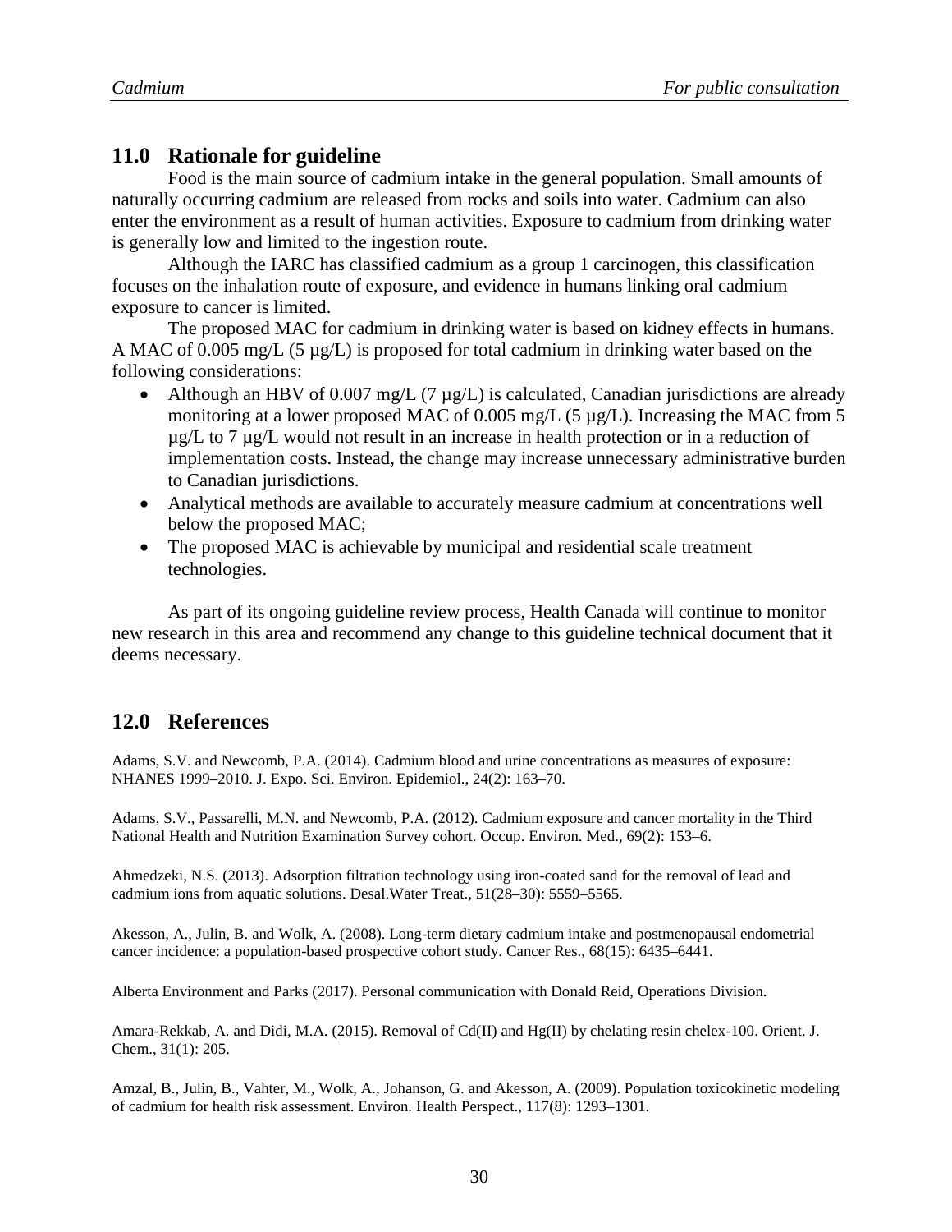## 11.0 Rationale for guideline

Food is the main source of cadmium intake in the general population. Small amounts of naturally occurring cadmium are released from rocks and soils into water. Cadmium can also enter the environment as a result of human activities. Exposure to cadmium from drinking water is generally low and limited to the ingestion route.

Although the IARC has classified cadmium as a group 1 carcinogen, this classification focuses on the inhalation route of exposure, and evidence in humans linking oral cadmium exposure to cancer is limited.

The proposed MAC for cadmium in drinking water is based on kidney effects in humans. A MAC of 0.005 mg/L (5 µg/L) is proposed for total cadmium in drinking water based on the following considerations:

- Although an HBV of 0.007 mg/L (7 µg/L) is calculated, Canadian jurisdictions are already monitoring at a lower proposed MAC of 0.005 mg/L (5 µg/L). Increasing the MAC from 5 µg/L to 7 µg/L would not result in an increase in health protection or in a reduction of implementation costs. Instead, the change may increase unnecessary administrative burden to Canadian jurisdictions.
- Analytical methods are available to accurately measure cadmium at concentrations well below the proposed MAC;
- The proposed MAC is achievable by municipal and residential scale treatment technologies.

As part of its ongoing guideline review process, Health Canada will continue to monitor new research in this area and recommend any change to this guideline technical document that it deems necessary.

## 12.0 References

Adams, S.V. and Newcomb, P.A. (2014). Cadmium blood and urine concentrations as measures of exposure: NHANES 1999–2010. J. Expo. Sci. Environ. Epidemiol., 24(2): 163–70.

Adams, S.V., Passarelli, M.N. and Newcomb, P.A. (2012). Cadmium exposure and cancer mortality in the Third National Health and Nutrition Examination Survey cohort. Occup. Environ. Med., 69(2): 153–6.

Ahmedzeki, N.S. (2013). Adsorption filtration technology using iron-coated sand for the removal of lead and cadmium ions from aquatic solutions. Desal.Water Treat., 51(28–30): 5559–5565.

Akesson, A., Julin, B. and Wolk, A. (2008). Long-term dietary cadmium intake and postmenopausal endometrial cancer incidence: a population-based prospective cohort study. Cancer Res., 68(15): 6435–6441.

Alberta Environment and Parks (2017). Personal communication with Donald Reid, Operations Division.

Amara-Rekkab, A. and Didi, M.A. (2015). Removal of Cd(II) and Hg(II) by chelating resin chelex-100. Orient. J. Chem., 31(1): 205.

Amzal, B., Julin, B., Vahter, M., Wolk, A., Johanson, G. and Akesson, A. (2009). Population toxicokinetic modeling of cadmium for health risk assessment. Environ. Health Perspect., 117(8): 1293–1301.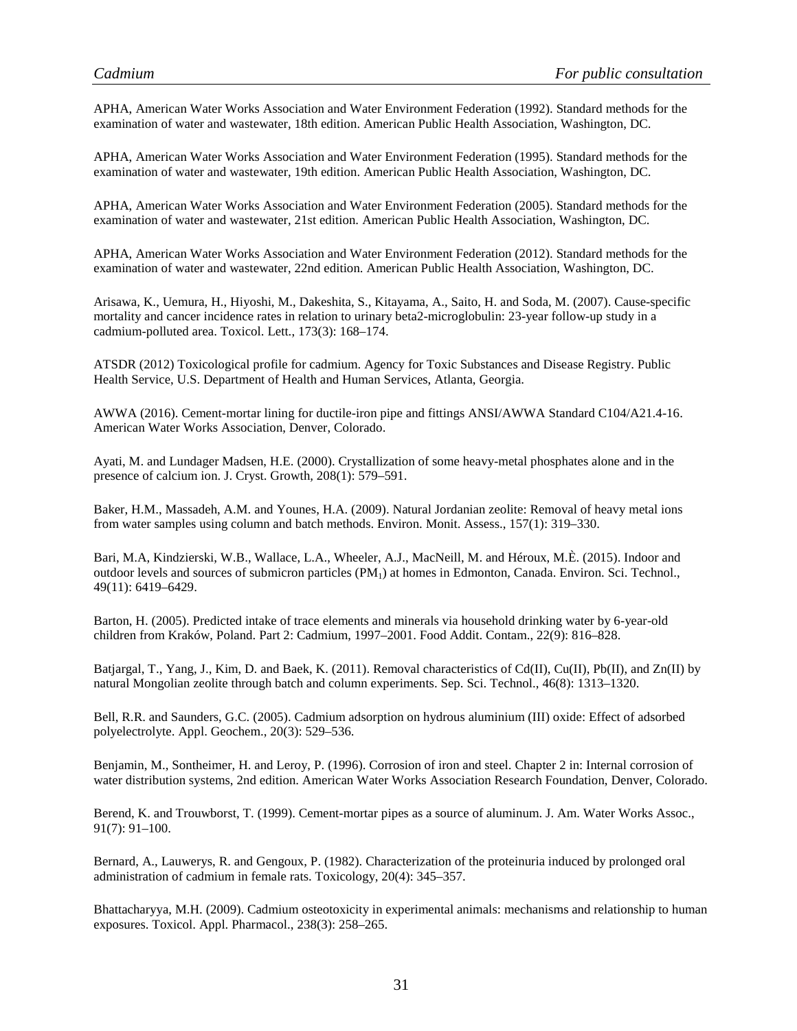APHA, American Water Works Association and Water Environment Federation (1992). Standard methods for the examination of water and wastewater, 18th edition. American Public Health Association, Washington, DC.

APHA, American Water Works Association and Water Environment Federation (1995). Standard methods for the examination of water and wastewater, 19th edition. American Public Health Association, Washington, DC.

APHA, American Water Works Association and Water Environment Federation (2005). Standard methods for the examination of water and wastewater, 21st edition. American Public Health Association, Washington, DC.

APHA, American Water Works Association and Water Environment Federation (2012). Standard methods for the examination of water and wastewater, 22nd edition. American Public Health Association, Washington, DC.

Arisawa, K., Uemura, H., Hiyoshi, M., Dakeshita, S., Kitayama, A., Saito, H. and Soda, M. (2007). Cause-specific mortality and cancer incidence rates in relation to urinary beta2-microglobulin: 23-year follow-up study in a cadmium-polluted area. Toxicol. Lett., 173(3): 168–174.

ATSDR (2012) Toxicological profile for cadmium. Agency for Toxic Substances and Disease Registry. Public Health Service, U.S. Department of Health and Human Services, Atlanta, Georgia.

AWWA (2016). Cement-mortar lining for ductile-iron pipe and fittings ANSI/AWWA Standard C104/A21.4-16. American Water Works Association, Denver, Colorado.

Ayati, M. and Lundager Madsen, H.E. (2000). Crystallization of some heavy-metal phosphates alone and in the presence of calcium ion. J. Cryst. Growth, 208(1): 579–591.

Baker, H.M., Massadeh, A.M. and Younes, H.A. (2009). Natural Jordanian zeolite: Removal of heavy metal ions from water samples using column and batch methods. Environ. Monit. Assess., 157(1): 319–330.

Bari, M.A, Kindzierski, W.B., Wallace, L.A., Wheeler, A.J., MacNeill, M. and Héroux, M.È. (2015). Indoor and outdoor levels and sources of submicron particles ($PM_1$) at homes in Edmonton, Canada. Environ. Sci. Technol., 49(11): 6419–6429.

Barton, H. (2005). Predicted intake of trace elements and minerals via household drinking water by 6-year-old children from Kraków, Poland. Part 2: Cadmium, 1997–2001. Food Addit. Contam., 22(9): 816–828.

Batjargal, T., Yang, J., Kim, D. and Baek, K. (2011). Removal characteristics of Cd(II), Cu(II), Pb(II), and Zn(II) by natural Mongolian zeolite through batch and column experiments. Sep. Sci. Technol., 46(8): 1313–1320.

Bell, R.R. and Saunders, G.C. (2005). Cadmium adsorption on hydrous aluminium (III) oxide: Effect of adsorbed polyelectrolyte. Appl. Geochem., 20(3): 529–536.

Benjamin, M., Sontheimer, H. and Leroy, P. (1996). Corrosion of iron and steel. Chapter 2 in: Internal corrosion of water distribution systems, 2nd edition. American Water Works Association Research Foundation, Denver, Colorado.

Berend, K. and Trouwborst, T. (1999). Cement-mortar pipes as a source of aluminum. J. Am. Water Works Assoc., 91(7): 91–100.

Bernard, A., Lauwerys, R. and Gengoux, P. (1982). Characterization of the proteinuria induced by prolonged oral administration of cadmium in female rats. Toxicology, 20(4): 345–357.

Bhattacharyya, M.H. (2009). Cadmium osteotoxicity in experimental animals: mechanisms and relationship to human exposures. Toxicol. Appl. Pharmacol., 238(3): 258–265.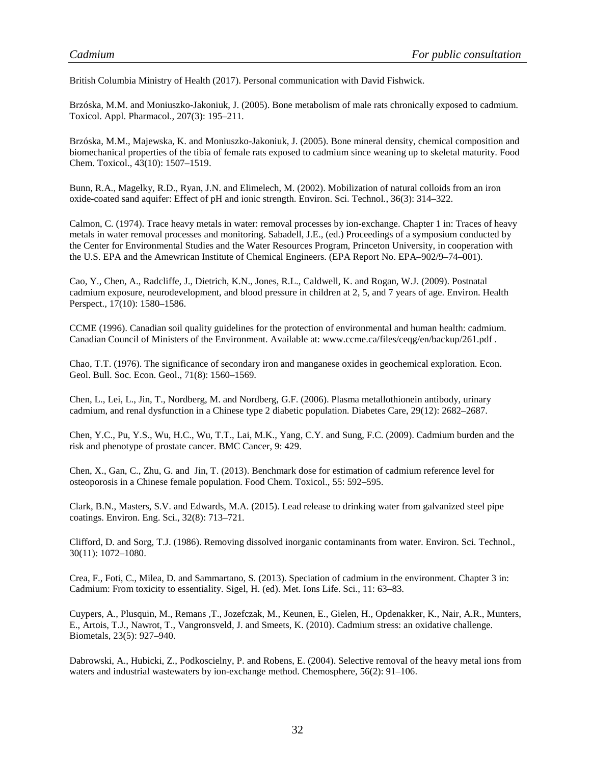British Columbia Ministry of Health (2017). Personal communication with David Fishwick.

Brzóska, M.M. and Moniuszko-Jakoniuk, J. (2005). Bone metabolism of male rats chronically exposed to cadmium. Toxicol. Appl. Pharmacol., 207(3): 195–211.

Brzóska, M.M., Majewska, K. and Moniuszko-Jakoniuk, J. (2005). Bone mineral density, chemical composition and biomechanical properties of the tibia of female rats exposed to cadmium since weaning up to skeletal maturity. Food Chem. Toxicol., 43(10): 1507–1519.

Bunn, R.A., Magelky, R.D., Ryan, J.N. and Elimelech, M. (2002). Mobilization of natural colloids from an iron oxide-coated sand aquifer: Effect of pH and ionic strength. Environ. Sci. Technol., 36(3): 314–322.

Calmon, C. (1974). Trace heavy metals in water: removal processes by ion-exchange. Chapter 1 in: Traces of heavy metals in water removal processes and monitoring. Sabadell, J.E., (ed.) Proceedings of a symposium conducted by the Center for Environmental Studies and the Water Resources Program, Princeton University, in cooperation with the U.S. EPA and the Amewrican Institute of Chemical Engineers. (EPA Report No. EPA–902/9–74–001).

Cao, Y., Chen, A., Radcliffe, J., Dietrich, K.N., Jones, R.L., Caldwell, K. and Rogan, W.J. (2009). Postnatal cadmium exposure, neurodevelopment, and blood pressure in children at 2, 5, and 7 years of age. Environ. Health Perspect., 17(10): 1580–1586.

CCME (1996). Canadian soil quality guidelines for the protection of environmental and human health: cadmium. Canadian Council of Ministers of the Environment. Available at: www.ccme.ca/files/ceqg/en/backup/261.pdf .

Chao, T.T. (1976). The significance of secondary iron and manganese oxides in geochemical exploration. Econ. Geol. Bull. Soc. Econ. Geol., 71(8): 1560–1569.

Chen, L., Lei, L., Jin, T., Nordberg, M. and Nordberg, G.F. (2006). Plasma metallothionein antibody, urinary cadmium, and renal dysfunction in a Chinese type 2 diabetic population. Diabetes Care, 29(12): 2682–2687.

Chen, Y.C., Pu, Y.S., Wu, H.C., Wu, T.T., Lai, M.K., Yang, C.Y. and Sung, F.C. (2009). Cadmium burden and the risk and phenotype of prostate cancer. BMC Cancer, 9: 429.

Chen, X., Gan, C., Zhu, G. and Jin, T. (2013). Benchmark dose for estimation of cadmium reference level for osteoporosis in a Chinese female population. Food Chem. Toxicol., 55: 592–595.

Clark, B.N., Masters, S.V. and Edwards, M.A. (2015). Lead release to drinking water from galvanized steel pipe coatings. Environ. Eng. Sci., 32(8): 713–721.

Clifford, D. and Sorg, T.J. (1986). Removing dissolved inorganic contaminants from water. Environ. Sci. Technol., 30(11): 1072–1080.

Crea, F., Foti, C., Milea, D. and Sammartano, S. (2013). Speciation of cadmium in the environment. Chapter 3 in: Cadmium: From toxicity to essentiality. Sigel, H. (ed). Met. Ions Life. Sci., 11: 63–83.

Cuypers, A., Plusquin, M., Remans ,T., Jozefczak, M., Keunen, E., Gielen, H., Opdenakker, K., Nair, A.R., Munters, E., Artois, T.J., Nawrot, T., Vangronsveld, J. and Smeets, K. (2010). Cadmium stress: an oxidative challenge. Biometals, 23(5): 927–940.

Dabrowski, A., Hubicki, Z., Podkoscielny, P. and Robens, E. (2004). Selective removal of the heavy metal ions from waters and industrial wastewaters by ion-exchange method. Chemosphere, 56(2): 91–106.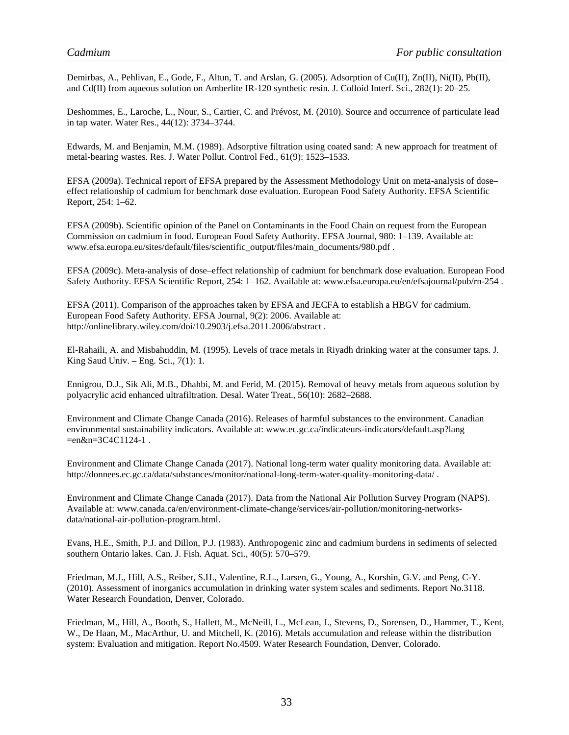Demirbas, A., Pehlivan, E., Gode, F., Altun, T. and Arslan, G. (2005). Adsorption of Cu(II), Zn(II), Ni(II), Pb(II), and Cd(II) from aqueous solution on Amberlite IR-120 synthetic resin. J. Colloid Interf. Sci., 282(1): 20–25.

Deshommes, E., Laroche, L., Nour, S., Cartier, C. and Prévost, M. (2010). Source and occurrence of particulate lead in tap water. Water Res., 44(12): 3734–3744.

Edwards, M. and Benjamin, M.M. (1989). Adsorptive filtration using coated sand: A new approach for treatment of metal-bearing wastes. Res. J. Water Pollut. Control Fed., 61(9): 1523–1533.

EFSA (2009a). Technical report of EFSA prepared by the Assessment Methodology Unit on meta-analysis of dose–effect relationship of cadmium for benchmark dose evaluation. European Food Safety Authority. EFSA Scientific Report, 254: 1–62.

EFSA (2009b). Scientific opinion of the Panel on Contaminants in the Food Chain on request from the European Commission on cadmium in food. European Food Safety Authority. EFSA Journal, 980: 1–139. Available at: www.efsa.europa.eu/sites/default/files/scientific_output/files/main_documents/980.pdf .

EFSA (2009c). Meta-analysis of dose–effect relationship of cadmium for benchmark dose evaluation. European Food Safety Authority. EFSA Scientific Report, 254: 1–162. Available at: www.efsa.europa.eu/en/efsajournal/pub/rn-254 .

EFSA (2011). Comparison of the approaches taken by EFSA and JECFA to establish a HBGV for cadmium. European Food Safety Authority. EFSA Journal, 9(2): 2006. Available at: http://onlinelibrary.wiley.com/doi/10.2903/j.efsa.2011.2006/abstract .

El-Rahaili, A. and Misbahuddin, M. (1995). Levels of trace metals in Riyadh drinking water at the consumer taps. J. King Saud Univ. – Eng. Sci., 7(1): 1.

Ennigrou, D.J., Sik Ali, M.B., Dhahbi, M. and Ferid, M. (2015). Removal of heavy metals from aqueous solution by polyacrylic acid enhanced ultrafiltration. Desal. Water Treat., 56(10): 2682–2688.

Environment and Climate Change Canada (2016). Releases of harmful substances to the environment. Canadian environmental sustainability indicators. Available at: www.ec.gc.ca/indicateurs-indicators/default.asp?lang =en&n=3C4C1124-1 .

Environment and Climate Change Canada (2017). National long-term water quality monitoring data. Available at: http://donnees.ec.gc.ca/data/substances/monitor/national-long-term-water-quality-monitoring-data/ .

Environment and Climate Change Canada (2017). Data from the National Air Pollution Survey Program (NAPS). Available at: www.canada.ca/en/environment-climate-change/services/air-pollution/monitoring-networks-data/national-air-pollution-program.html.

Evans, H.E., Smith, P.J. and Dillon, P.J. (1983). Anthropogenic zinc and cadmium burdens in sediments of selected southern Ontario lakes. Can. J. Fish. Aquat. Sci., 40(5): 570–579.

Friedman, M.J., Hill, A.S., Reiber, S.H., Valentine, R.L., Larsen, G., Young, A., Korshin, G.V. and Peng, C-Y. (2010). Assessment of inorganics accumulation in drinking water system scales and sediments. Report No.3118. Water Research Foundation, Denver, Colorado.

Friedman, M., Hill, A., Booth, S., Hallett, M., McNeill, L., McLean, J., Stevens, D., Sorensen, D., Hammer, T., Kent, W., De Haan, M., MacArthur, U. and Mitchell, K. (2016). Metals accumulation and release within the distribution system: Evaluation and mitigation. Report No.4509. Water Research Foundation, Denver, Colorado.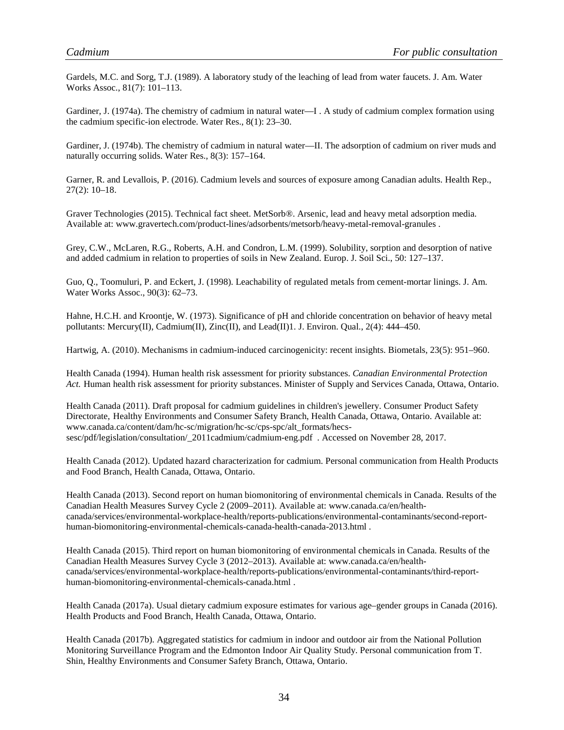Gardels, M.C. and Sorg, T.J. (1989). A laboratory study of the leaching of lead from water faucets. J. Am. Water Works Assoc., 81(7): 101–113.

Gardiner, J. (1974a). The chemistry of cadmium in natural water—I . A study of cadmium complex formation using the cadmium specific-ion electrode. Water Res., 8(1): 23–30.

Gardiner, J. (1974b). The chemistry of cadmium in natural water—II. The adsorption of cadmium on river muds and naturally occurring solids. Water Res., 8(3): 157–164.

Garner, R. and Levallois, P. (2016). Cadmium levels and sources of exposure among Canadian adults. Health Rep., 27(2): 10–18.

Graver Technologies (2015). Technical fact sheet. MetSorb®. Arsenic, lead and heavy metal adsorption media. Available at: www.gravertech.com/product-lines/adsorbents/metsorb/heavy-metal-removal-granules .

Grey, C.W., McLaren, R.G., Roberts, A.H. and Condron, L.M. (1999). Solubility, sorption and desorption of native and added cadmium in relation to properties of soils in New Zealand. Europ. J. Soil Sci., 50: 127–137.

Guo, Q., Toomuluri, P. and Eckert, J. (1998). Leachability of regulated metals from cement-mortar linings. J. Am. Water Works Assoc., 90(3): 62–73.

Hahne, H.C.H. and Kroontje, W. (1973). Significance of pH and chloride concentration on behavior of heavy metal pollutants: Mercury(II), Cadmium(II), Zinc(II), and Lead(II)1. J. Environ. Qual., 2(4): 444–450.

Hartwig, A. (2010). Mechanisms in cadmium-induced carcinogenicity: recent insights. Biometals, 23(5): 951–960.

Health Canada (1994). Human health risk assessment for priority substances. *Canadian Environmental Protection Act.* Human health risk assessment for priority substances. Minister of Supply and Services Canada, Ottawa, Ontario.

Health Canada (2011). Draft proposal for cadmium guidelines in children's jewellery. Consumer Product Safety Directorate, Healthy Environments and Consumer Safety Branch, Health Canada, Ottawa, Ontario. Available at: www.canada.ca/content/dam/hc-sc/migration/hc-sc/cps-spc/alt_formats/hecs-sesc/pdf/legislation/consultation/_2011cadmium/cadmium-eng.pdf . Accessed on November 28, 2017.

Health Canada (2012). Updated hazard characterization for cadmium. Personal communication from Health Products and Food Branch, Health Canada, Ottawa, Ontario.

Health Canada (2013). Second report on human biomonitoring of environmental chemicals in Canada. Results of the Canadian Health Measures Survey Cycle 2 (2009–2011). Available at: www.canada.ca/en/health-canada/services/environmental-workplace-health/reports-publications/environmental-contaminants/second-report-human-biomonitoring-environmental-chemicals-canada-health-canada-2013.html .

Health Canada (2015). Third report on human biomonitoring of environmental chemicals in Canada. Results of the Canadian Health Measures Survey Cycle 3 (2012–2013). Available at: www.canada.ca/en/health-canada/services/environmental-workplace-health/reports-publications/environmental-contaminants/third-report-human-biomonitoring-environmental-chemicals-canada.html .

Health Canada (2017a). Usual dietary cadmium exposure estimates for various age–gender groups in Canada (2016). Health Products and Food Branch, Health Canada, Ottawa, Ontario.

Health Canada (2017b). Aggregated statistics for cadmium in indoor and outdoor air from the National Pollution Monitoring Surveillance Program and the Edmonton Indoor Air Quality Study. Personal communication from T. Shin, Healthy Environments and Consumer Safety Branch, Ottawa, Ontario.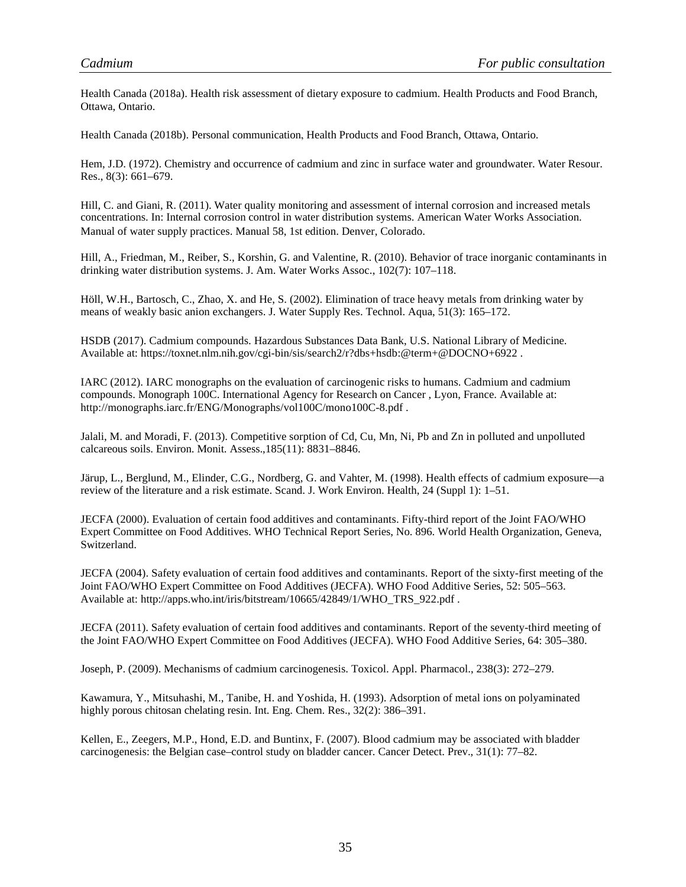Health Canada (2018a). Health risk assessment of dietary exposure to cadmium. Health Products and Food Branch, Ottawa, Ontario.

Health Canada (2018b). Personal communication, Health Products and Food Branch, Ottawa, Ontario.

Hem, J.D. (1972). Chemistry and occurrence of cadmium and zinc in surface water and groundwater. Water Resour. Res., 8(3): 661–679.

Hill, C. and Giani, R. (2011). Water quality monitoring and assessment of internal corrosion and increased metals concentrations. In: Internal corrosion control in water distribution systems. American Water Works Association. Manual of water supply practices. Manual 58, 1st edition. Denver, Colorado.

Hill, A., Friedman, M., Reiber, S., Korshin, G. and Valentine, R. (2010). Behavior of trace inorganic contaminants in drinking water distribution systems. J. Am. Water Works Assoc., 102(7): 107–118.

Höll, W.H., Bartosch, C., Zhao, X. and He, S. (2002). Elimination of trace heavy metals from drinking water by means of weakly basic anion exchangers. J. Water Supply Res. Technol. Aqua, 51(3): 165–172.

HSDB (2017). Cadmium compounds. Hazardous Substances Data Bank, U.S. National Library of Medicine. Available at: https://toxnet.nlm.nih.gov/cgi-bin/sis/search2/r?dbs+hsdb:@term+@DOCNO+6922 .

IARC (2012). IARC monographs on the evaluation of carcinogenic risks to humans. Cadmium and cadmium compounds. Monograph 100C. International Agency for Research on Cancer , Lyon, France. Available at: http://monographs.iarc.fr/ENG/Monographs/vol100C/mono100C-8.pdf .

Jalali, M. and Moradi, F. (2013). Competitive sorption of Cd, Cu, Mn, Ni, Pb and Zn in polluted and unpolluted calcareous soils. Environ. Monit. Assess.,185(11): 8831–8846.

Järup, L., Berglund, M., Elinder, C.G., Nordberg, G. and Vahter, M. (1998). Health effects of cadmium exposure—a review of the literature and a risk estimate. Scand. J. Work Environ. Health, 24 (Suppl 1): 1–51.

JECFA (2000). Evaluation of certain food additives and contaminants. Fifty-third report of the Joint FAO/WHO Expert Committee on Food Additives. WHO Technical Report Series, No. 896. World Health Organization, Geneva, Switzerland.

JECFA (2004). Safety evaluation of certain food additives and contaminants. Report of the sixty-first meeting of the Joint FAO/WHO Expert Committee on Food Additives (JECFA). WHO Food Additive Series, 52: 505–563. Available at: http://apps.who.int/iris/bitstream/10665/42849/1/WHO_TRS_922.pdf .

JECFA (2011). Safety evaluation of certain food additives and contaminants. Report of the seventy-third meeting of the Joint FAO/WHO Expert Committee on Food Additives (JECFA). WHO Food Additive Series, 64: 305–380.

Joseph, P. (2009). Mechanisms of cadmium carcinogenesis. Toxicol. Appl. Pharmacol., 238(3): 272–279.

Kawamura, Y., Mitsuhashi, M., Tanibe, H. and Yoshida, H. (1993). Adsorption of metal ions on polyaminated highly porous chitosan chelating resin. Int. Eng. Chem. Res., 32(2): 386–391.

Kellen, E., Zeegers, M.P., Hond, E.D. and Buntinx, F. (2007). Blood cadmium may be associated with bladder carcinogenesis: the Belgian case–control study on bladder cancer. Cancer Detect. Prev., 31(1): 77–82.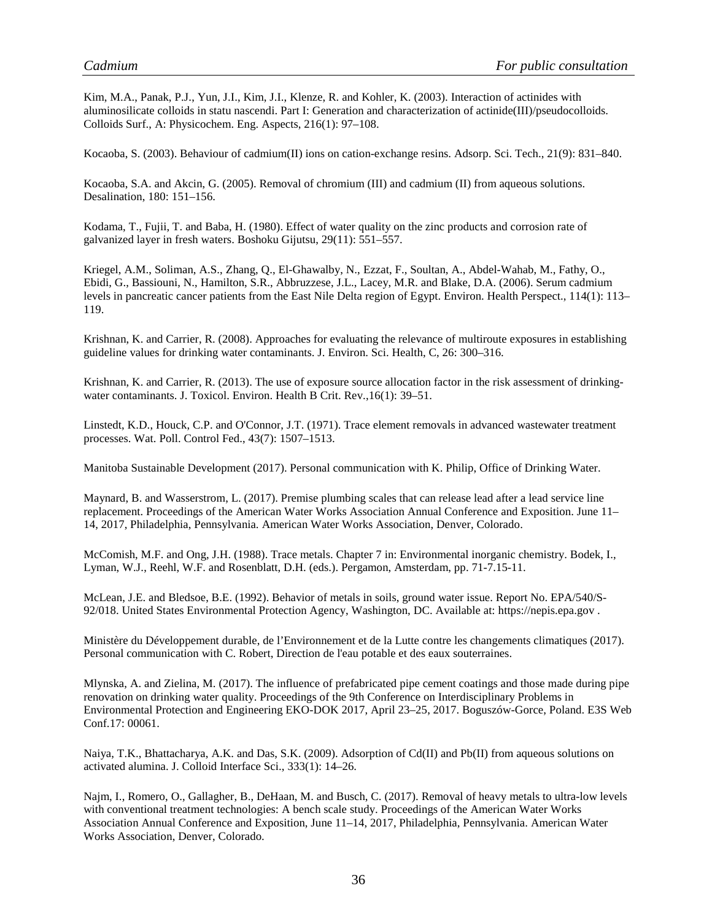Kim, M.A., Panak, P.J., Yun, J.I., Kim, J.I., Klenze, R. and Kohler, K. (2003). Interaction of actinides with aluminosilicate colloids in statu nascendi. Part I: Generation and characterization of actinide(III)/pseudocolloids. Colloids Surf., A: Physicochem. Eng. Aspects, 216(1): 97–108.

Kocaoba, S. (2003). Behaviour of cadmium(II) ions on cation-exchange resins. Adsorp. Sci. Tech., 21(9): 831–840.

Kocaoba, S.A. and Akcin, G. (2005). Removal of chromium (III) and cadmium (II) from aqueous solutions. Desalination, 180: 151–156.

Kodama, T., Fujii, T. and Baba, H. (1980). Effect of water quality on the zinc products and corrosion rate of galvanized layer in fresh waters. Boshoku Gijutsu, 29(11): 551–557.

Kriegel, A.M., Soliman, A.S., Zhang, Q., El-Ghawalby, N., Ezzat, F., Soultan, A., Abdel-Wahab, M., Fathy, O., Ebidi, G., Bassiouni, N., Hamilton, S.R., Abbruzzese, J.L., Lacey, M.R. and Blake, D.A. (2006). Serum cadmium levels in pancreatic cancer patients from the East Nile Delta region of Egypt. Environ. Health Perspect., 114(1): 113–119.

Krishnan, K. and Carrier, R. (2008). Approaches for evaluating the relevance of multiroute exposures in establishing guideline values for drinking water contaminants. J. Environ. Sci. Health, C, 26: 300–316.

Krishnan, K. and Carrier, R. (2013). The use of exposure source allocation factor in the risk assessment of drinking-water contaminants. J. Toxicol. Environ. Health B Crit. Rev.,16(1): 39–51.

Linstedt, K.D., Houck, C.P. and O'Connor, J.T. (1971). Trace element removals in advanced wastewater treatment processes. Wat. Poll. Control Fed., 43(7): 1507–1513.

Manitoba Sustainable Development (2017). Personal communication with K. Philip, Office of Drinking Water.

Maynard, B. and Wasserstrom, L. (2017). Premise plumbing scales that can release lead after a lead service line replacement. Proceedings of the American Water Works Association Annual Conference and Exposition. June 11–14, 2017, Philadelphia, Pennsylvania. American Water Works Association, Denver, Colorado.

McComish, M.F. and Ong, J.H. (1988). Trace metals. Chapter 7 in: Environmental inorganic chemistry. Bodek, I., Lyman, W.J., Reehl, W.F. and Rosenblatt, D.H. (eds.). Pergamon, Amsterdam, pp. 71-7.15-11.

McLean, J.E. and Bledsoe, B.E. (1992). Behavior of metals in soils, ground water issue. Report No. EPA/540/S-92/018. United States Environmental Protection Agency, Washington, DC. Available at: https://nepis.epa.gov .

Ministère du Développement durable, de l'Environnement et de la Lutte contre les changements climatiques (2017). Personal communication with C. Robert, Direction de l'eau potable et des eaux souterraines.

Mlynska, A. and Zielina, M. (2017). The influence of prefabricated pipe cement coatings and those made during pipe renovation on drinking water quality. Proceedings of the 9th Conference on Interdisciplinary Problems in Environmental Protection and Engineering EKO-DOK 2017, April 23–25, 2017. Boguszów-Gorce, Poland. E3S Web Conf.17: 00061.

Naiya, T.K., Bhattacharya, A.K. and Das, S.K. (2009). Adsorption of Cd(II) and Pb(II) from aqueous solutions on activated alumina. J. Colloid Interface Sci., 333(1): 14–26.

Najm, I., Romero, O., Gallagher, B., DeHaan, M. and Busch, C. (2017). Removal of heavy metals to ultra-low levels with conventional treatment technologies: A bench scale study. Proceedings of the American Water Works Association Annual Conference and Exposition, June 11–14, 2017, Philadelphia, Pennsylvania. American Water Works Association, Denver, Colorado.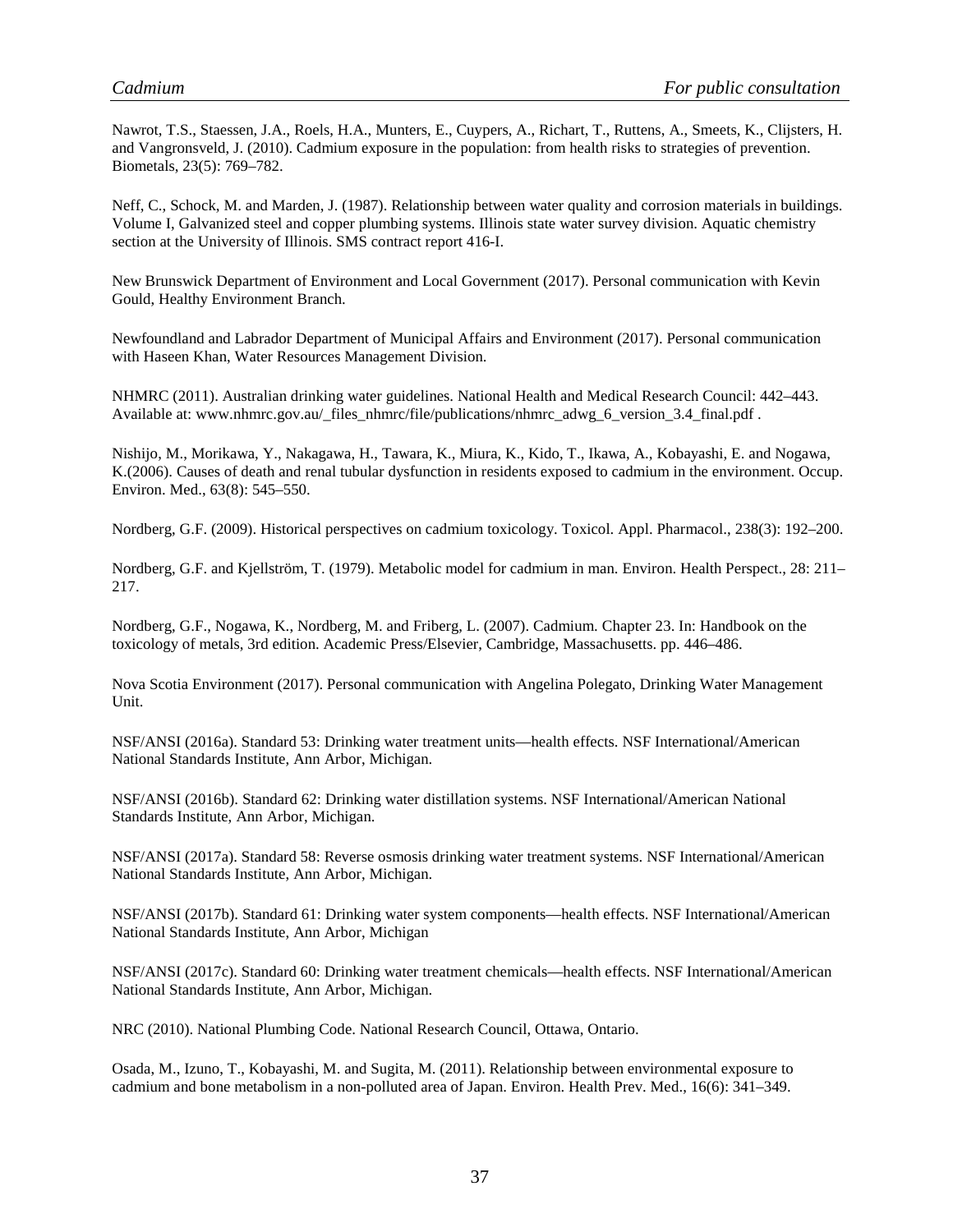Nawrot, T.S., Staessen, J.A., Roels, H.A., Munters, E., Cuypers, A., Richart, T., Ruttens, A., Smeets, K., Clijsters, H. and Vangronsveld, J. (2010). Cadmium exposure in the population: from health risks to strategies of prevention. Biometals, 23(5): 769–782.

Neff, C., Schock, M. and Marden, J. (1987). Relationship between water quality and corrosion materials in buildings. Volume I, Galvanized steel and copper plumbing systems. Illinois state water survey division. Aquatic chemistry section at the University of Illinois. SMS contract report 416-I.

New Brunswick Department of Environment and Local Government (2017). Personal communication with Kevin Gould, Healthy Environment Branch.

Newfoundland and Labrador Department of Municipal Affairs and Environment (2017). Personal communication with Haseen Khan, Water Resources Management Division.

NHMRC (2011). Australian drinking water guidelines. National Health and Medical Research Council: 442–443. Available at: www.nhmrc.gov.au/_files_nhmrc/file/publications/nhmrc_adwg_6_version_3.4_final.pdf .

Nishijo, M., Morikawa, Y., Nakagawa, H., Tawara, K., Miura, K., Kido, T., Ikawa, A., Kobayashi, E. and Nogawa, K.(2006). Causes of death and renal tubular dysfunction in residents exposed to cadmium in the environment. Occup. Environ. Med., 63(8): 545–550.

Nordberg, G.F. (2009). Historical perspectives on cadmium toxicology. Toxicol. Appl. Pharmacol., 238(3): 192–200.

Nordberg, G.F. and Kjellström, T. (1979). Metabolic model for cadmium in man. Environ. Health Perspect., 28: 211–217.

Nordberg, G.F., Nogawa, K., Nordberg, M. and Friberg, L. (2007). Cadmium. Chapter 23. In: Handbook on the toxicology of metals, 3rd edition. Academic Press/Elsevier, Cambridge, Massachusetts. pp. 446–486.

Nova Scotia Environment (2017). Personal communication with Angelina Polegato, Drinking Water Management Unit.

NSF/ANSI (2016a). Standard 53: Drinking water treatment units—health effects. NSF International/American National Standards Institute, Ann Arbor, Michigan.

NSF/ANSI (2016b). Standard 62: Drinking water distillation systems. NSF International/American National Standards Institute, Ann Arbor, Michigan.

NSF/ANSI (2017a). Standard 58: Reverse osmosis drinking water treatment systems. NSF International/American National Standards Institute, Ann Arbor, Michigan.

NSF/ANSI (2017b). Standard 61: Drinking water system components—health effects. NSF International/American National Standards Institute, Ann Arbor, Michigan

NSF/ANSI (2017c). Standard 60: Drinking water treatment chemicals—health effects. NSF International/American National Standards Institute, Ann Arbor, Michigan.

NRC (2010). National Plumbing Code. National Research Council, Ottawa, Ontario.

Osada, M., Izuno, T., Kobayashi, M. and Sugita, M. (2011). Relationship between environmental exposure to cadmium and bone metabolism in a non-polluted area of Japan. Environ. Health Prev. Med., 16(6): 341–349.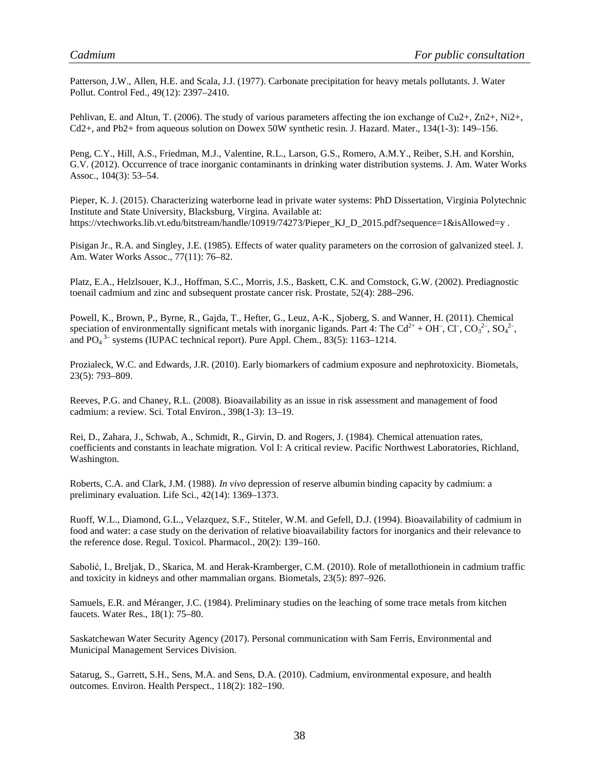Patterson, J.W., Allen, H.E. and Scala, J.J. (1977). Carbonate precipitation for heavy metals pollutants. J. Water Pollut. Control Fed., 49(12): 2397–2410.

Pehlivan, E. and Altun, T. (2006). The study of various parameters affecting the ion exchange of Cu2+, Zn2+, Ni2+, Cd2+, and Pb2+ from aqueous solution on Dowex 50W synthetic resin. J. Hazard. Mater., 134(1-3): 149–156.

Peng, C.Y., Hill, A.S., Friedman, M.J., Valentine, R.L., Larson, G.S., Romero, A.M.Y., Reiber, S.H. and Korshin, G.V. (2012). Occurrence of trace inorganic contaminants in drinking water distribution systems. J. Am. Water Works Assoc., 104(3): 53–54.

Pieper, K. J. (2015). Characterizing waterborne lead in private water systems: PhD Dissertation, Virginia Polytechnic Institute and State University, Blacksburg, Virgina. Available at: https://vtechworks.lib.vt.edu/bitstream/handle/10919/74273/Pieper_KJ_D_2015.pdf?sequence=1&isAllowed=y .

Pisigan Jr., R.A. and Singley, J.E. (1985). Effects of water quality parameters on the corrosion of galvanized steel. J. Am. Water Works Assoc., 77(11): 76–82.

Platz, E.A., Helzlsouer, K.J., Hoffman, S.C., Morris, J.S., Baskett, C.K. and Comstock, G.W. (2002). Prediagnostic toenail cadmium and zinc and subsequent prostate cancer risk. Prostate, 52(4): 288–296.

Powell, K., Brown, P., Byrne, R., Gajda, T., Hefter, G., Leuz, A-K., Sjoberg, S. and Wanner, H. (2011). Chemical speciation of environmentally significant metals with inorganic ligands. Part 4: The $Cd^{2+}$ + $OH^{-}$, $Cl^{-}$, $CO_3^{2-}$, $SO_4^{2-}$, and $PO_4^{3-}$ systems (IUPAC technical report). Pure Appl. Chem., 83(5): 1163–1214.

Prozialeck, W.C. and Edwards, J.R. (2010). Early biomarkers of cadmium exposure and nephrotoxicity. Biometals, 23(5): 793–809.

Reeves, P.G. and Chaney, R.L. (2008). Bioavailability as an issue in risk assessment and management of food cadmium: a review. Sci. Total Environ., 398(1-3): 13–19.

Rei, D., Zahara, J., Schwab, A., Schmidt, R., Girvin, D. and Rogers, J. (1984). Chemical attenuation rates, coefficients and constants in leachate migration. Vol I: A critical review. Pacific Northwest Laboratories, Richland, Washington.

Roberts, C.A. and Clark, J.M. (1988). *In vivo* depression of reserve albumin binding capacity by cadmium: a preliminary evaluation. Life Sci., 42(14): 1369–1373.

Ruoff, W.L., Diamond, G.L., Velazquez, S.F., Stiteler, W.M. and Gefell, D.J. (1994). Bioavailability of cadmium in food and water: a case study on the derivation of relative bioavailability factors for inorganics and their relevance to the reference dose. Regul. Toxicol. Pharmacol., 20(2): 139–160.

Sabolić, I., Breljak, D., Skarica, M. and Herak-Kramberger, C.M. (2010). Role of metallothionein in cadmium traffic and toxicity in kidneys and other mammalian organs. Biometals, 23(5): 897–926.

Samuels, E.R. and Méranger, J.C. (1984). Preliminary studies on the leaching of some trace metals from kitchen faucets. Water Res., 18(1): 75–80.

Saskatchewan Water Security Agency (2017). Personal communication with Sam Ferris, Environmental and Municipal Management Services Division.

Satarug, S., Garrett, S.H., Sens, M.A. and Sens, D.A. (2010). Cadmium, environmental exposure, and health outcomes. Environ. Health Perspect., 118(2): 182–190.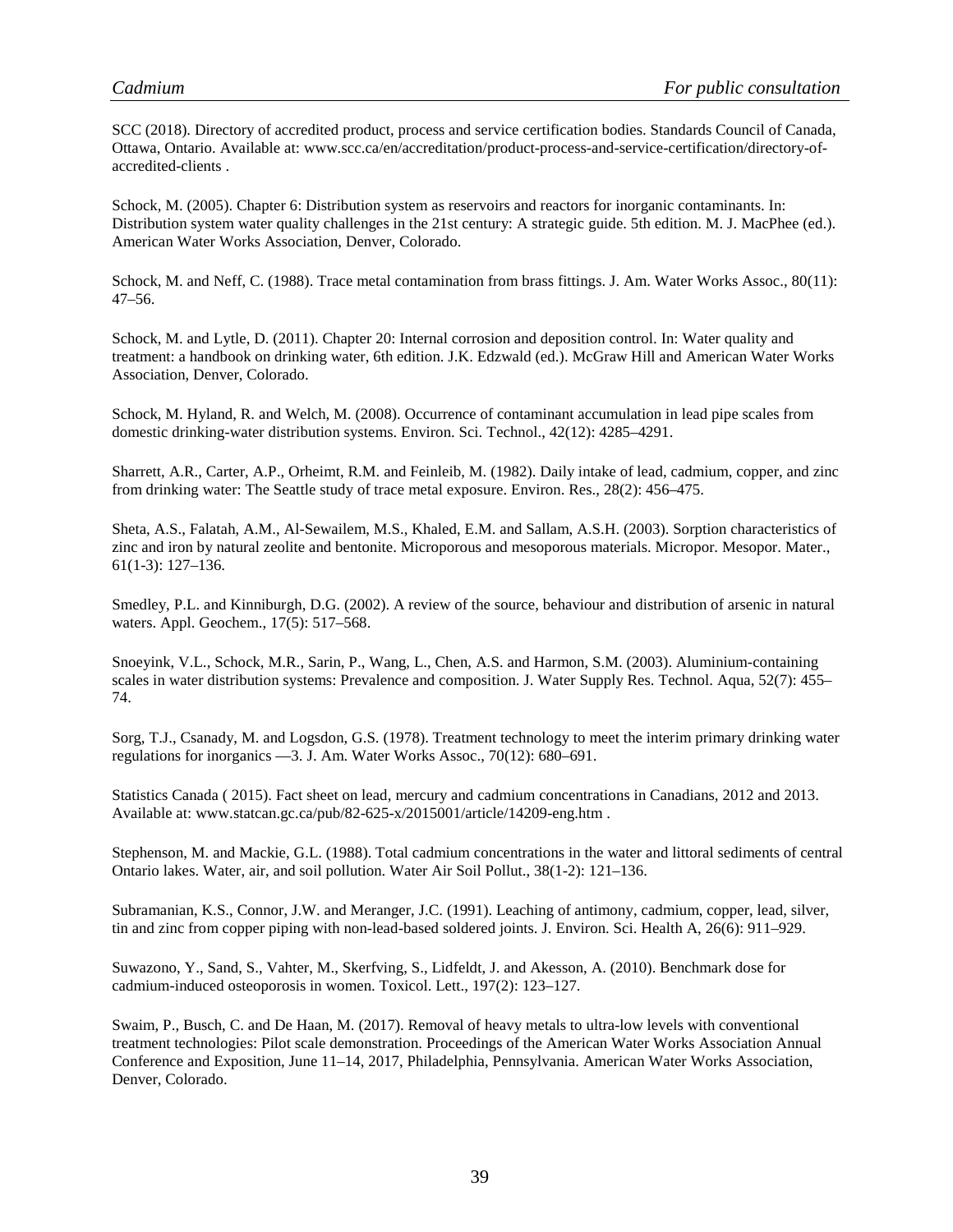SCC (2018). Directory of accredited product, process and service certification bodies. Standards Council of Canada, Ottawa, Ontario. Available at: www.scc.ca/en/accreditation/product-process-and-service-certification/directory-of-accredited-clients .

Schock, M. (2005). Chapter 6: Distribution system as reservoirs and reactors for inorganic contaminants. In: Distribution system water quality challenges in the 21st century: A strategic guide. 5th edition. M. J. MacPhee (ed.). American Water Works Association, Denver, Colorado.

Schock, M. and Neff, C. (1988). Trace metal contamination from brass fittings. J. Am. Water Works Assoc., 80(11): 47–56.

Schock, M. and Lytle, D. (2011). Chapter 20: Internal corrosion and deposition control. In: Water quality and treatment: a handbook on drinking water, 6th edition. J.K. Edzwald (ed.). McGraw Hill and American Water Works Association, Denver, Colorado.

Schock, M. Hyland, R. and Welch, M. (2008). Occurrence of contaminant accumulation in lead pipe scales from domestic drinking-water distribution systems. Environ. Sci. Technol., 42(12): 4285–4291.

Sharrett, A.R., Carter, A.P., Orheimt, R.M. and Feinleib, M. (1982). Daily intake of lead, cadmium, copper, and zinc from drinking water: The Seattle study of trace metal exposure. Environ. Res., 28(2): 456–475.

Sheta, A.S., Falatah, A.M., Al-Sewailem, M.S., Khaled, E.M. and Sallam, A.S.H. (2003). Sorption characteristics of zinc and iron by natural zeolite and bentonite. Microporous and mesoporous materials. Micropor. Mesopor. Mater., 61(1-3): 127–136.

Smedley, P.L. and Kinniburgh, D.G. (2002). A review of the source, behaviour and distribution of arsenic in natural waters. Appl. Geochem., 17(5): 517–568.

Snoeyink, V.L., Schock, M.R., Sarin, P., Wang, L., Chen, A.S. and Harmon, S.M. (2003). Aluminium-containing scales in water distribution systems: Prevalence and composition. J. Water Supply Res. Technol. Aqua, 52(7): 455–74.

Sorg, T.J., Csanady, M. and Logsdon, G.S. (1978). Treatment technology to meet the interim primary drinking water regulations for inorganics —3. J. Am. Water Works Assoc., 70(12): 680–691.

Statistics Canada ( 2015). Fact sheet on lead, mercury and cadmium concentrations in Canadians, 2012 and 2013. Available at: www.statcan.gc.ca/pub/82-625-x/2015001/article/14209-eng.htm .

Stephenson, M. and Mackie, G.L. (1988). Total cadmium concentrations in the water and littoral sediments of central Ontario lakes. Water, air, and soil pollution. Water Air Soil Pollut., 38(1-2): 121–136.

Subramanian, K.S., Connor, J.W. and Meranger, J.C. (1991). Leaching of antimony, cadmium, copper, lead, silver, tin and zinc from copper piping with non-lead-based soldered joints. J. Environ. Sci. Health A, 26(6): 911–929.

Suwazono, Y., Sand, S., Vahter, M., Skerfving, S., Lidfeldt, J. and Akesson, A. (2010). Benchmark dose for cadmium-induced osteoporosis in women. Toxicol. Lett., 197(2): 123–127.

Swaim, P., Busch, C. and De Haan, M. (2017). Removal of heavy metals to ultra-low levels with conventional treatment technologies: Pilot scale demonstration. Proceedings of the American Water Works Association Annual Conference and Exposition, June 11–14, 2017, Philadelphia, Pennsylvania. American Water Works Association, Denver, Colorado.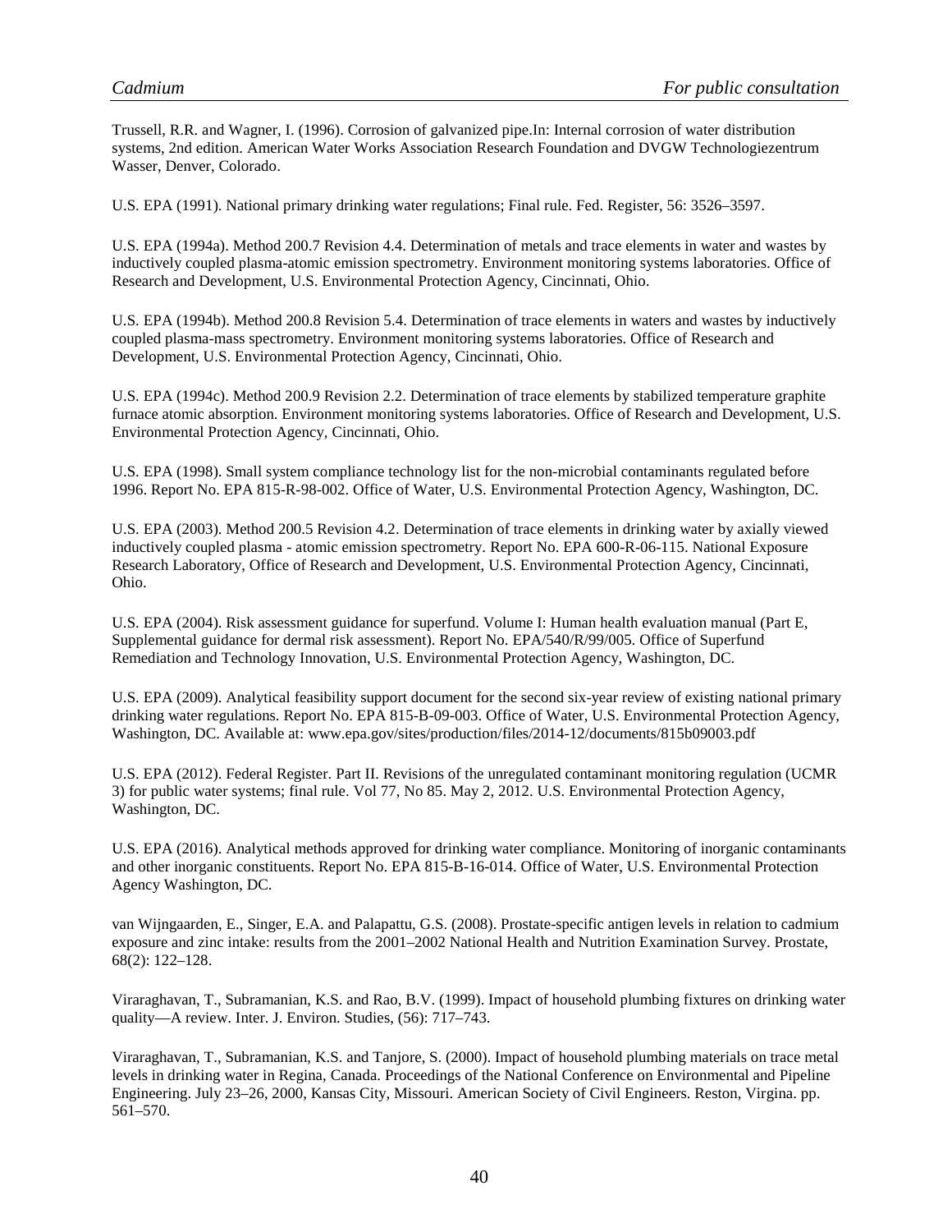Trussell, R.R. and Wagner, I. (1996). Corrosion of galvanized pipe.In: Internal corrosion of water distribution systems, 2nd edition. American Water Works Association Research Foundation and DVGW Technologiezentrum Wasser, Denver, Colorado.

U.S. EPA (1991). National primary drinking water regulations; Final rule. Fed. Register, 56: 3526–3597.

U.S. EPA (1994a). Method 200.7 Revision 4.4. Determination of metals and trace elements in water and wastes by inductively coupled plasma-atomic emission spectrometry. Environment monitoring systems laboratories. Office of Research and Development, U.S. Environmental Protection Agency, Cincinnati, Ohio.

U.S. EPA (1994b). Method 200.8 Revision 5.4. Determination of trace elements in waters and wastes by inductively coupled plasma-mass spectrometry. Environment monitoring systems laboratories. Office of Research and Development, U.S. Environmental Protection Agency, Cincinnati, Ohio.

U.S. EPA (1994c). Method 200.9 Revision 2.2. Determination of trace elements by stabilized temperature graphite furnace atomic absorption. Environment monitoring systems laboratories. Office of Research and Development, U.S. Environmental Protection Agency, Cincinnati, Ohio.

U.S. EPA (1998). Small system compliance technology list for the non-microbial contaminants regulated before 1996. Report No. EPA 815-R-98-002. Office of Water, U.S. Environmental Protection Agency, Washington, DC.

U.S. EPA (2003). Method 200.5 Revision 4.2. Determination of trace elements in drinking water by axially viewed inductively coupled plasma - atomic emission spectrometry. Report No. EPA 600-R-06-115. National Exposure Research Laboratory, Office of Research and Development, U.S. Environmental Protection Agency, Cincinnati, Ohio.

U.S. EPA (2004). Risk assessment guidance for superfund. Volume I: Human health evaluation manual (Part E, Supplemental guidance for dermal risk assessment). Report No. EPA/540/R/99/005. Office of Superfund Remediation and Technology Innovation, U.S. Environmental Protection Agency, Washington, DC.

U.S. EPA (2009). Analytical feasibility support document for the second six-year review of existing national primary drinking water regulations. Report No. EPA 815-B-09-003. Office of Water, U.S. Environmental Protection Agency, Washington, DC. Available at: www.epa.gov/sites/production/files/2014-12/documents/815b09003.pdf

U.S. EPA (2012). Federal Register. Part II. Revisions of the unregulated contaminant monitoring regulation (UCMR 3) for public water systems; final rule. Vol 77, No 85. May 2, 2012. U.S. Environmental Protection Agency, Washington, DC.

U.S. EPA (2016). Analytical methods approved for drinking water compliance. Monitoring of inorganic contaminants and other inorganic constituents. Report No. EPA 815-B-16-014. Office of Water, U.S. Environmental Protection Agency Washington, DC.

van Wijngaarden, E., Singer, E.A. and Palapattu, G.S. (2008). Prostate-specific antigen levels in relation to cadmium exposure and zinc intake: results from the 2001–2002 National Health and Nutrition Examination Survey. Prostate, 68(2): 122–128.

Viraraghavan, T., Subramanian, K.S. and Rao, B.V. (1999). Impact of household plumbing fixtures on drinking water quality—A review. Inter. J. Environ. Studies, (56): 717–743.

Viraraghavan, T., Subramanian, K.S. and Tanjore, S. (2000). Impact of household plumbing materials on trace metal levels in drinking water in Regina, Canada. Proceedings of the National Conference on Environmental and Pipeline Engineering. July 23–26, 2000, Kansas City, Missouri. American Society of Civil Engineers. Reston, Virgina. pp. 561–570.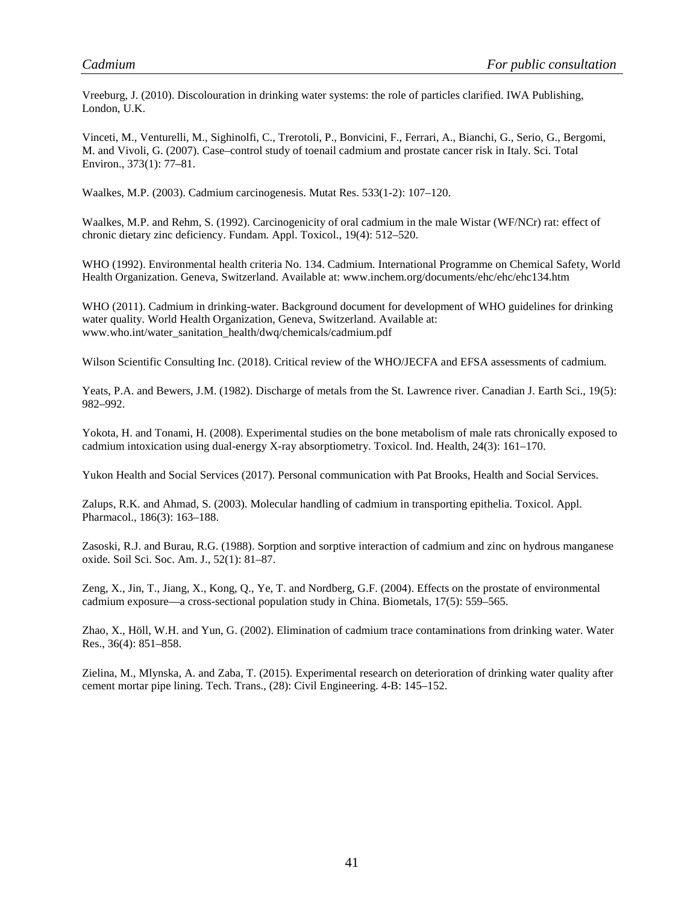Vreeburg, J. (2010). Discolouration in drinking water systems: the role of particles clarified. IWA Publishing, London, U.K.

Vinceti, M., Venturelli, M., Sighinolfi, C., Trerotoli, P., Bonvicini, F., Ferrari, A., Bianchi, G., Serio, G., Bergomi, M. and Vivoli, G. (2007). Case–control study of toenail cadmium and prostate cancer risk in Italy. Sci. Total Environ., 373(1): 77–81.

Waalkes, M.P. (2003). Cadmium carcinogenesis. Mutat Res. 533(1-2): 107–120.

Waalkes, M.P. and Rehm, S. (1992). Carcinogenicity of oral cadmium in the male Wistar (WF/NCr) rat: effect of chronic dietary zinc deficiency. Fundam. Appl. Toxicol., 19(4): 512–520.

WHO (1992). Environmental health criteria No. 134. Cadmium. International Programme on Chemical Safety, World Health Organization. Geneva, Switzerland. Available at: www.inchem.org/documents/ehc/ehc/ehc134.htm

WHO (2011). Cadmium in drinking-water. Background document for development of WHO guidelines for drinking water quality. World Health Organization, Geneva, Switzerland. Available at: www.who.int/water_sanitation_health/dwq/chemicals/cadmium.pdf

Wilson Scientific Consulting Inc. (2018). Critical review of the WHO/JECFA and EFSA assessments of cadmium.

Yeats, P.A. and Bewers, J.M. (1982). Discharge of metals from the St. Lawrence river. Canadian J. Earth Sci., 19(5): 982–992.

Yokota, H. and Tonami, H. (2008). Experimental studies on the bone metabolism of male rats chronically exposed to cadmium intoxication using dual-energy X-ray absorptiometry. Toxicol. Ind. Health, 24(3): 161–170.

Yukon Health and Social Services (2017). Personal communication with Pat Brooks, Health and Social Services.

Zalups, R.K. and Ahmad, S. (2003). Molecular handling of cadmium in transporting epithelia. Toxicol. Appl. Pharmacol., 186(3): 163–188.

Zasoski, R.J. and Burau, R.G. (1988). Sorption and sorptive interaction of cadmium and zinc on hydrous manganese oxide. Soil Sci. Soc. Am. J., 52(1): 81–87.

Zeng, X., Jin, T., Jiang, X., Kong, Q., Ye, T. and Nordberg, G.F. (2004). Effects on the prostate of environmental cadmium exposure—a cross-sectional population study in China. Biometals, 17(5): 559–565.

Zhao, X., Höll, W.H. and Yun, G. (2002). Elimination of cadmium trace contaminations from drinking water. Water Res., 36(4): 851–858.

Zielina, M., Mlynska, A. and Zaba, T. (2015). Experimental research on deterioration of drinking water quality after cement mortar pipe lining. Tech. Trans., (28): Civil Engineering. 4-B: 145–152.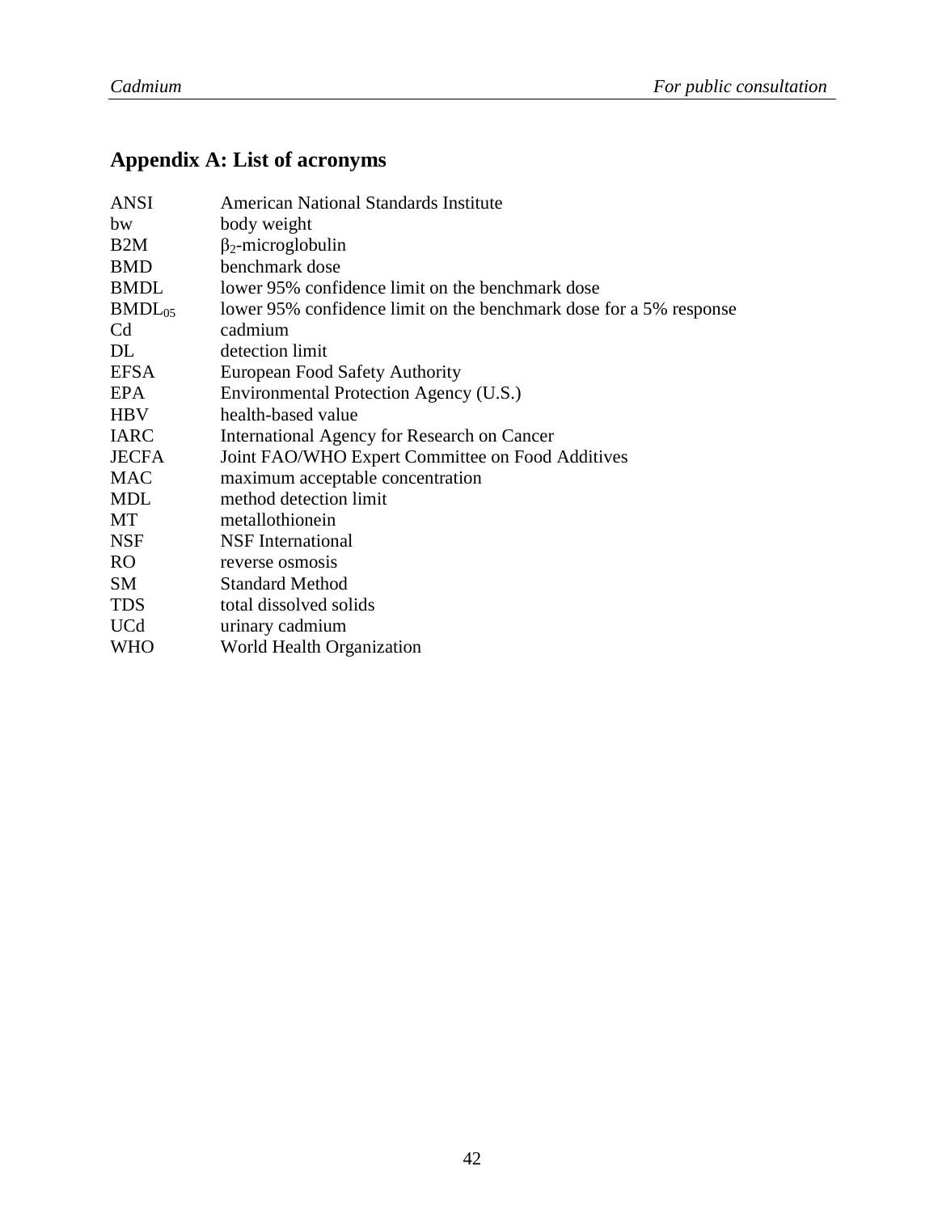## Appendix A: List of acronyms

| | |
|---|---|
| ANSI | American National Standards Institute |
| bw | body weight |
| B2M | $\beta_2$-microglobulin |
| BMD | benchmark dose |
| BMDL | lower 95% confidence limit on the benchmark dose |
| $BMDL_{05}$ | lower 95% confidence limit on the benchmark dose for a 5% response |
| Cd | cadmium |
| DL | detection limit |
| EFSA | European Food Safety Authority |
| EPA | Environmental Protection Agency (U.S.) |
| HBV | health-based value |
| IARC | International Agency for Research on Cancer |
| JECFA | Joint FAO/WHO Expert Committee on Food Additives |
| MAC | maximum acceptable concentration |
| MDL | method detection limit |
| MT | metallothionein |
| NSF | NSF International |
| RO | reverse osmosis |
| SM | Standard Method |
| TDS | total dissolved solids |
| UCd | urinary cadmium |
| WHO | World Health Organization |